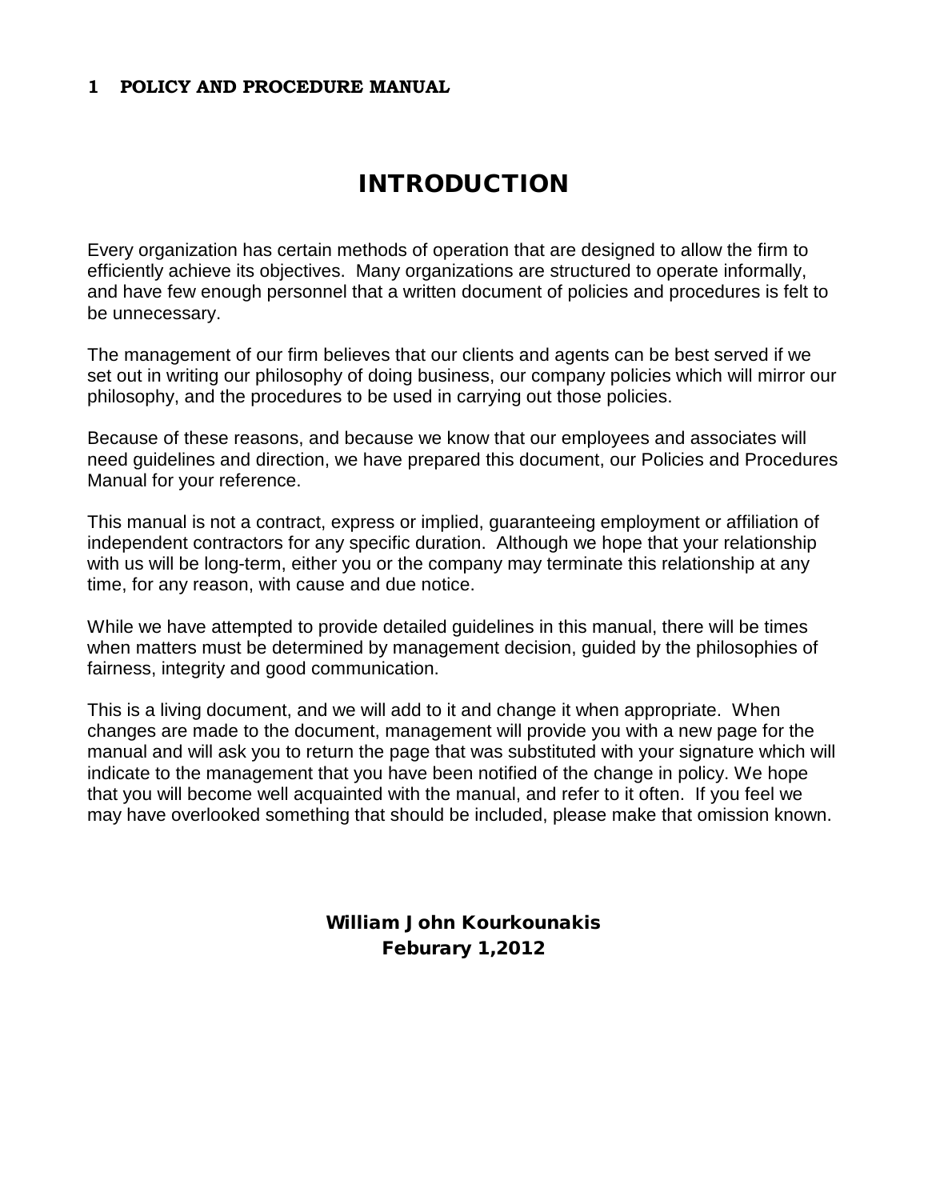# 1 POLICY AND PROCEDURE MANUAL

## INTRODUCTION

Every organization has certain methods of operation that are designed to allow the firm to efficiently achieve its objectives. Many organizations are structured to operate informally, and have few enough personnel that a written document of policies and procedures is felt to be unnecessary.

The management of our firm believes that our clients and agents can be best served if we set out in writing our philosophy of doing business, our company policies which will mirror our philosophy, and the procedures to be used in carrying out those policies.

Because of these reasons, and because we know that our employees and associates will need guidelines and direction, we have prepared this document, our Policies and Procedures Manual for your reference.

This manual is not a contract, express or implied, guaranteeing employment or affiliation of independent contractors for any specific duration. Although we hope that your relationship with us will be long-term, either you or the company may terminate this relationship at any time, for any reason, with cause and due notice.

While we have attempted to provide detailed guidelines in this manual, there will be times when matters must be determined by management decision, guided by the philosophies of fairness, integrity and good communication.

This is a living document, and we will add to it and change it when appropriate. When changes are made to the document, management will provide you with a new page for the manual and will ask you to return the page that was substituted with your signature which will indicate to the management that you have been notified of the change in policy. We hope that you will become well acquainted with the manual, and refer to it often. If you feel we may have overlooked something that should be included, please make that omission known.

**William John Kourkounakis**
**Feburary 1,2012**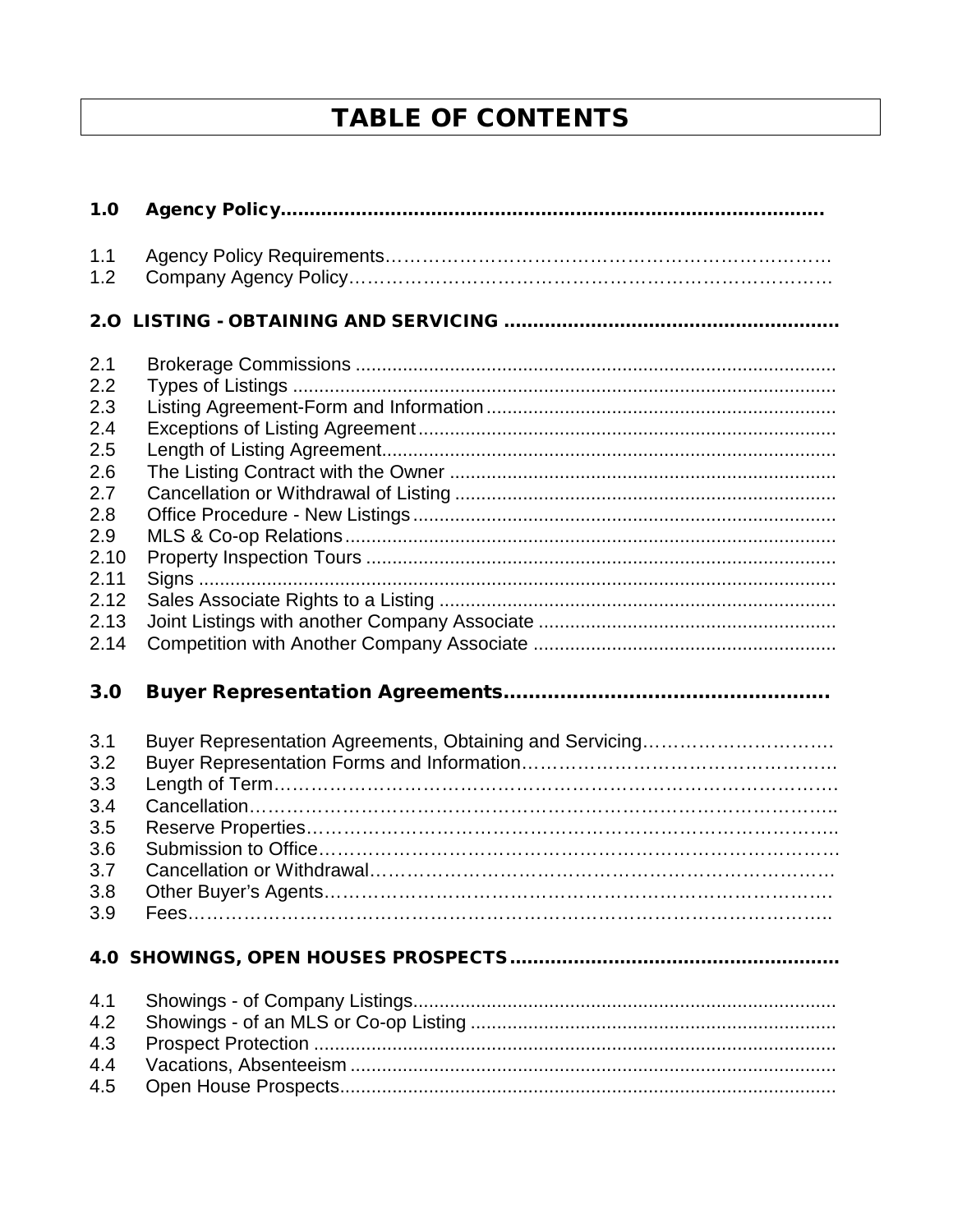# TABLE OF CONTENTS

**1.0 Agency Policy**

1.1 Agency Policy Requirements
1.2 Company Agency Policy

**2.O LISTING - OBTAINING AND SERVICING**

2.1 Brokerage Commissions
2.2 Types of Listings
2.3 Listing Agreement-Form and Information
2.4 Exceptions of Listing Agreement
2.5 Length of Listing Agreement
2.6 The Listing Contract with the Owner
2.7 Cancellation or Withdrawal of Listing
2.8 Office Procedure - New Listings
2.9 MLS & Co-op Relations
2.10 Property Inspection Tours
2.11 Signs
2.12 Sales Associate Rights to a Listing
2.13 Joint Listings with another Company Associate
2.14 Competition with Another Company Associate

**3.0 Buyer Representation Agreements**

3.1 Buyer Representation Agreements, Obtaining and Servicing
3.2 Buyer Representation Forms and Information
3.3 Length of Term
3.4 Cancellation
3.5 Reserve Properties
3.6 Submission to Office
3.7 Cancellation or Withdrawal
3.8 Other Buyer's Agents
3.9 Fees

**4.0 SHOWINGS, OPEN HOUSES PROSPECTS**

4.1 Showings - of Company Listings
4.2 Showings - of an MLS or Co-op Listing
4.3 Prospect Protection
4.4 Vacations, Absenteeism
4.5 Open House Prospects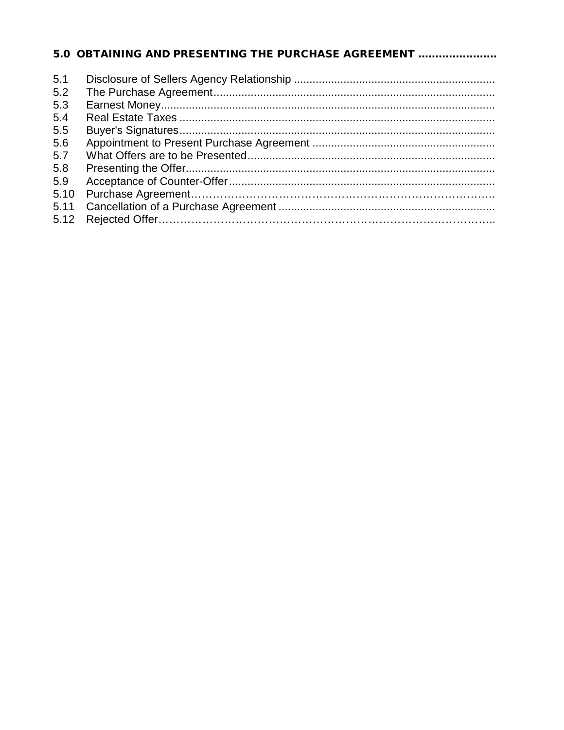**5.0 OBTAINING AND PRESENTING THE PURCHASE AGREEMENT ......................**

5.1 Disclosure of Sellers Agency Relationship ................................................................
5.2 The Purchase Agreement..........................................................................................
5.3 Earnest Money...........................................................................................................
5.4 Real Estate Taxes .....................................................................................................
5.5 Buyer's Signatures.....................................................................................................
5.6 Appointment to Present Purchase Agreement ..........................................................
5.7 What Offers are to be Presented...............................................................................
5.8 Presenting the Offer...................................................................................................
5.9 Acceptance of Counter-Offer.....................................................................................
5.10 Purchase Agreement…………………………………………………………………….
5.11 Cancellation of a Purchase Agreement .....................................................................
5.12 Rejected Offer…………………………………………………………………………….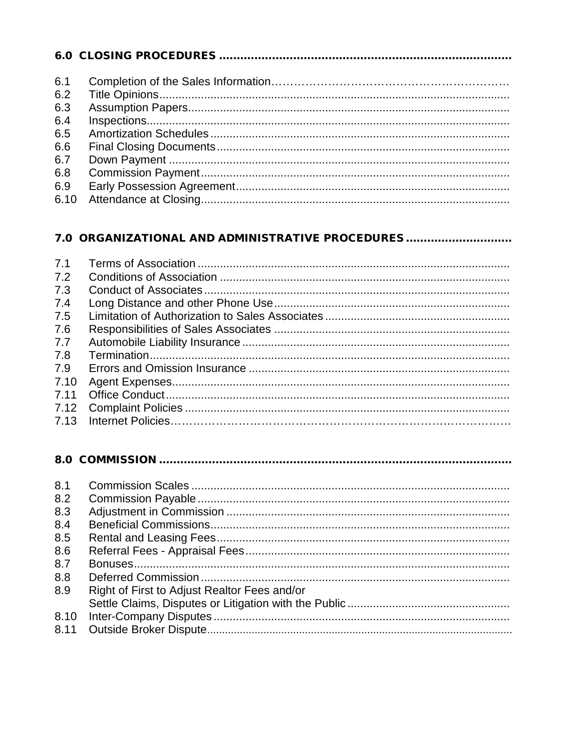## 6.0 CLOSING PROCEDURES

6.1 Completion of the Sales Information
6.2 Title Opinions
6.3 Assumption Papers
6.4 Inspections
6.5 Amortization Schedules
6.6 Final Closing Documents
6.7 Down Payment
6.8 Commission Payment
6.9 Early Possession Agreement
6.10 Attendance at Closing

## 7.0 ORGANIZATIONAL AND ADMINISTRATIVE PROCEDURES

7.1 Terms of Association
7.2 Conditions of Association
7.3 Conduct of Associates
7.4 Long Distance and other Phone Use
7.5 Limitation of Authorization to Sales Associates
7.6 Responsibilities of Sales Associates
7.7 Automobile Liability Insurance
7.8 Termination
7.9 Errors and Omission Insurance
7.10 Agent Expenses
7.11 Office Conduct
7.12 Complaint Policies
7.13 Internet Policies

## 8.0 COMMISSION

8.1 Commission Scales
8.2 Commission Payable
8.3 Adjustment in Commission
8.4 Beneficial Commissions
8.5 Rental and Leasing Fees
8.6 Referral Fees - Appraisal Fees
8.7 Bonuses
8.8 Deferred Commission
8.9 Right of First to Adjust Realtor Fees and/or Settle Claims, Disputes or Litigation with the Public
8.10 Inter-Company Disputes
8.11 Outside Broker Dispute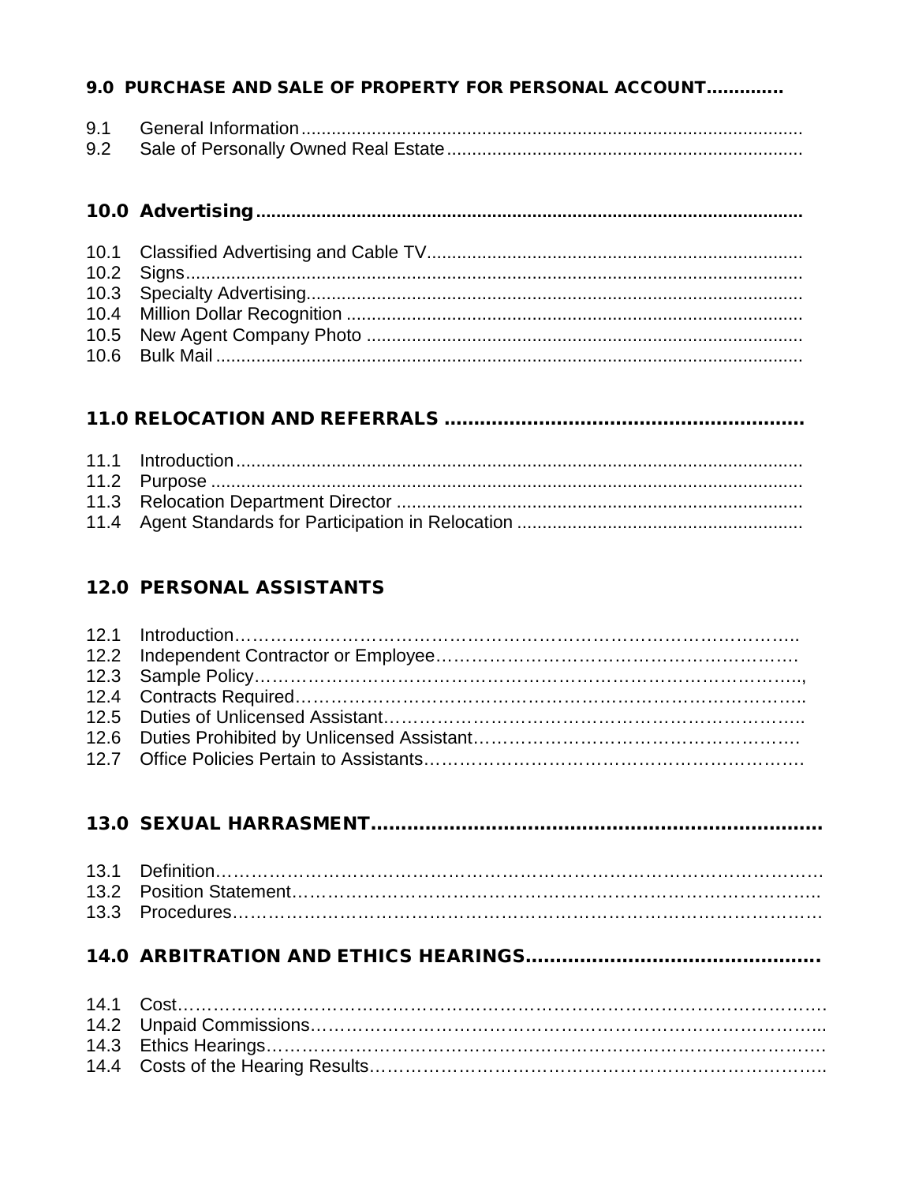## 9.0 PURCHASE AND SALE OF PROPERTY FOR PERSONAL ACCOUNT.............

9.1 General Information....................................................................................................

9.2 Sale of Personally Owned Real Estate.......................................................................

## 10.0 Advertising...........................................................................................................

10.1 Classified Advertising and Cable TV..........................................................................

10.2 Signs...........................................................................................................................

10.3 Specialty Advertising..................................................................................................

10.4 Million Dollar Recognition ...........................................................................................

10.5 New Agent Company Photo .......................................................................................

10.6 Bulk Mail .....................................................................................................................

## 11.0 RELOCATION AND REFERRALS ...........................................................

11.1 Introduction.................................................................................................................

11.2 Purpose ......................................................................................................................

11.3 Relocation Department Director .................................................................................

11.4 Agent Standards for Participation in Relocation .........................................................

## 12.0 PERSONAL ASSISTANTS

12.1 Introduction……………………………………………………………………………………..

12.2 Independent Contractor or Employee…………………………………………………….

12.3 Sample Policy………………………………………………………………………………..,

12.4 Contracts Required………………………………………………………………………….

12.5 Duties of Unlicensed Assistant…………………………………………………………….

12.6 Duties Prohibited by Unlicensed Assistant………………………………………………

12.7 Office Policies Pertain to Assistants……………………………………………………….

## 13.0 SEXUAL HARRASMENT.........................................................................

13.1 Definition………………………………………………………………………………………

13.2 Position Statement…………………………………………………………………………..

13.3 Procedures……………………………………………………………………………………

## 14.0 ARBITRATION AND ETHICS HEARINGS................................................

14.1 Cost……………………………………………………………………………………………

14.2 Unpaid Commissions………………………………………………………………………...

14.3 Ethics Hearings……………………………………………………………………………….

14.4 Costs of the Hearing Results………………………………………………………………..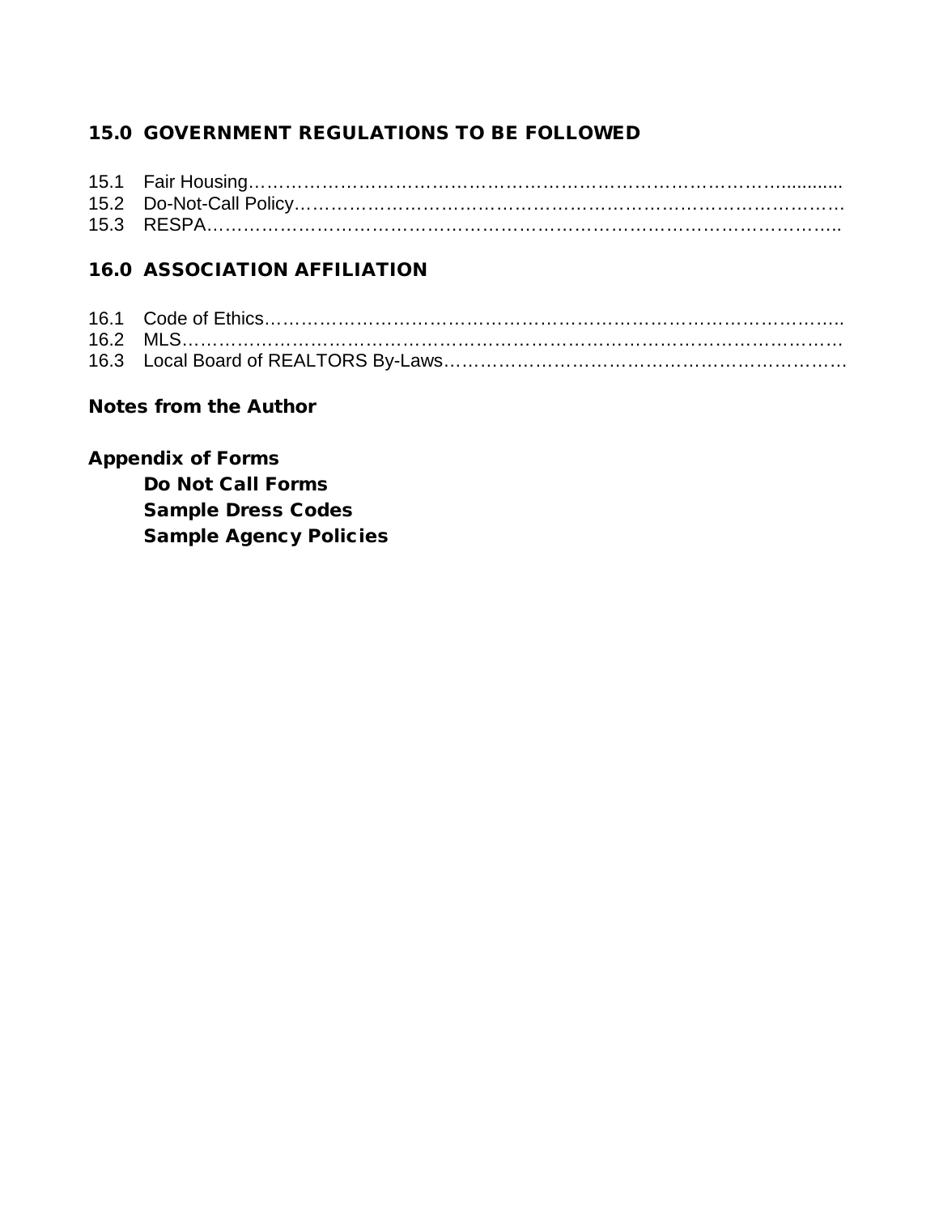## 15.0 GOVERNMENT REGULATIONS TO BE FOLLOWED

15.1 Fair Housing……………………………………………………………………………............
15.2 Do-Not-Call Policy…………………………………………………………………………….
15.3 RESPA……………………………………………………………………………………..

## 16.0 ASSOCIATION AFFILIATION

16.1 Code of Ethics………………………………………………………………………………..
16.2 MLS……………………………………………………………………………………………
16.3 Local Board of REALTORS By-Laws……………………………………………………….

## Notes from the Author

## Appendix of Forms

**Do Not Call Forms**
**Sample Dress Codes**
**Sample Agency Policies**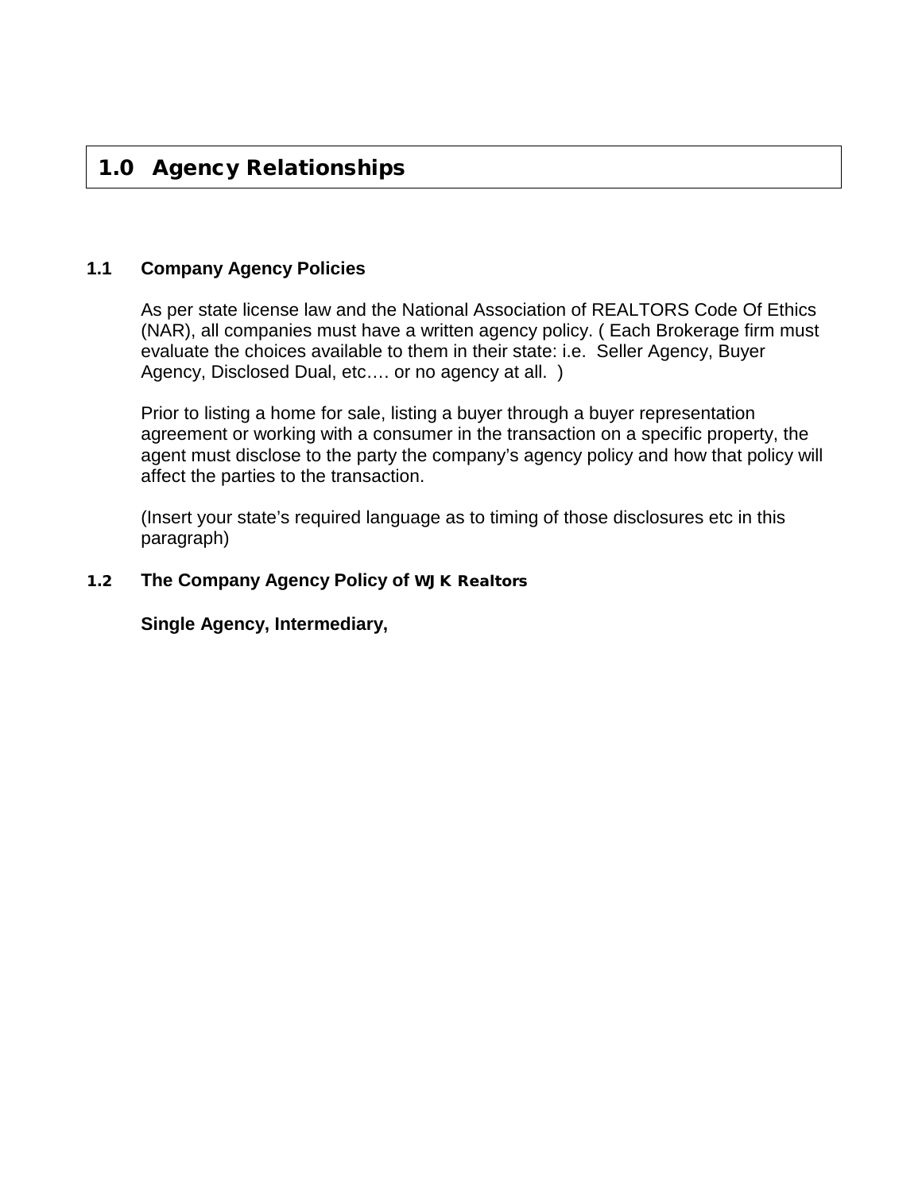# 1.0 Agency Relationships

### 1.1 Company Agency Policies

As per state license law and the National Association of REALTORS Code Of Ethics (NAR), all companies must have a written agency policy. ( Each Brokerage firm must evaluate the choices available to them in their state: i.e.  Seller Agency, Buyer Agency, Disclosed Dual, etc…. or no agency at all.  )

Prior to listing a home for sale, listing a buyer through a buyer representation agreement or working with a consumer in the transaction on a specific property, the agent must disclose to the party the company's agency policy and how that policy will affect the parties to the transaction.

(Insert your state's required language as to timing of those disclosures etc in this paragraph)

### 1.2 The Company Agency Policy of WJK Realtors

**Single Agency, Intermediary,**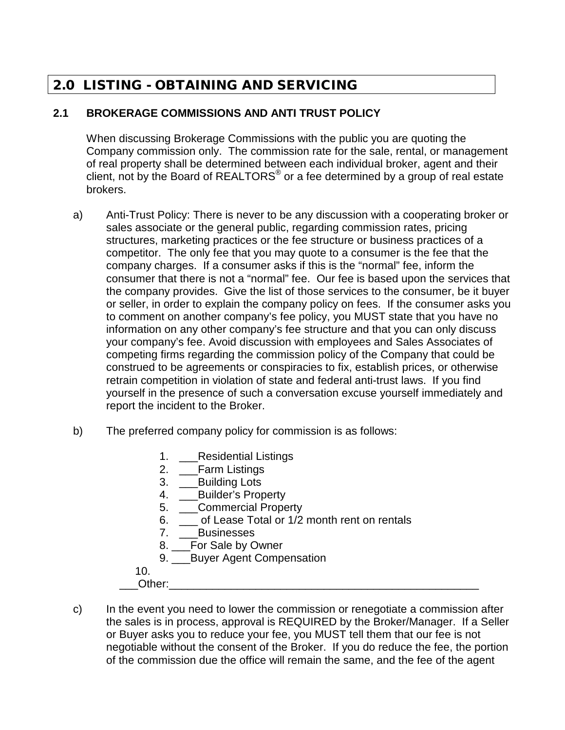# 2.0 LISTING - OBTAINING AND SERVICING

## 2.1 BROKERAGE COMMISSIONS AND ANTI TRUST POLICY

When discussing Brokerage Commissions with the public you are quoting the Company commission only. The commission rate for the sale, rental, or management of real property shall be determined between each individual broker, agent and their client, not by the Board of REALTORS® or a fee determined by a group of real estate brokers.

a) Anti-Trust Policy: There is never to be any discussion with a cooperating broker or sales associate or the general public, regarding commission rates, pricing structures, marketing practices or the fee structure or business practices of a competitor. The only fee that you may quote to a consumer is the fee that the company charges. If a consumer asks if this is the "normal" fee, inform the consumer that there is not a "normal" fee. Our fee is based upon the services that the company provides. Give the list of those services to the consumer, be it buyer or seller, in order to explain the company policy on fees. If the consumer asks you to comment on another company's fee policy, you MUST state that you have no information on any other company's fee structure and that you can only discuss your company's fee. Avoid discussion with employees and Sales Associates of competing firms regarding the commission policy of the Company that could be construed to be agreements or conspiracies to fix, establish prices, or otherwise retrain competition in violation of state and federal anti-trust laws. If you find yourself in the presence of such a conversation excuse yourself immediately and report the incident to the Broker.

b) The preferred company policy for commission is as follows:

1. ___Residential Listings
2. ___Farm Listings
3. ___Building Lots
4. ___Builder's Property
5. ___Commercial Property
6. ___ of Lease Total or 1/2 month rent on rentals
7. ___Businesses
8. ___For Sale by Owner
9. ___Buyer Agent Compensation
10. ___Other:_____________________________________________________

c) In the event you need to lower the commission or renegotiate a commission after the sales is in process, approval is REQUIRED by the Broker/Manager. If a Seller or Buyer asks you to reduce your fee, you MUST tell them that our fee is not negotiable without the consent of the Broker. If you do reduce the fee, the portion of the commission due the office will remain the same, and the fee of the agent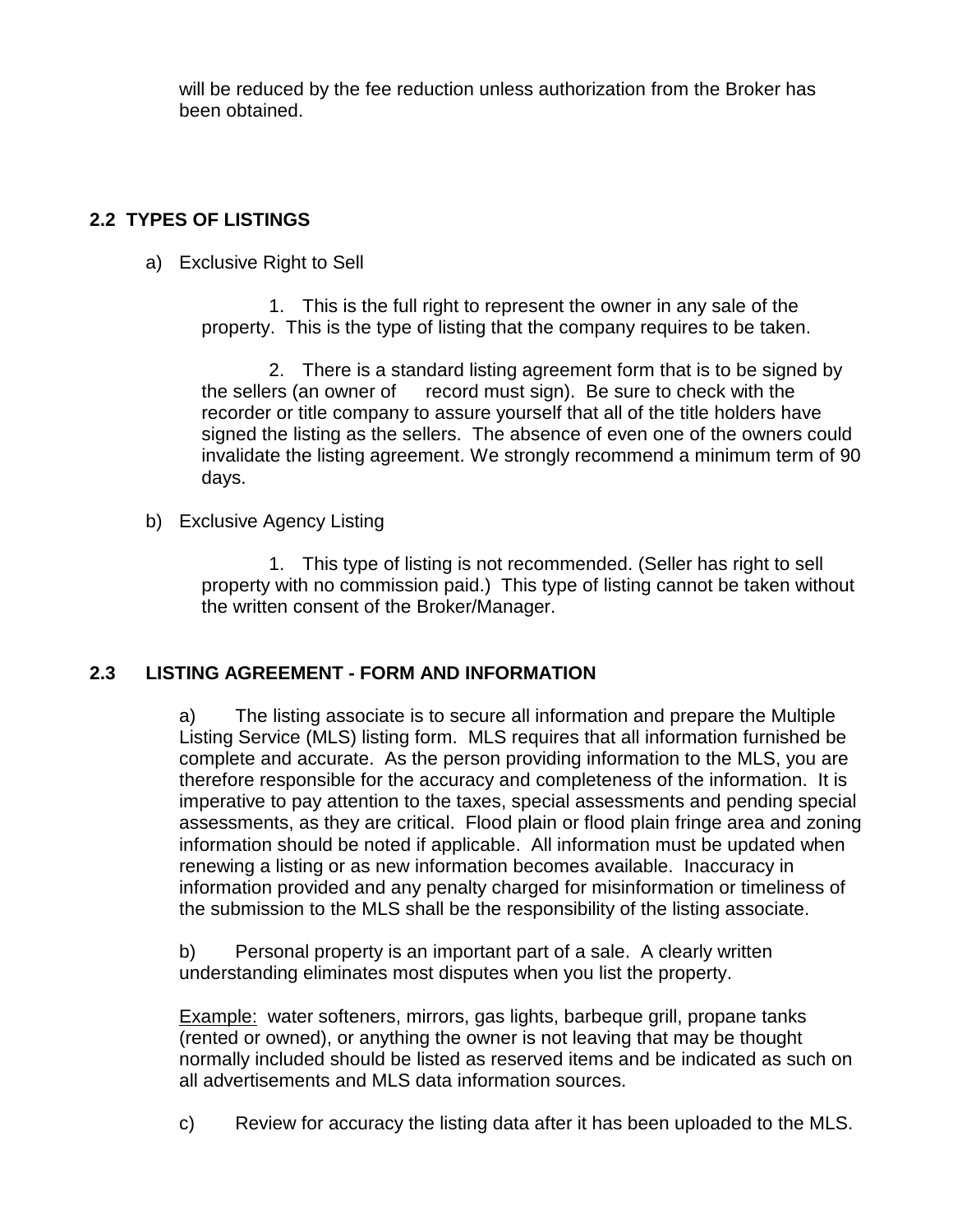will be reduced by the fee reduction unless authorization from the Broker has been obtained.

## 2.2 TYPES OF LISTINGS

a) Exclusive Right to Sell

1. This is the full right to represent the owner in any sale of the property. This is the type of listing that the company requires to be taken.

2. There is a standard listing agreement form that is to be signed by the sellers (an owner of record must sign). Be sure to check with the recorder or title company to assure yourself that all of the title holders have signed the listing as the sellers. The absence of even one of the owners could invalidate the listing agreement. We strongly recommend a minimum term of 90 days.

b) Exclusive Agency Listing

1. This type of listing is not recommended. (Seller has right to sell property with no commission paid.) This type of listing cannot be taken without the written consent of the Broker/Manager.

## 2.3 LISTING AGREEMENT - FORM AND INFORMATION

a) The listing associate is to secure all information and prepare the Multiple Listing Service (MLS) listing form. MLS requires that all information furnished be complete and accurate. As the person providing information to the MLS, you are therefore responsible for the accuracy and completeness of the information. It is imperative to pay attention to the taxes, special assessments and pending special assessments, as they are critical. Flood plain or flood plain fringe area and zoning information should be noted if applicable. All information must be updated when renewing a listing or as new information becomes available. Inaccuracy in information provided and any penalty charged for misinformation or timeliness of the submission to the MLS shall be the responsibility of the listing associate.

b) Personal property is an important part of a sale. A clearly written understanding eliminates most disputes when you list the property.

<u>Example:</u> water softeners, mirrors, gas lights, barbeque grill, propane tanks (rented or owned), or anything the owner is not leaving that may be thought normally included should be listed as reserved items and be indicated as such on all advertisements and MLS data information sources.

c) Review for accuracy the listing data after it has been uploaded to the MLS.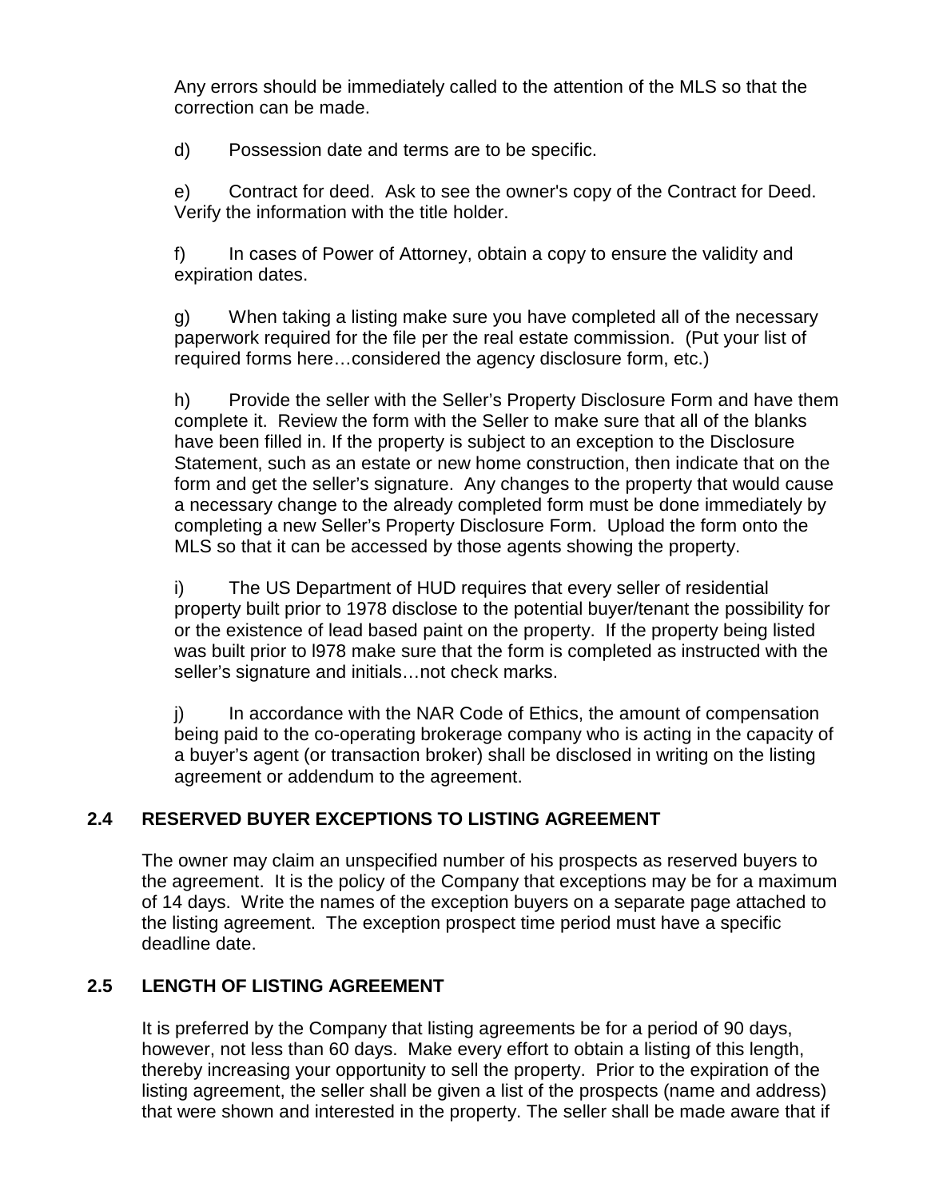Any errors should be immediately called to the attention of the MLS so that the correction can be made.

d) Possession date and terms are to be specific.

e) Contract for deed. Ask to see the owner's copy of the Contract for Deed. Verify the information with the title holder.

f) In cases of Power of Attorney, obtain a copy to ensure the validity and expiration dates.

g) When taking a listing make sure you have completed all of the necessary paperwork required for the file per the real estate commission. (Put your list of required forms here…considered the agency disclosure form, etc.)

h) Provide the seller with the Seller's Property Disclosure Form and have them complete it. Review the form with the Seller to make sure that all of the blanks have been filled in. If the property is subject to an exception to the Disclosure Statement, such as an estate or new home construction, then indicate that on the form and get the seller's signature. Any changes to the property that would cause a necessary change to the already completed form must be done immediately by completing a new Seller's Property Disclosure Form. Upload the form onto the MLS so that it can be accessed by those agents showing the property.

i) The US Department of HUD requires that every seller of residential property built prior to 1978 disclose to the potential buyer/tenant the possibility for or the existence of lead based paint on the property. If the property being listed was built prior to l978 make sure that the form is completed as instructed with the seller's signature and initials…not check marks.

j) In accordance with the NAR Code of Ethics, the amount of compensation being paid to the co-operating brokerage company who is acting in the capacity of a buyer's agent (or transaction broker) shall be disclosed in writing on the listing agreement or addendum to the agreement.

### 2.4 RESERVED BUYER EXCEPTIONS TO LISTING AGREEMENT

The owner may claim an unspecified number of his prospects as reserved buyers to the agreement. It is the policy of the Company that exceptions may be for a maximum of 14 days. Write the names of the exception buyers on a separate page attached to the listing agreement. The exception prospect time period must have a specific deadline date.

### 2.5 LENGTH OF LISTING AGREEMENT

It is preferred by the Company that listing agreements be for a period of 90 days, however, not less than 60 days. Make every effort to obtain a listing of this length, thereby increasing your opportunity to sell the property. Prior to the expiration of the listing agreement, the seller shall be given a list of the prospects (name and address) that were shown and interested in the property. The seller shall be made aware that if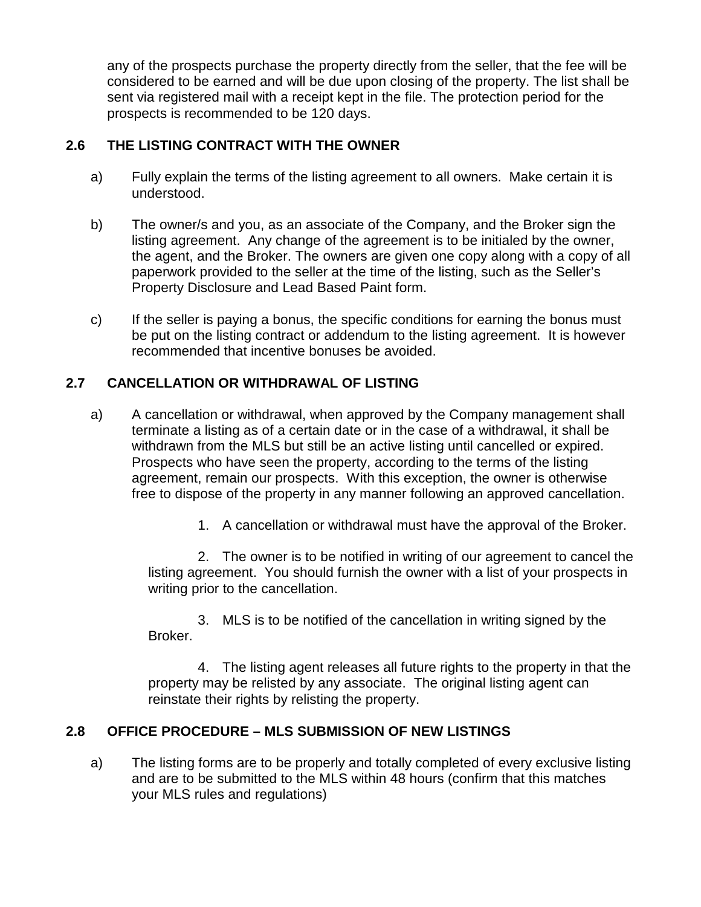any of the prospects purchase the property directly from the seller, that the fee will be considered to be earned and will be due upon closing of the property. The list shall be sent via registered mail with a receipt kept in the file. The protection period for the prospects is recommended to be 120 days.

## 2.6 THE LISTING CONTRACT WITH THE OWNER

a) Fully explain the terms of the listing agreement to all owners. Make certain it is understood.

b) The owner/s and you, as an associate of the Company, and the Broker sign the listing agreement. Any change of the agreement is to be initialed by the owner, the agent, and the Broker. The owners are given one copy along with a copy of all paperwork provided to the seller at the time of the listing, such as the Seller's Property Disclosure and Lead Based Paint form.

c) If the seller is paying a bonus, the specific conditions for earning the bonus must be put on the listing contract or addendum to the listing agreement. It is however recommended that incentive bonuses be avoided.

## 2.7 CANCELLATION OR WITHDRAWAL OF LISTING

a) A cancellation or withdrawal, when approved by the Company management shall terminate a listing as of a certain date or in the case of a withdrawal, it shall be withdrawn from the MLS but still be an active listing until cancelled or expired. Prospects who have seen the property, according to the terms of the listing agreement, remain our prospects. With this exception, the owner is otherwise free to dispose of the property in any manner following an approved cancellation.

1. A cancellation or withdrawal must have the approval of the Broker.

2. The owner is to be notified in writing of our agreement to cancel the listing agreement. You should furnish the owner with a list of your prospects in writing prior to the cancellation.

3. MLS is to be notified of the cancellation in writing signed by the Broker.

4. The listing agent releases all future rights to the property in that the property may be relisted by any associate. The original listing agent can reinstate their rights by relisting the property.

## 2.8 OFFICE PROCEDURE – MLS SUBMISSION OF NEW LISTINGS

a) The listing forms are to be properly and totally completed of every exclusive listing and are to be submitted to the MLS within 48 hours (confirm that this matches your MLS rules and regulations)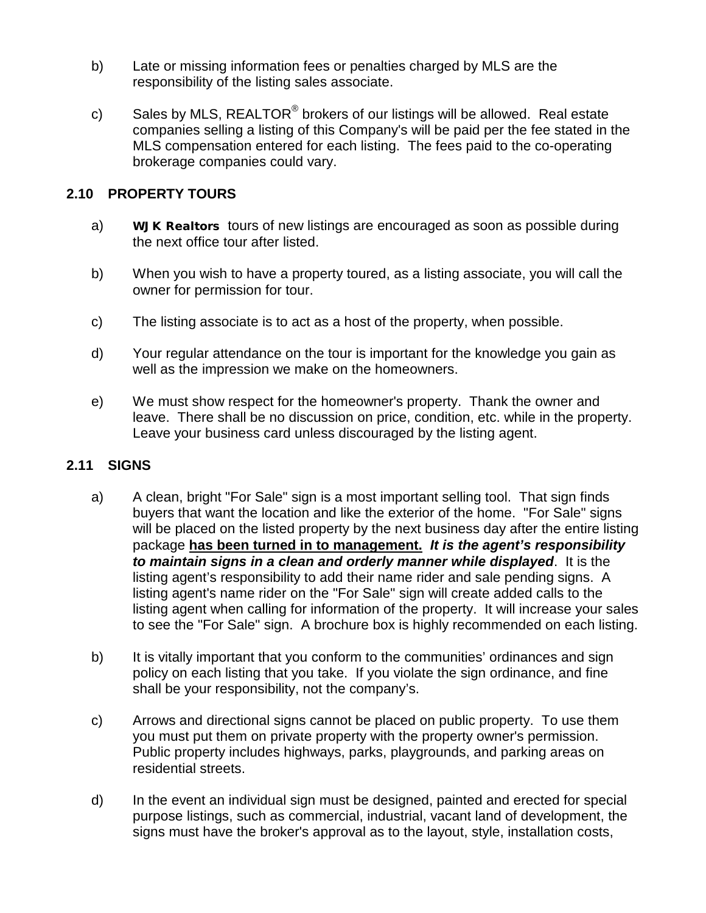b) Late or missing information fees or penalties charged by MLS are the responsibility of the listing sales associate.

c) Sales by MLS, REALTOR® brokers of our listings will be allowed. Real estate companies selling a listing of this Company's will be paid per the fee stated in the MLS compensation entered for each listing. The fees paid to the co-operating brokerage companies could vary.

### 2.10 PROPERTY TOURS

a) **WJK Realtors** tours of new listings are encouraged as soon as possible during the next office tour after listed.

b) When you wish to have a property toured, as a listing associate, you will call the owner for permission for tour.

c) The listing associate is to act as a host of the property, when possible.

d) Your regular attendance on the tour is important for the knowledge you gain as well as the impression we make on the homeowners.

e) We must show respect for the homeowner's property. Thank the owner and leave. There shall be no discussion on price, condition, etc. while in the property. Leave your business card unless discouraged by the listing agent.

### 2.11 SIGNS

a) A clean, bright "For Sale" sign is a most important selling tool. That sign finds buyers that want the location and like the exterior of the home. "For Sale" signs will be placed on the listed property by the next business day after the entire listing package **<u>has been turned in to management.</u>** ***It is the agent's responsibility to maintain signs in a clean and orderly manner while displayed***. It is the listing agent's responsibility to add their name rider and sale pending signs. A listing agent's name rider on the "For Sale" sign will create added calls to the listing agent when calling for information of the property. It will increase your sales to see the "For Sale" sign. A brochure box is highly recommended on each listing.

b) It is vitally important that you conform to the communities' ordinances and sign policy on each listing that you take. If you violate the sign ordinance, and fine shall be your responsibility, not the company's.

c) Arrows and directional signs cannot be placed on public property. To use them you must put them on private property with the property owner's permission. Public property includes highways, parks, playgrounds, and parking areas on residential streets.

d) In the event an individual sign must be designed, painted and erected for special purpose listings, such as commercial, industrial, vacant land of development, the signs must have the broker's approval as to the layout, style, installation costs,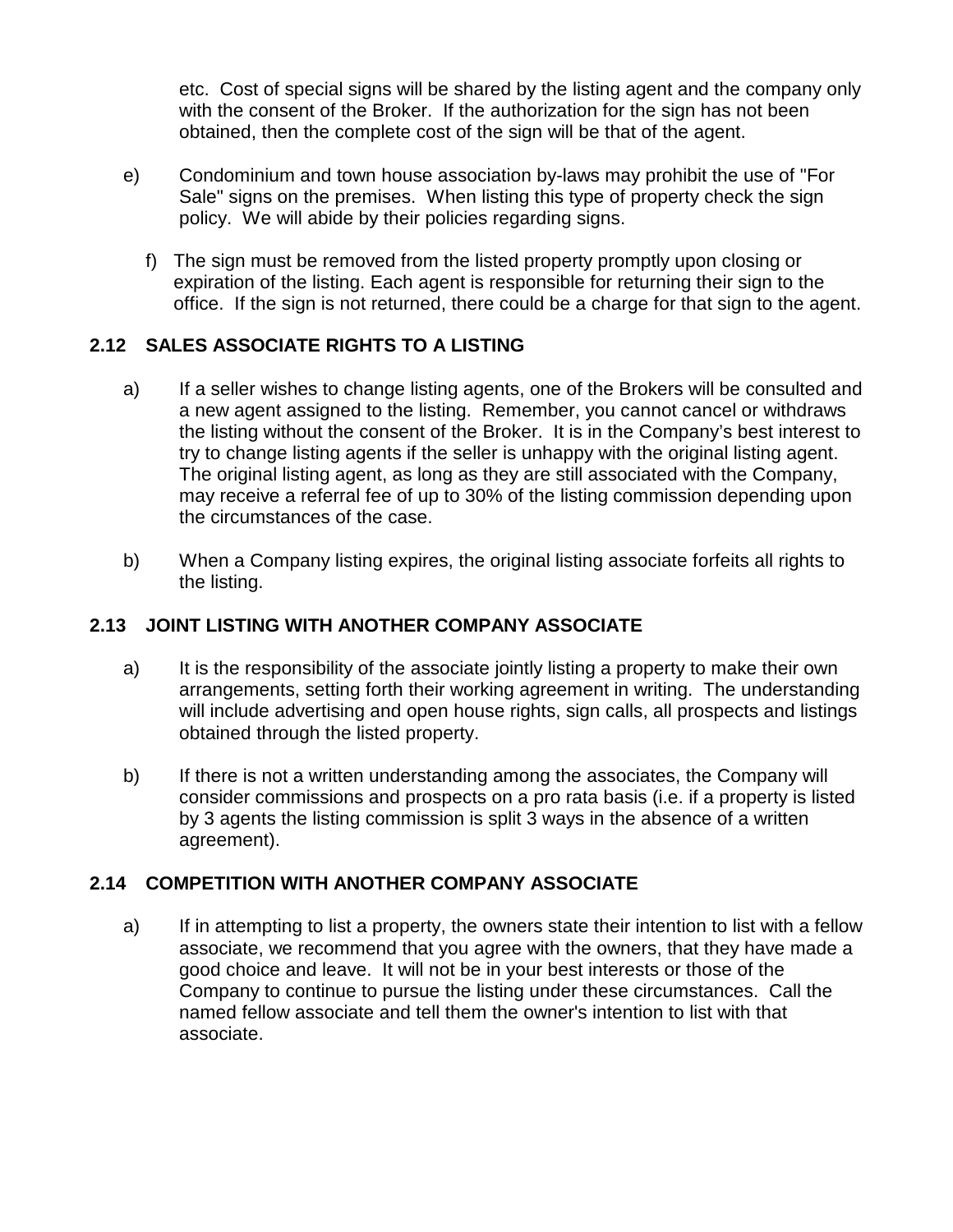etc.  Cost of special signs will be shared by the listing agent and the company only with the consent of the Broker.  If the authorization for the sign has not been obtained, then the complete cost of the sign will be that of the agent.

e) Condominium and town house association by-laws may prohibit the use of "For Sale" signs on the premises.  When listing this type of property check the sign policy.  We will abide by their policies regarding signs.

f) The sign must be removed from the listed property promptly upon closing or expiration of the listing. Each agent is responsible for returning their sign to the office.  If the sign is not returned, there could be a charge for that sign to the agent.

## 2.12 SALES ASSOCIATE RIGHTS TO A LISTING

a) If a seller wishes to change listing agents, one of the Brokers will be consulted and a new agent assigned to the listing.  Remember, you cannot cancel or withdraws the listing without the consent of the Broker.  It is in the Company's best interest to try to change listing agents if the seller is unhappy with the original listing agent.  The original listing agent, as long as they are still associated with the Company, may receive a referral fee of up to 30% of the listing commission depending upon the circumstances of the case.

b) When a Company listing expires, the original listing associate forfeits all rights to the listing.

## 2.13 JOINT LISTING WITH ANOTHER COMPANY ASSOCIATE

a) It is the responsibility of the associate jointly listing a property to make their own arrangements, setting forth their working agreement in writing.  The understanding will include advertising and open house rights, sign calls, all prospects and listings obtained through the listed property.

b) If there is not a written understanding among the associates, the Company will consider commissions and prospects on a pro rata basis (i.e. if a property is listed by 3 agents the listing commission is split 3 ways in the absence of a written agreement).

## 2.14 COMPETITION WITH ANOTHER COMPANY ASSOCIATE

a) If in attempting to list a property, the owners state their intention to list with a fellow associate, we recommend that you agree with the owners, that they have made a good choice and leave.  It will not be in your best interests or those of the Company to continue to pursue the listing under these circumstances.  Call the named fellow associate and tell them the owner's intention to list with that associate.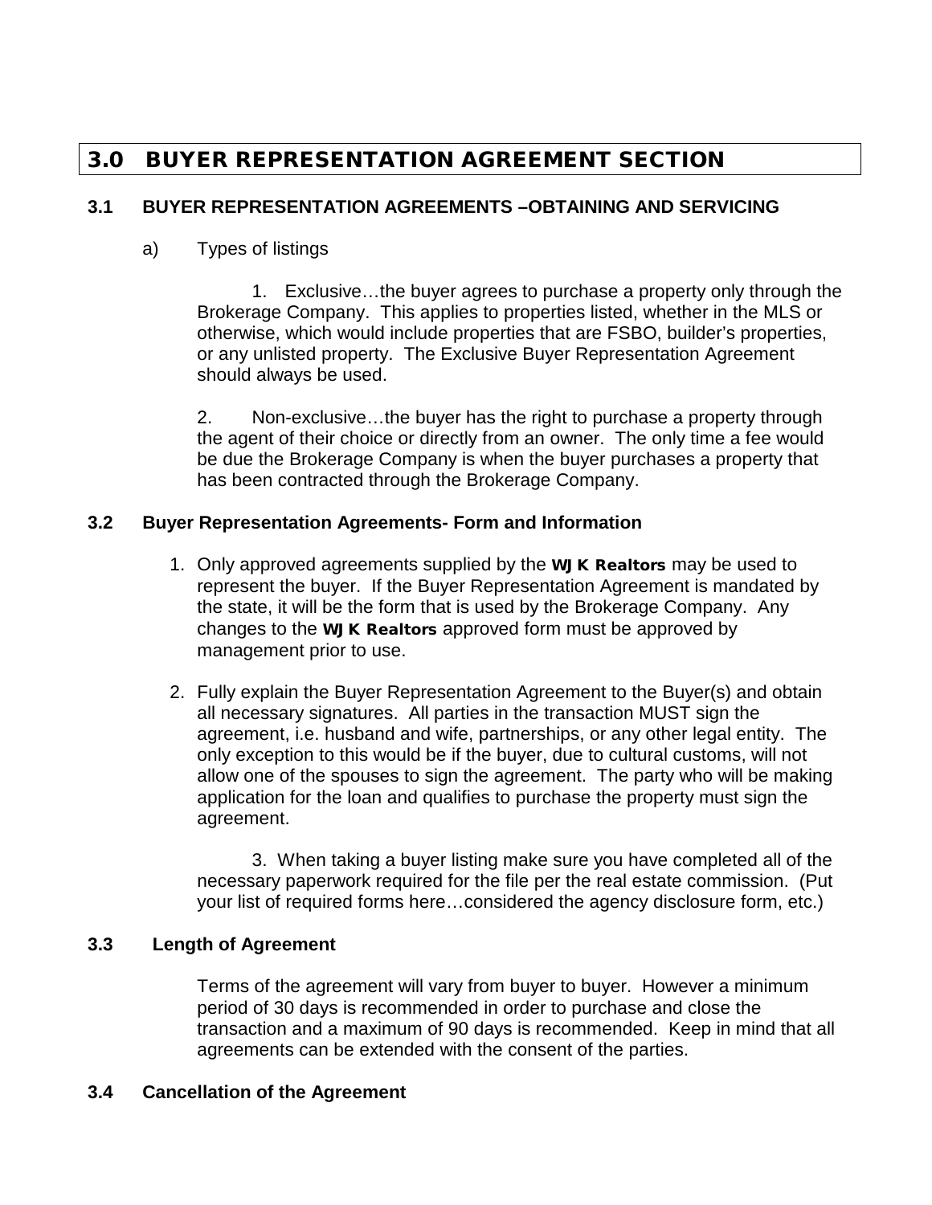# 3.0 BUYER REPRESENTATION AGREEMENT SECTION

## 3.1 BUYER REPRESENTATION AGREEMENTS –OBTAINING AND SERVICING

a) Types of listings

1. Exclusive…the buyer agrees to purchase a property only through the Brokerage Company. This applies to properties listed, whether in the MLS or otherwise, which would include properties that are FSBO, builder's properties, or any unlisted property. The Exclusive Buyer Representation Agreement should always be used.

2. Non-exclusive…the buyer has the right to purchase a property through the agent of their choice or directly from an owner. The only time a fee would be due the Brokerage Company is when the buyer purchases a property that has been contracted through the Brokerage Company.

## 3.2 Buyer Representation Agreements- Form and Information

1. Only approved agreements supplied by the **WJK Realtors** may be used to represent the buyer. If the Buyer Representation Agreement is mandated by the state, it will be the form that is used by the Brokerage Company. Any changes to the **WJK Realtors** approved form must be approved by management prior to use.

2. Fully explain the Buyer Representation Agreement to the Buyer(s) and obtain all necessary signatures. All parties in the transaction MUST sign the agreement, i.e. husband and wife, partnerships, or any other legal entity. The only exception to this would be if the buyer, due to cultural customs, will not allow one of the spouses to sign the agreement. The party who will be making application for the loan and qualifies to purchase the property must sign the agreement.

3. When taking a buyer listing make sure you have completed all of the necessary paperwork required for the file per the real estate commission. (Put your list of required forms here…considered the agency disclosure form, etc.)

## 3.3 Length of Agreement

Terms of the agreement will vary from buyer to buyer. However a minimum period of 30 days is recommended in order to purchase and close the transaction and a maximum of 90 days is recommended. Keep in mind that all agreements can be extended with the consent of the parties.

## 3.4 Cancellation of the Agreement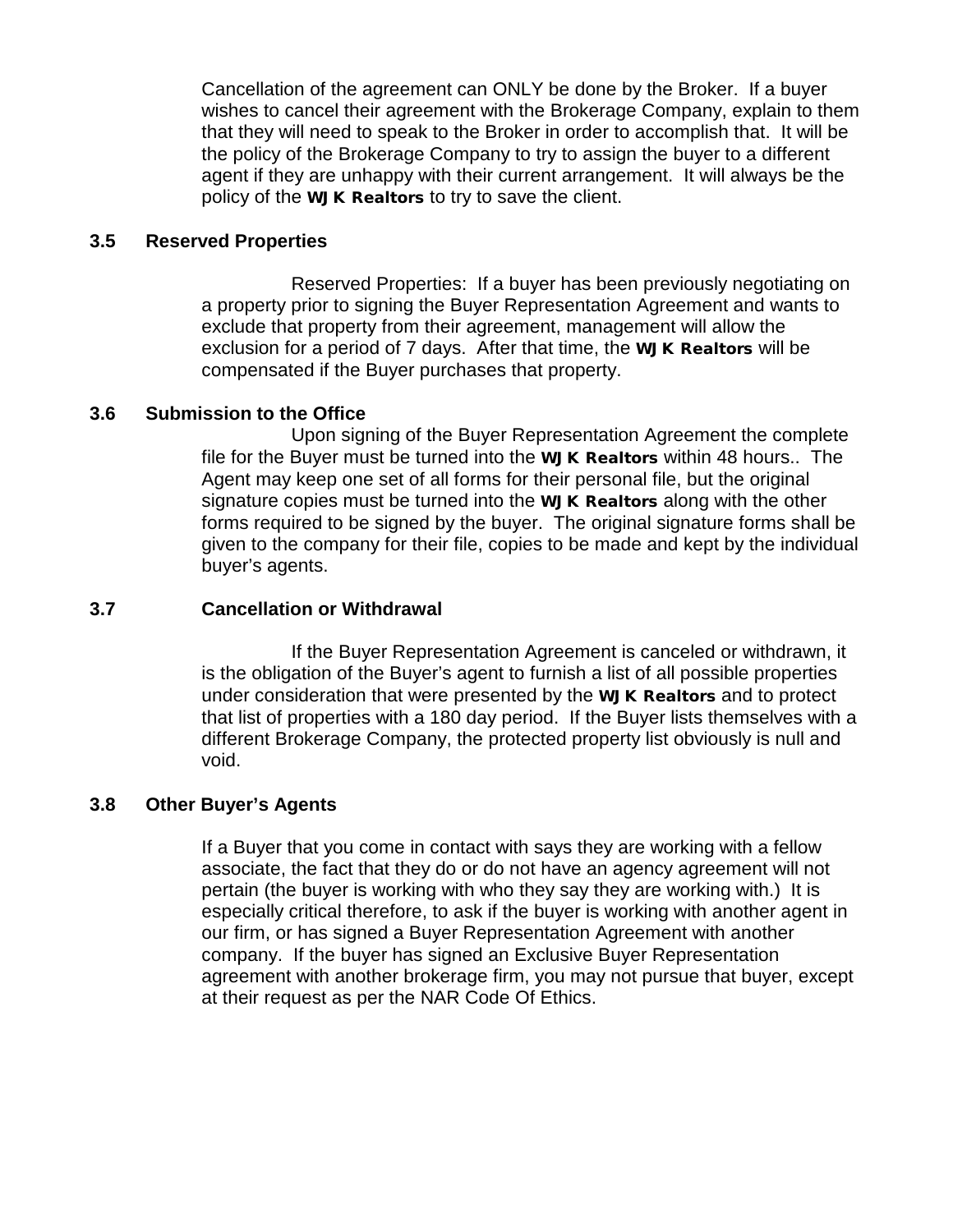Cancellation of the agreement can ONLY be done by the Broker.  If a buyer wishes to cancel their agreement with the Brokerage Company, explain to them that they will need to speak to the Broker in order to accomplish that.  It will be the policy of the Brokerage Company to try to assign the buyer to a different agent if they are unhappy with their current arrangement.  It will always be the policy of the **WJK Realtors** to try to save the client.

### 3.5 Reserved Properties

Reserved Properties:  If a buyer has been previously negotiating on a property prior to signing the Buyer Representation Agreement and wants to exclude that property from their agreement, management will allow the exclusion for a period of 7 days.  After that time, the **WJK Realtors** will be compensated if the Buyer purchases that property.

### 3.6 Submission to the Office

Upon signing of the Buyer Representation Agreement the complete file for the Buyer must be turned into the **WJK Realtors** within 48 hours..  The Agent may keep one set of all forms for their personal file, but the original signature copies must be turned into the **WJK Realtors** along with the other forms required to be signed by the buyer.  The original signature forms shall be given to the company for their file, copies to be made and kept by the individual buyer's agents.

### 3.7 Cancellation or Withdrawal

If the Buyer Representation Agreement is canceled or withdrawn, it is the obligation of the Buyer's agent to furnish a list of all possible properties under consideration that were presented by the **WJK Realtors** and to protect that list of properties with a 180 day period.  If the Buyer lists themselves with a different Brokerage Company, the protected property list obviously is null and void.

### 3.8 Other Buyer's Agents

If a Buyer that you come in contact with says they are working with a fellow associate, the fact that they do or do not have an agency agreement will not pertain (the buyer is working with who they say they are working with.)  It is especially critical therefore, to ask if the buyer is working with another agent in our firm, or has signed a Buyer Representation Agreement with another company.  If the buyer has signed an Exclusive Buyer Representation agreement with another brokerage firm, you may not pursue that buyer, except at their request as per the NAR Code Of Ethics.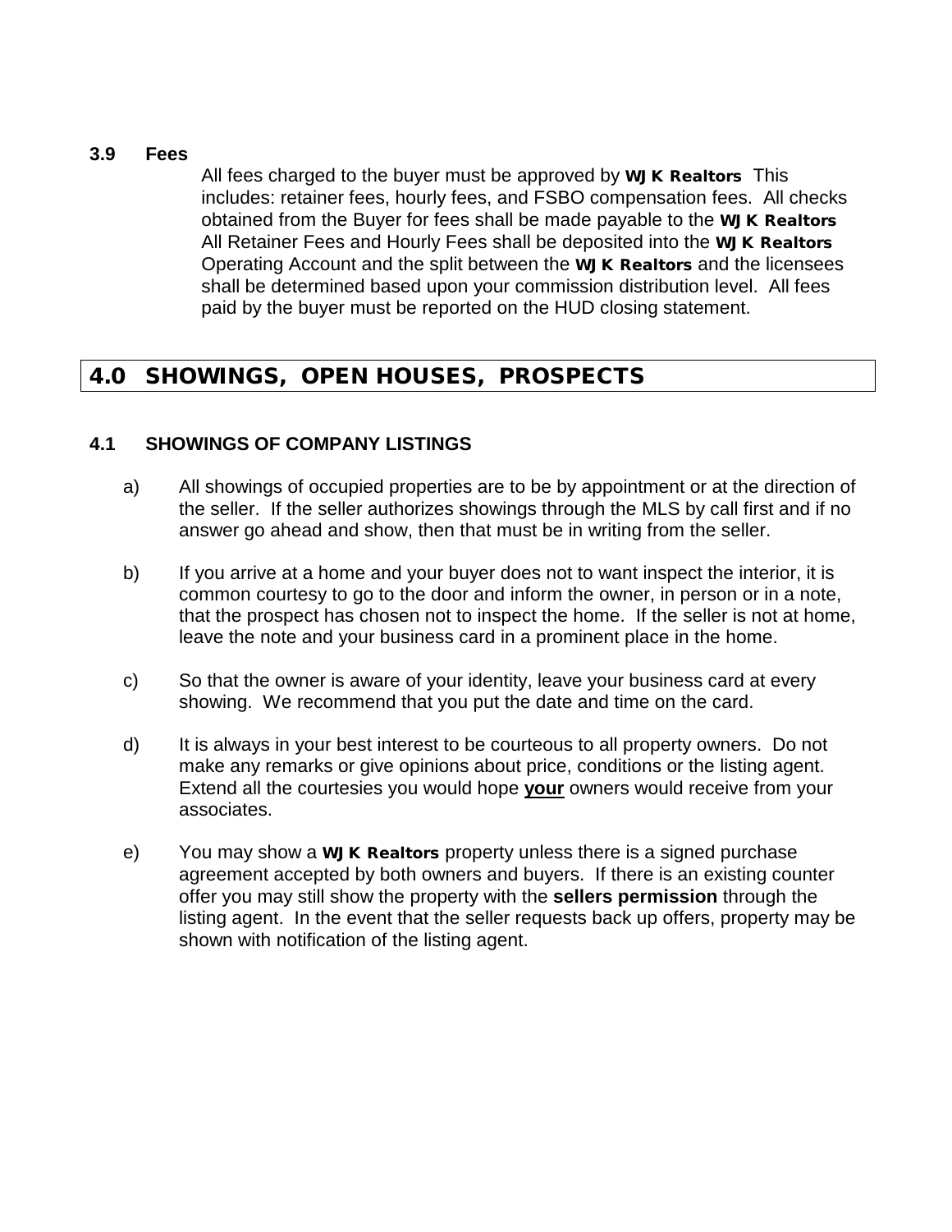### 3.9 Fees

All fees charged to the buyer must be approved by **WJK Realtors** This includes: retainer fees, hourly fees, and FSBO compensation fees. All checks obtained from the Buyer for fees shall be made payable to the **WJK Realtors** All Retainer Fees and Hourly Fees shall be deposited into the **WJK Realtors** Operating Account and the split between the **WJK Realtors** and the licensees shall be determined based upon your commission distribution level. All fees paid by the buyer must be reported on the HUD closing statement.

## 4.0 SHOWINGS, OPEN HOUSES, PROSPECTS

### 4.1 SHOWINGS OF COMPANY LISTINGS

a) All showings of occupied properties are to be by appointment or at the direction of the seller. If the seller authorizes showings through the MLS by call first and if no answer go ahead and show, then that must be in writing from the seller.

b) If you arrive at a home and your buyer does not to want inspect the interior, it is common courtesy to go to the door and inform the owner, in person or in a note, that the prospect has chosen not to inspect the home. If the seller is not at home, leave the note and your business card in a prominent place in the home.

c) So that the owner is aware of your identity, leave your business card at every showing. We recommend that you put the date and time on the card.

d) It is always in your best interest to be courteous to all property owners. Do not make any remarks or give opinions about price, conditions or the listing agent. Extend all the courtesies you would hope **<u>your</u>** owners would receive from your associates.

e) You may show a **WJK Realtors** property unless there is a signed purchase agreement accepted by both owners and buyers. If there is an existing counter offer you may still show the property with the **sellers permission** through the listing agent. In the event that the seller requests back up offers, property may be shown with notification of the listing agent.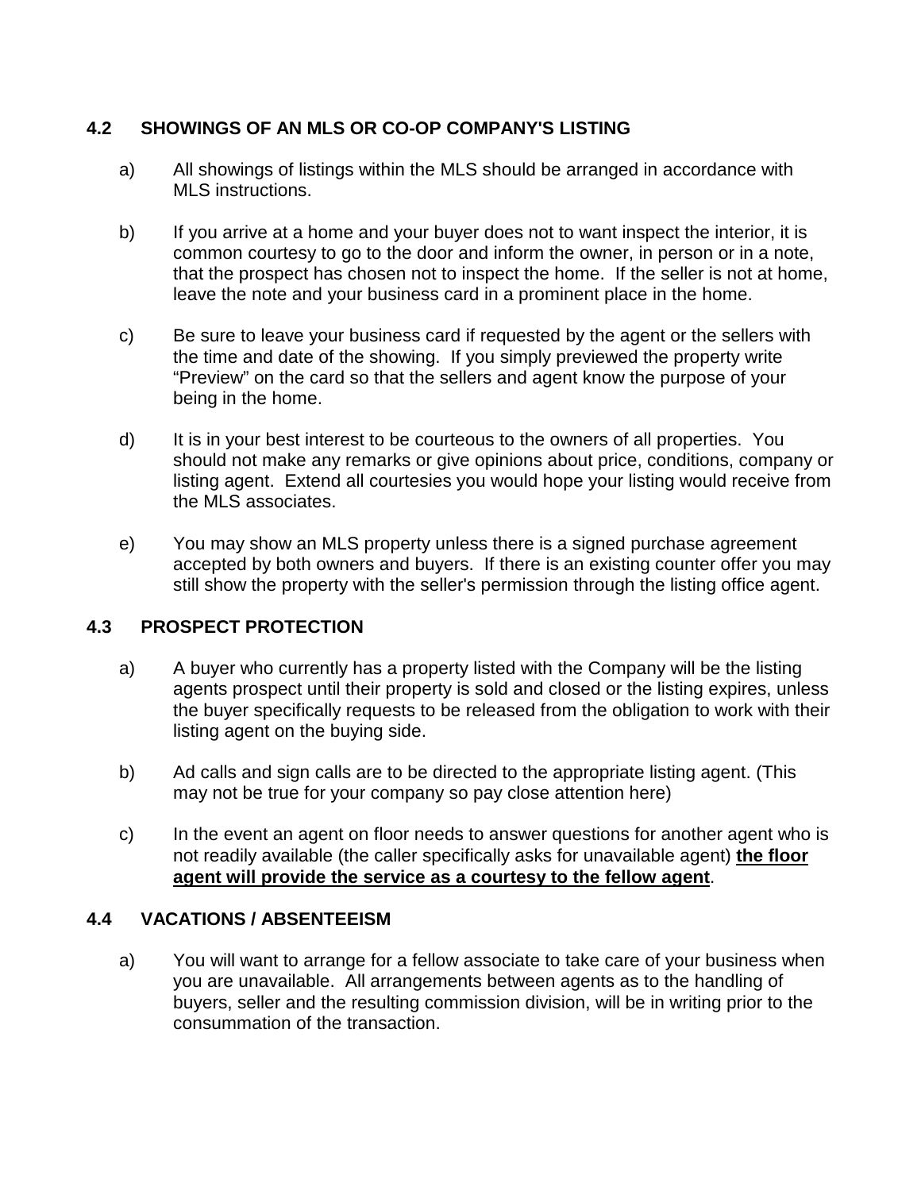## 4.2 SHOWINGS OF AN MLS OR CO-OP COMPANY'S LISTING

a) All showings of listings within the MLS should be arranged in accordance with MLS instructions.

b) If you arrive at a home and your buyer does not to want inspect the interior, it is common courtesy to go to the door and inform the owner, in person or in a note, that the prospect has chosen not to inspect the home. If the seller is not at home, leave the note and your business card in a prominent place in the home.

c) Be sure to leave your business card if requested by the agent or the sellers with the time and date of the showing. If you simply previewed the property write "Preview" on the card so that the sellers and agent know the purpose of your being in the home.

d) It is in your best interest to be courteous to the owners of all properties. You should not make any remarks or give opinions about price, conditions, company or listing agent. Extend all courtesies you would hope your listing would receive from the MLS associates.

e) You may show an MLS property unless there is a signed purchase agreement accepted by both owners and buyers. If there is an existing counter offer you may still show the property with the seller's permission through the listing office agent.

## 4.3 PROSPECT PROTECTION

a) A buyer who currently has a property listed with the Company will be the listing agents prospect until their property is sold and closed or the listing expires, unless the buyer specifically requests to be released from the obligation to work with their listing agent on the buying side.

b) Ad calls and sign calls are to be directed to the appropriate listing agent. (This may not be true for your company so pay close attention here)

c) In the event an agent on floor needs to answer questions for another agent who is not readily available (the caller specifically asks for unavailable agent) **<u>the floor agent will provide the service as a courtesy to the fellow agent</u>**.

## 4.4 VACATIONS / ABSENTEEISM

a) You will want to arrange for a fellow associate to take care of your business when you are unavailable. All arrangements between agents as to the handling of buyers, seller and the resulting commission division, will be in writing prior to the consummation of the transaction.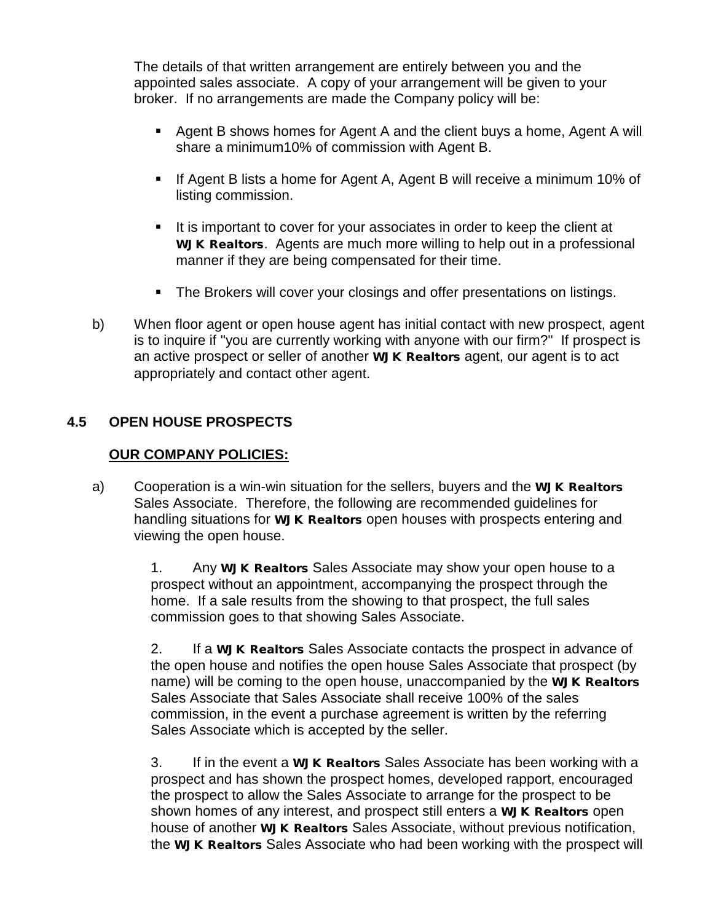The details of that written arrangement are entirely between you and the appointed sales associate. A copy of your arrangement will be given to your broker. If no arrangements are made the Company policy will be:

- Agent B shows homes for Agent A and the client buys a home, Agent A will share a minimum10% of commission with Agent B.
- If Agent B lists a home for Agent A, Agent B will receive a minimum 10% of listing commission.
- It is important to cover for your associates in order to keep the client at **WJK Realtors**. Agents are much more willing to help out in a professional manner if they are being compensated for their time.
- The Brokers will cover your closings and offer presentations on listings.

b) When floor agent or open house agent has initial contact with new prospect, agent is to inquire if "you are currently working with anyone with our firm?" If prospect is an active prospect or seller of another **WJK Realtors** agent, our agent is to act appropriately and contact other agent.

## 4.5 OPEN HOUSE PROSPECTS

**OUR COMPANY POLICIES:**

a) Cooperation is a win-win situation for the sellers, buyers and the **WJK Realtors** Sales Associate. Therefore, the following are recommended guidelines for handling situations for **WJK Realtors** open houses with prospects entering and viewing the open house.

1. Any **WJK Realtors** Sales Associate may show your open house to a prospect without an appointment, accompanying the prospect through the home. If a sale results from the showing to that prospect, the full sales commission goes to that showing Sales Associate.

2. If a **WJK Realtors** Sales Associate contacts the prospect in advance of the open house and notifies the open house Sales Associate that prospect (by name) will be coming to the open house, unaccompanied by the **WJK Realtors** Sales Associate that Sales Associate shall receive 100% of the sales commission, in the event a purchase agreement is written by the referring Sales Associate which is accepted by the seller.

3. If in the event a **WJK Realtors** Sales Associate has been working with a prospect and has shown the prospect homes, developed rapport, encouraged the prospect to allow the Sales Associate to arrange for the prospect to be shown homes of any interest, and prospect still enters a **WJK Realtors** open house of another **WJK Realtors** Sales Associate, without previous notification, the **WJK Realtors** Sales Associate who had been working with the prospect will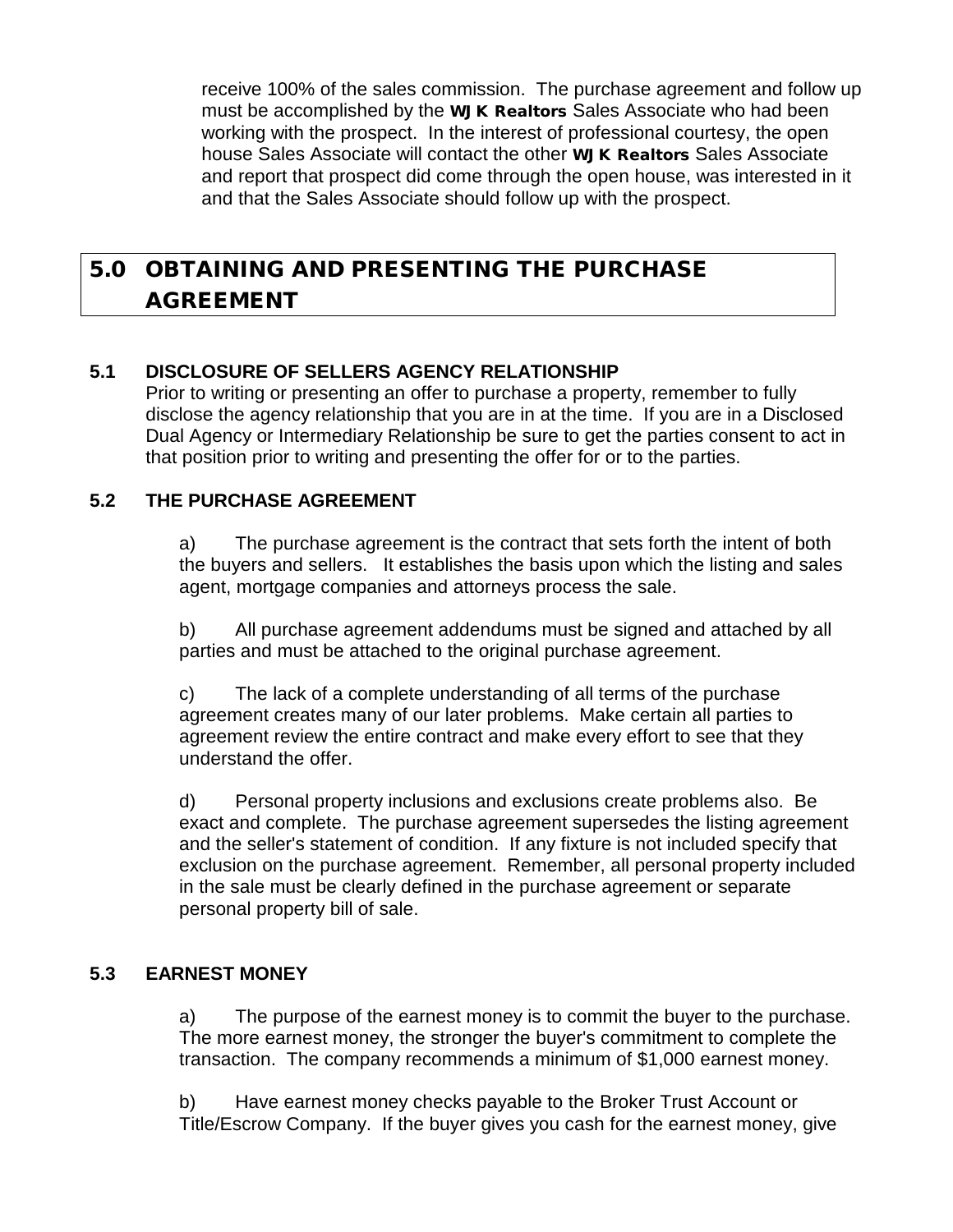receive 100% of the sales commission. The purchase agreement and follow up must be accomplished by the **WJK Realtors** Sales Associate who had been working with the prospect. In the interest of professional courtesy, the open house Sales Associate will contact the other **WJK Realtors** Sales Associate and report that prospect did come through the open house, was interested in it and that the Sales Associate should follow up with the prospect.

# 5.0 OBTAINING AND PRESENTING THE PURCHASE AGREEMENT

### 5.1 DISCLOSURE OF SELLERS AGENCY RELATIONSHIP

Prior to writing or presenting an offer to purchase a property, remember to fully disclose the agency relationship that you are in at the time. If you are in a Disclosed Dual Agency or Intermediary Relationship be sure to get the parties consent to act in that position prior to writing and presenting the offer for or to the parties.

### 5.2 THE PURCHASE AGREEMENT

a) The purchase agreement is the contract that sets forth the intent of both the buyers and sellers. It establishes the basis upon which the listing and sales agent, mortgage companies and attorneys process the sale.

b) All purchase agreement addendums must be signed and attached by all parties and must be attached to the original purchase agreement.

c) The lack of a complete understanding of all terms of the purchase agreement creates many of our later problems. Make certain all parties to agreement review the entire contract and make every effort to see that they understand the offer.

d) Personal property inclusions and exclusions create problems also. Be exact and complete. The purchase agreement supersedes the listing agreement and the seller's statement of condition. If any fixture is not included specify that exclusion on the purchase agreement. Remember, all personal property included in the sale must be clearly defined in the purchase agreement or separate personal property bill of sale.

### 5.3 EARNEST MONEY

a) The purpose of the earnest money is to commit the buyer to the purchase. The more earnest money, the stronger the buyer's commitment to complete the transaction. The company recommends a minimum of $1,000 earnest money.

b) Have earnest money checks payable to the Broker Trust Account or Title/Escrow Company. If the buyer gives you cash for the earnest money, give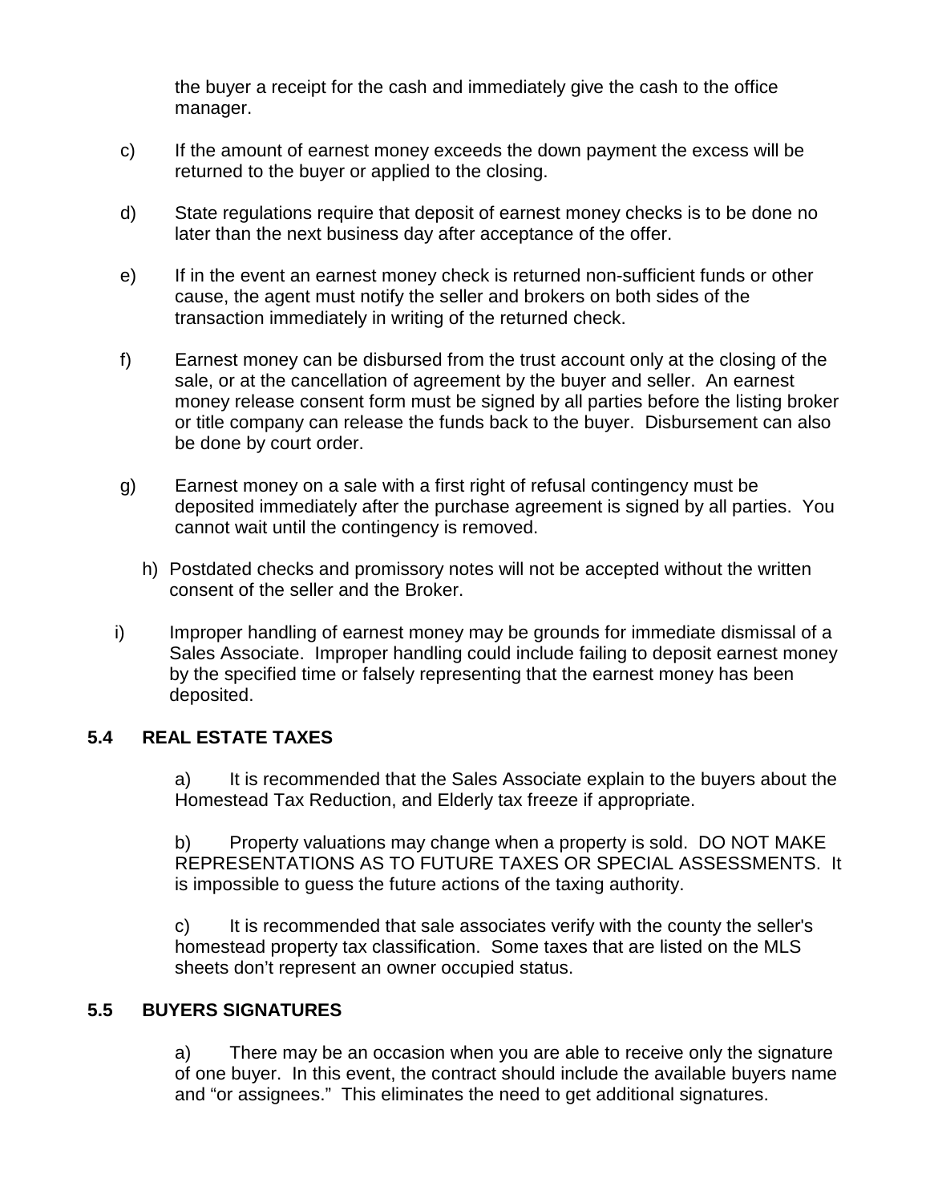the buyer a receipt for the cash and immediately give the cash to the office manager.

c) If the amount of earnest money exceeds the down payment the excess will be returned to the buyer or applied to the closing.

d) State regulations require that deposit of earnest money checks is to be done no later than the next business day after acceptance of the offer.

e) If in the event an earnest money check is returned non-sufficient funds or other cause, the agent must notify the seller and brokers on both sides of the transaction immediately in writing of the returned check.

f) Earnest money can be disbursed from the trust account only at the closing of the sale, or at the cancellation of agreement by the buyer and seller. An earnest money release consent form must be signed by all parties before the listing broker or title company can release the funds back to the buyer. Disbursement can also be done by court order.

g) Earnest money on a sale with a first right of refusal contingency must be deposited immediately after the purchase agreement is signed by all parties. You cannot wait until the contingency is removed.

h) Postdated checks and promissory notes will not be accepted without the written consent of the seller and the Broker.

i) Improper handling of earnest money may be grounds for immediate dismissal of a Sales Associate. Improper handling could include failing to deposit earnest money by the specified time or falsely representing that the earnest money has been deposited.

### 5.4 REAL ESTATE TAXES

a) It is recommended that the Sales Associate explain to the buyers about the Homestead Tax Reduction, and Elderly tax freeze if appropriate.

b) Property valuations may change when a property is sold. DO NOT MAKE REPRESENTATIONS AS TO FUTURE TAXES OR SPECIAL ASSESSMENTS. It is impossible to guess the future actions of the taxing authority.

c) It is recommended that sale associates verify with the county the seller's homestead property tax classification. Some taxes that are listed on the MLS sheets don't represent an owner occupied status.

### 5.5 BUYERS SIGNATURES

a) There may be an occasion when you are able to receive only the signature of one buyer. In this event, the contract should include the available buyers name and "or assignees." This eliminates the need to get additional signatures.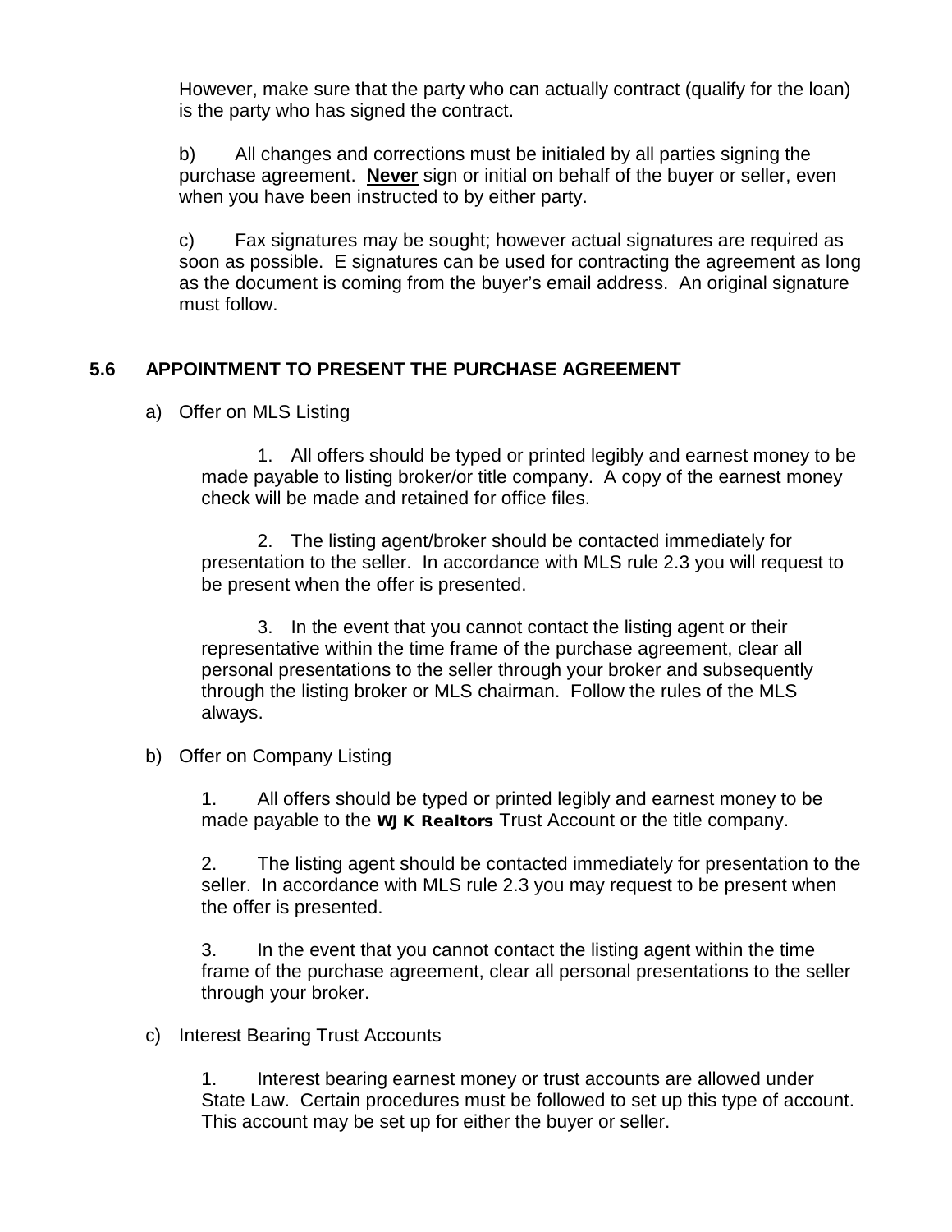However, make sure that the party who can actually contract (qualify for the loan) is the party who has signed the contract.

b) All changes and corrections must be initialed by all parties signing the purchase agreement. **<u>Never</u>** sign or initial on behalf of the buyer or seller, even when you have been instructed to by either party.

c) Fax signatures may be sought; however actual signatures are required as soon as possible. E signatures can be used for contracting the agreement as long as the document is coming from the buyer's email address. An original signature must follow.

## 5.6 APPOINTMENT TO PRESENT THE PURCHASE AGREEMENT

a) Offer on MLS Listing

1. All offers should be typed or printed legibly and earnest money to be made payable to listing broker/or title company. A copy of the earnest money check will be made and retained for office files.

2. The listing agent/broker should be contacted immediately for presentation to the seller. In accordance with MLS rule 2.3 you will request to be present when the offer is presented.

3. In the event that you cannot contact the listing agent or their representative within the time frame of the purchase agreement, clear all personal presentations to the seller through your broker and subsequently through the listing broker or MLS chairman. Follow the rules of the MLS always.

b) Offer on Company Listing

1. All offers should be typed or printed legibly and earnest money to be made payable to the **WJK Realtors** Trust Account or the title company.

2. The listing agent should be contacted immediately for presentation to the seller. In accordance with MLS rule 2.3 you may request to be present when the offer is presented.

3. In the event that you cannot contact the listing agent within the time frame of the purchase agreement, clear all personal presentations to the seller through your broker.

c) Interest Bearing Trust Accounts

1. Interest bearing earnest money or trust accounts are allowed under State Law. Certain procedures must be followed to set up this type of account. This account may be set up for either the buyer or seller.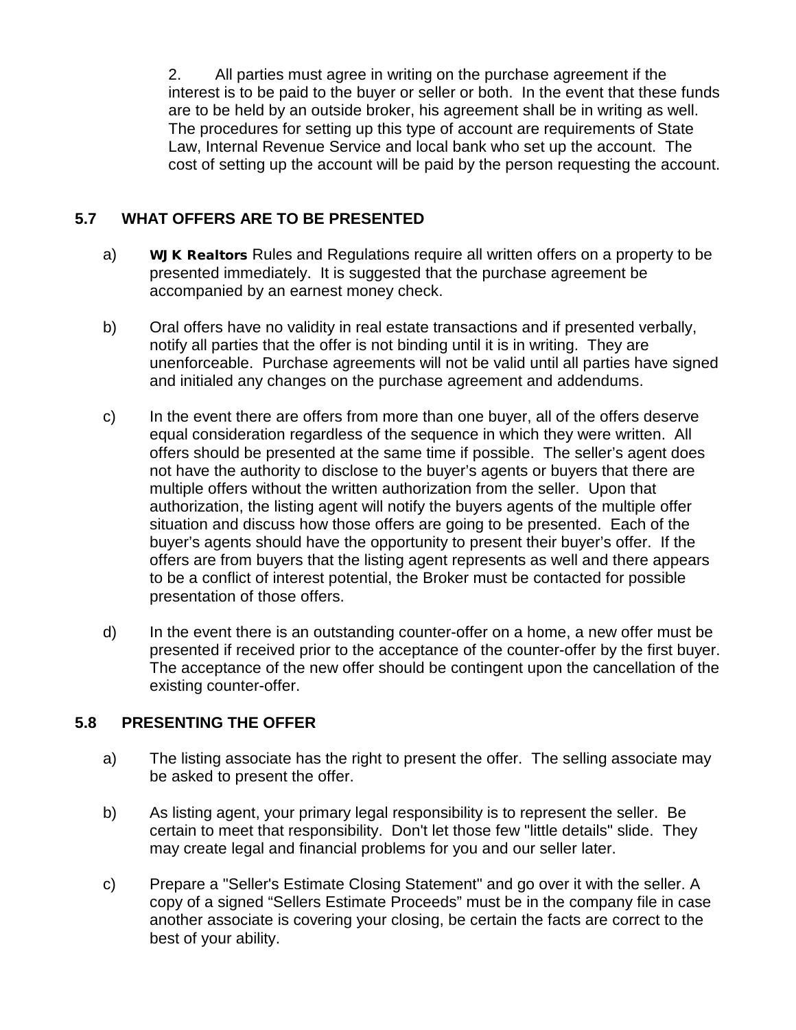2. All parties must agree in writing on the purchase agreement if the interest is to be paid to the buyer or seller or both. In the event that these funds are to be held by an outside broker, his agreement shall be in writing as well. The procedures for setting up this type of account are requirements of State Law, Internal Revenue Service and local bank who set up the account. The cost of setting up the account will be paid by the person requesting the account.

## 5.7 WHAT OFFERS ARE TO BE PRESENTED

a) **WJK Realtors** Rules and Regulations require all written offers on a property to be presented immediately. It is suggested that the purchase agreement be accompanied by an earnest money check.

b) Oral offers have no validity in real estate transactions and if presented verbally, notify all parties that the offer is not binding until it is in writing. They are unenforceable. Purchase agreements will not be valid until all parties have signed and initialed any changes on the purchase agreement and addendums.

c) In the event there are offers from more than one buyer, all of the offers deserve equal consideration regardless of the sequence in which they were written. All offers should be presented at the same time if possible. The seller's agent does not have the authority to disclose to the buyer's agents or buyers that there are multiple offers without the written authorization from the seller. Upon that authorization, the listing agent will notify the buyers agents of the multiple offer situation and discuss how those offers are going to be presented. Each of the buyer's agents should have the opportunity to present their buyer's offer. If the offers are from buyers that the listing agent represents as well and there appears to be a conflict of interest potential, the Broker must be contacted for possible presentation of those offers.

d) In the event there is an outstanding counter-offer on a home, a new offer must be presented if received prior to the acceptance of the counter-offer by the first buyer. The acceptance of the new offer should be contingent upon the cancellation of the existing counter-offer.

## 5.8 PRESENTING THE OFFER

a) The listing associate has the right to present the offer. The selling associate may be asked to present the offer.

b) As listing agent, your primary legal responsibility is to represent the seller. Be certain to meet that responsibility. Don't let those few "little details" slide. They may create legal and financial problems for you and our seller later.

c) Prepare a "Seller's Estimate Closing Statement" and go over it with the seller. A copy of a signed "Sellers Estimate Proceeds" must be in the company file in case another associate is covering your closing, be certain the facts are correct to the best of your ability.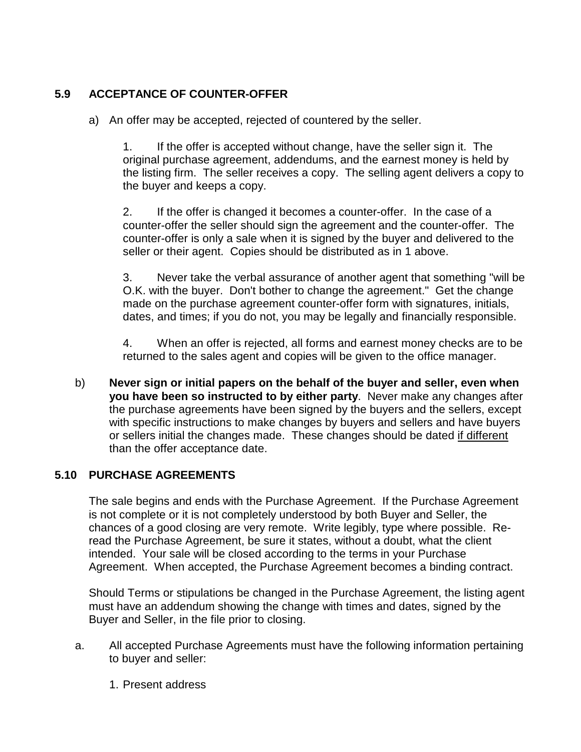## 5.9 ACCEPTANCE OF COUNTER-OFFER

a) An offer may be accepted, rejected of countered by the seller.

1. If the offer is accepted without change, have the seller sign it. The original purchase agreement, addendums, and the earnest money is held by the listing firm. The seller receives a copy. The selling agent delivers a copy to the buyer and keeps a copy.

2. If the offer is changed it becomes a counter-offer. In the case of a counter-offer the seller should sign the agreement and the counter-offer. The counter-offer is only a sale when it is signed by the buyer and delivered to the seller or their agent. Copies should be distributed as in 1 above.

3. Never take the verbal assurance of another agent that something "will be O.K. with the buyer. Don't bother to change the agreement." Get the change made on the purchase agreement counter-offer form with signatures, initials, dates, and times; if you do not, you may be legally and financially responsible.

4. When an offer is rejected, all forms and earnest money checks are to be returned to the sales agent and copies will be given to the office manager.

b) **Never sign or initial papers on the behalf of the buyer and seller, even when you have been so instructed to by either party**. Never make any changes after the purchase agreements have been signed by the buyers and the sellers, except with specific instructions to make changes by buyers and sellers and have buyers or sellers initial the changes made. These changes should be dated <u>if different</u> than the offer acceptance date.

## 5.10 PURCHASE AGREEMENTS

The sale begins and ends with the Purchase Agreement. If the Purchase Agreement is not complete or it is not completely understood by both Buyer and Seller, the chances of a good closing are very remote. Write legibly, type where possible. Re-read the Purchase Agreement, be sure it states, without a doubt, what the client intended. Your sale will be closed according to the terms in your Purchase Agreement. When accepted, the Purchase Agreement becomes a binding contract.

Should Terms or stipulations be changed in the Purchase Agreement, the listing agent must have an addendum showing the change with times and dates, signed by the Buyer and Seller, in the file prior to closing.

a. All accepted Purchase Agreements must have the following information pertaining to buyer and seller:

1. Present address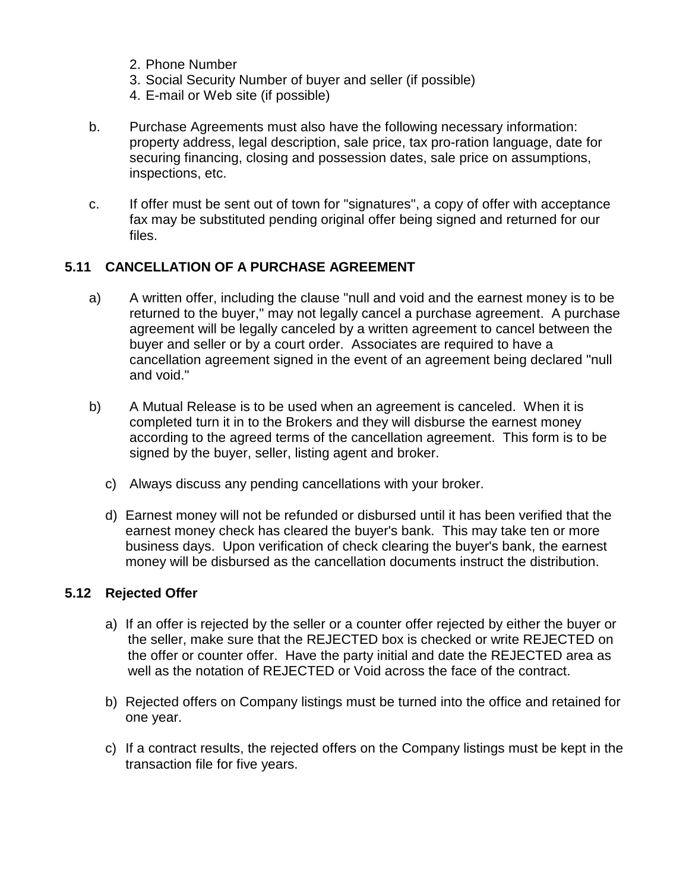2. Phone Number
3. Social Security Number of buyer and seller (if possible)
4. E-mail or Web site (if possible)

b. Purchase Agreements must also have the following necessary information: property address, legal description, sale price, tax pro-ration language, date for securing financing, closing and possession dates, sale price on assumptions, inspections, etc.

c. If offer must be sent out of town for "signatures", a copy of offer with acceptance fax may be substituted pending original offer being signed and returned for our files.

### 5.11 CANCELLATION OF A PURCHASE AGREEMENT

a) A written offer, including the clause "null and void and the earnest money is to be returned to the buyer," may not legally cancel a purchase agreement. A purchase agreement will be legally canceled by a written agreement to cancel between the buyer and seller or by a court order. Associates are required to have a cancellation agreement signed in the event of an agreement being declared "null and void."

b) A Mutual Release is to be used when an agreement is canceled. When it is completed turn it in to the Brokers and they will disburse the earnest money according to the agreed terms of the cancellation agreement. This form is to be signed by the buyer, seller, listing agent and broker.

c) Always discuss any pending cancellations with your broker.

d) Earnest money will not be refunded or disbursed until it has been verified that the earnest money check has cleared the buyer's bank. This may take ten or more business days. Upon verification of check clearing the buyer's bank, the earnest money will be disbursed as the cancellation documents instruct the distribution.

### 5.12 Rejected Offer

a) If an offer is rejected by the seller or a counter offer rejected by either the buyer or the seller, make sure that the REJECTED box is checked or write REJECTED on the offer or counter offer. Have the party initial and date the REJECTED area as well as the notation of REJECTED or Void across the face of the contract.

b) Rejected offers on Company listings must be turned into the office and retained for one year.

c) If a contract results, the rejected offers on the Company listings must be kept in the transaction file for five years.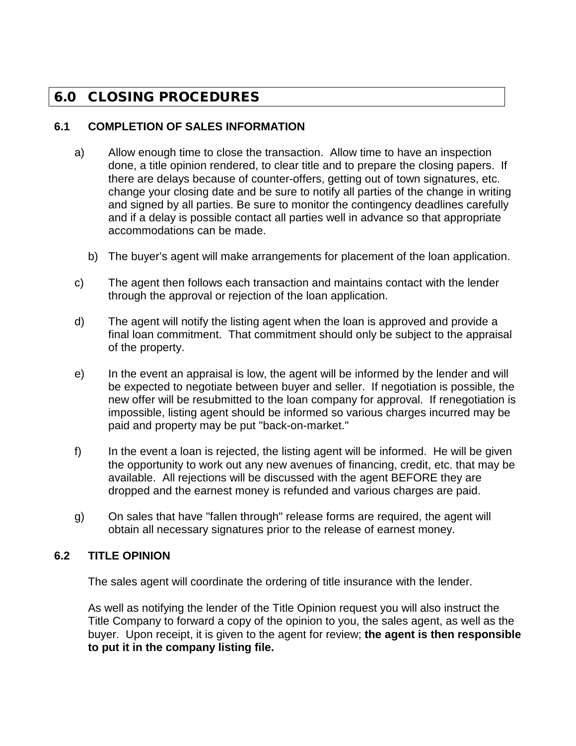# 6.0 CLOSING PROCEDURES

## 6.1 COMPLETION OF SALES INFORMATION

a) Allow enough time to close the transaction. Allow time to have an inspection done, a title opinion rendered, to clear title and to prepare the closing papers. If there are delays because of counter-offers, getting out of town signatures, etc. change your closing date and be sure to notify all parties of the change in writing and signed by all parties. Be sure to monitor the contingency deadlines carefully and if a delay is possible contact all parties well in advance so that appropriate accommodations can be made.

b) The buyer's agent will make arrangements for placement of the loan application.

c) The agent then follows each transaction and maintains contact with the lender through the approval or rejection of the loan application.

d) The agent will notify the listing agent when the loan is approved and provide a final loan commitment. That commitment should only be subject to the appraisal of the property.

e) In the event an appraisal is low, the agent will be informed by the lender and will be expected to negotiate between buyer and seller. If negotiation is possible, the new offer will be resubmitted to the loan company for approval. If renegotiation is impossible, listing agent should be informed so various charges incurred may be paid and property may be put "back-on-market."

f) In the event a loan is rejected, the listing agent will be informed. He will be given the opportunity to work out any new avenues of financing, credit, etc. that may be available. All rejections will be discussed with the agent BEFORE they are dropped and the earnest money is refunded and various charges are paid.

g) On sales that have "fallen through" release forms are required, the agent will obtain all necessary signatures prior to the release of earnest money.

## 6.2 TITLE OPINION

The sales agent will coordinate the ordering of title insurance with the lender.

As well as notifying the lender of the Title Opinion request you will also instruct the Title Company to forward a copy of the opinion to you, the sales agent, as well as the buyer. Upon receipt, it is given to the agent for review; **the agent is then responsible to put it in the company listing file.**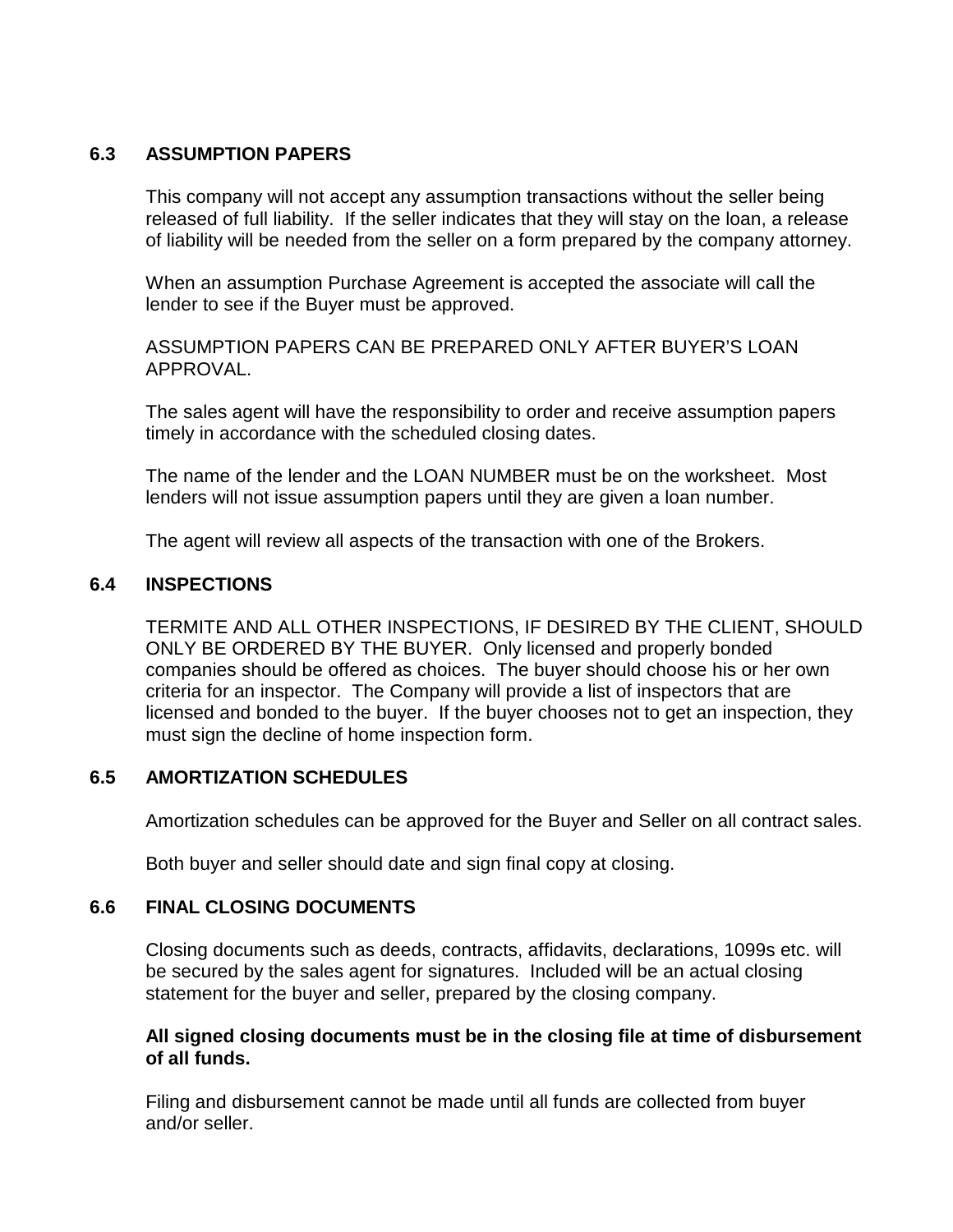### 6.3 ASSUMPTION PAPERS

This company will not accept any assumption transactions without the seller being released of full liability. If the seller indicates that they will stay on the loan, a release of liability will be needed from the seller on a form prepared by the company attorney.

When an assumption Purchase Agreement is accepted the associate will call the lender to see if the Buyer must be approved.

ASSUMPTION PAPERS CAN BE PREPARED ONLY AFTER BUYER'S LOAN APPROVAL.

The sales agent will have the responsibility to order and receive assumption papers timely in accordance with the scheduled closing dates.

The name of the lender and the LOAN NUMBER must be on the worksheet. Most lenders will not issue assumption papers until they are given a loan number.

The agent will review all aspects of the transaction with one of the Brokers.

### 6.4 INSPECTIONS

TERMITE AND ALL OTHER INSPECTIONS, IF DESIRED BY THE CLIENT, SHOULD ONLY BE ORDERED BY THE BUYER. Only licensed and properly bonded companies should be offered as choices. The buyer should choose his or her own criteria for an inspector. The Company will provide a list of inspectors that are licensed and bonded to the buyer. If the buyer chooses not to get an inspection, they must sign the decline of home inspection form.

### 6.5 AMORTIZATION SCHEDULES

Amortization schedules can be approved for the Buyer and Seller on all contract sales.

Both buyer and seller should date and sign final copy at closing.

### 6.6 FINAL CLOSING DOCUMENTS

Closing documents such as deeds, contracts, affidavits, declarations, 1099s etc. will be secured by the sales agent for signatures. Included will be an actual closing statement for the buyer and seller, prepared by the closing company.

**All signed closing documents must be in the closing file at time of disbursement of all funds.**

Filing and disbursement cannot be made until all funds are collected from buyer and/or seller.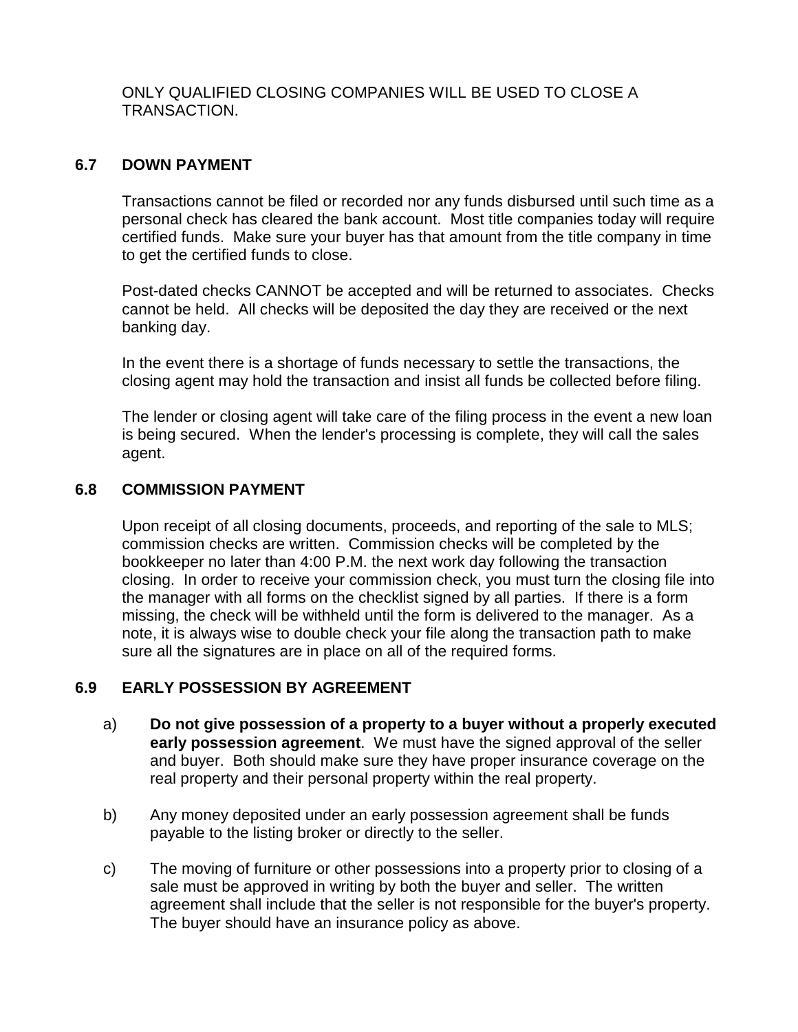ONLY QUALIFIED CLOSING COMPANIES WILL BE USED TO CLOSE A TRANSACTION.

## 6.7 DOWN PAYMENT

Transactions cannot be filed or recorded nor any funds disbursed until such time as a personal check has cleared the bank account. Most title companies today will require certified funds. Make sure your buyer has that amount from the title company in time to get the certified funds to close.

Post-dated checks CANNOT be accepted and will be returned to associates. Checks cannot be held. All checks will be deposited the day they are received or the next banking day.

In the event there is a shortage of funds necessary to settle the transactions, the closing agent may hold the transaction and insist all funds be collected before filing.

The lender or closing agent will take care of the filing process in the event a new loan is being secured. When the lender's processing is complete, they will call the sales agent.

## 6.8 COMMISSION PAYMENT

Upon receipt of all closing documents, proceeds, and reporting of the sale to MLS; commission checks are written. Commission checks will be completed by the bookkeeper no later than 4:00 P.M. the next work day following the transaction closing. In order to receive your commission check, you must turn the closing file into the manager with all forms on the checklist signed by all parties. If there is a form missing, the check will be withheld until the form is delivered to the manager. As a note, it is always wise to double check your file along the transaction path to make sure all the signatures are in place on all of the required forms.

## 6.9 EARLY POSSESSION BY AGREEMENT

a) **Do not give possession of a property to a buyer without a properly executed early possession agreement**. We must have the signed approval of the seller and buyer. Both should make sure they have proper insurance coverage on the real property and their personal property within the real property.

b) Any money deposited under an early possession agreement shall be funds payable to the listing broker or directly to the seller.

c) The moving of furniture or other possessions into a property prior to closing of a sale must be approved in writing by both the buyer and seller. The written agreement shall include that the seller is not responsible for the buyer's property. The buyer should have an insurance policy as above.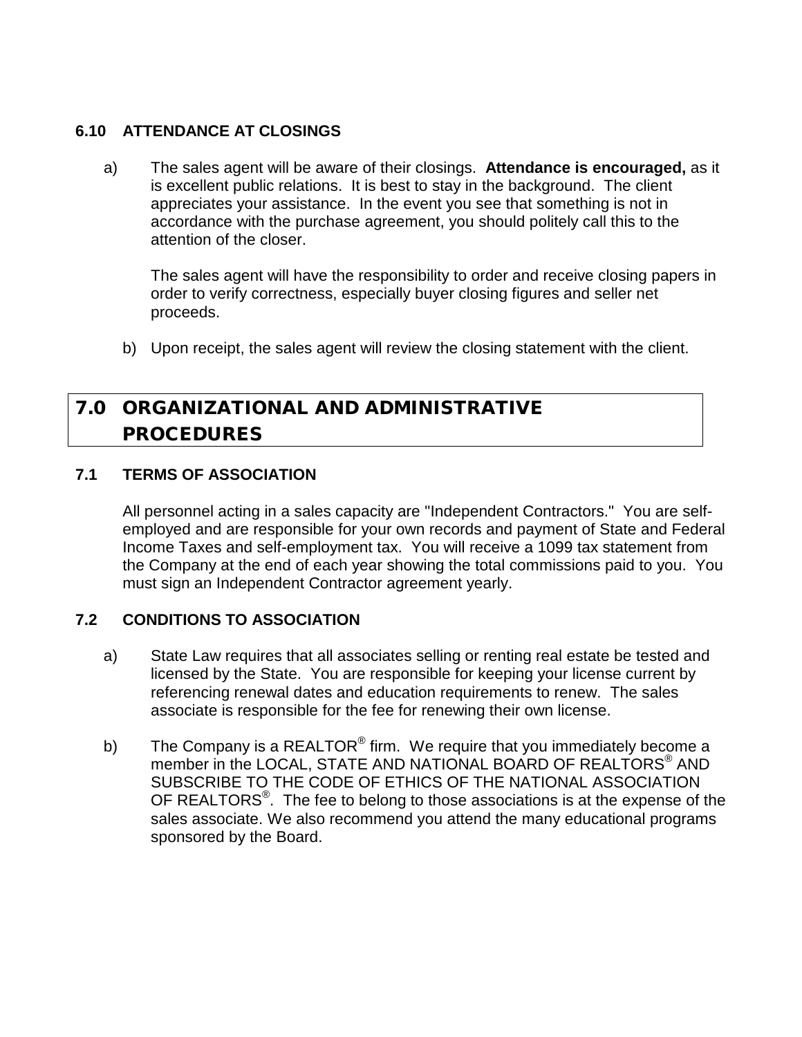### 6.10 ATTENDANCE AT CLOSINGS

a) The sales agent will be aware of their closings. **Attendance is encouraged,** as it is excellent public relations. It is best to stay in the background. The client appreciates your assistance. In the event you see that something is not in accordance with the purchase agreement, you should politely call this to the attention of the closer.

   The sales agent will have the responsibility to order and receive closing papers in order to verify correctness, especially buyer closing figures and seller net proceeds.

b) Upon receipt, the sales agent will review the closing statement with the client.

## 7.0 ORGANIZATIONAL AND ADMINISTRATIVE PROCEDURES

### 7.1 TERMS OF ASSOCIATION

All personnel acting in a sales capacity are "Independent Contractors." You are self-employed and are responsible for your own records and payment of State and Federal Income Taxes and self-employment tax. You will receive a 1099 tax statement from the Company at the end of each year showing the total commissions paid to you. You must sign an Independent Contractor agreement yearly.

### 7.2 CONDITIONS TO ASSOCIATION

a) State Law requires that all associates selling or renting real estate be tested and licensed by the State. You are responsible for keeping your license current by referencing renewal dates and education requirements to renew. The sales associate is responsible for the fee for renewing their own license.

b) The Company is a REALTOR® firm. We require that you immediately become a member in the LOCAL, STATE AND NATIONAL BOARD OF REALTORS® AND SUBSCRIBE TO THE CODE OF ETHICS OF THE NATIONAL ASSOCIATION OF REALTORS®. The fee to belong to those associations is at the expense of the sales associate. We also recommend you attend the many educational programs sponsored by the Board.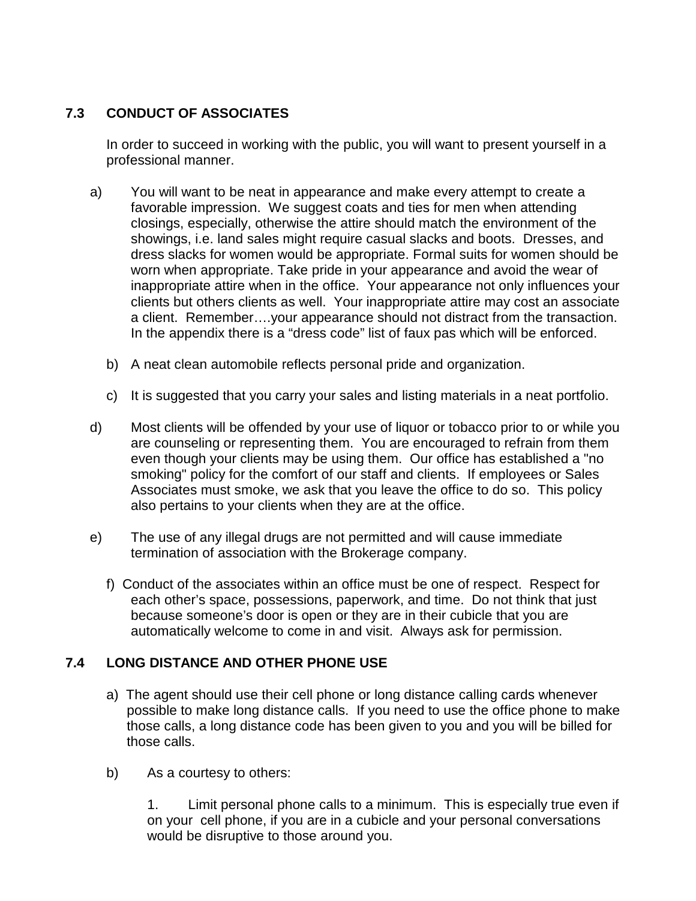## 7.3 CONDUCT OF ASSOCIATES

In order to succeed in working with the public, you will want to present yourself in a professional manner.

a) You will want to be neat in appearance and make every attempt to create a favorable impression. We suggest coats and ties for men when attending closings, especially, otherwise the attire should match the environment of the showings, i.e. land sales might require casual slacks and boots. Dresses, and dress slacks for women would be appropriate. Formal suits for women should be worn when appropriate. Take pride in your appearance and avoid the wear of inappropriate attire when in the office. Your appearance not only influences your clients but others clients as well. Your inappropriate attire may cost an associate a client. Remember….your appearance should not distract from the transaction. In the appendix there is a “dress code” list of faux pas which will be enforced.

b) A neat clean automobile reflects personal pride and organization.

c) It is suggested that you carry your sales and listing materials in a neat portfolio.

d) Most clients will be offended by your use of liquor or tobacco prior to or while you are counseling or representing them. You are encouraged to refrain from them even though your clients may be using them. Our office has established a "no smoking" policy for the comfort of our staff and clients. If employees or Sales Associates must smoke, we ask that you leave the office to do so. This policy also pertains to your clients when they are at the office.

e) The use of any illegal drugs are not permitted and will cause immediate termination of association with the Brokerage company.

f) Conduct of the associates within an office must be one of respect. Respect for each other’s space, possessions, paperwork, and time. Do not think that just because someone’s door is open or they are in their cubicle that you are automatically welcome to come in and visit. Always ask for permission.

## 7.4 LONG DISTANCE AND OTHER PHONE USE

a) The agent should use their cell phone or long distance calling cards whenever possible to make long distance calls. If you need to use the office phone to make those calls, a long distance code has been given to you and you will be billed for those calls.

b) As a courtesy to others:

1. Limit personal phone calls to a minimum. This is especially true even if on your cell phone, if you are in a cubicle and your personal conversations would be disruptive to those around you.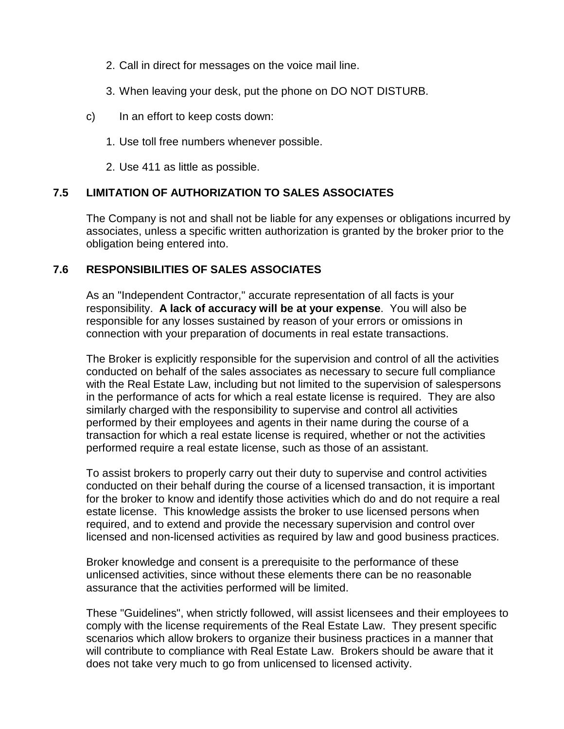2. Call in direct for messages on the voice mail line.

3. When leaving your desk, put the phone on DO NOT DISTURB.

c) In an effort to keep costs down:

1. Use toll free numbers whenever possible.

2. Use 411 as little as possible.

### 7.5 LIMITATION OF AUTHORIZATION TO SALES ASSOCIATES

The Company is not and shall not be liable for any expenses or obligations incurred by associates, unless a specific written authorization is granted by the broker prior to the obligation being entered into.

### 7.6 RESPONSIBILITIES OF SALES ASSOCIATES

As an "Independent Contractor," accurate representation of all facts is your responsibility. **A lack of accuracy will be at your expense**. You will also be responsible for any losses sustained by reason of your errors or omissions in connection with your preparation of documents in real estate transactions.

The Broker is explicitly responsible for the supervision and control of all the activities conducted on behalf of the sales associates as necessary to secure full compliance with the Real Estate Law, including but not limited to the supervision of salespersons in the performance of acts for which a real estate license is required. They are also similarly charged with the responsibility to supervise and control all activities performed by their employees and agents in their name during the course of a transaction for which a real estate license is required, whether or not the activities performed require a real estate license, such as those of an assistant.

To assist brokers to properly carry out their duty to supervise and control activities conducted on their behalf during the course of a licensed transaction, it is important for the broker to know and identify those activities which do and do not require a real estate license. This knowledge assists the broker to use licensed persons when required, and to extend and provide the necessary supervision and control over licensed and non-licensed activities as required by law and good business practices.

Broker knowledge and consent is a prerequisite to the performance of these unlicensed activities, since without these elements there can be no reasonable assurance that the activities performed will be limited.

These "Guidelines", when strictly followed, will assist licensees and their employees to comply with the license requirements of the Real Estate Law. They present specific scenarios which allow brokers to organize their business practices in a manner that will contribute to compliance with Real Estate Law. Brokers should be aware that it does not take very much to go from unlicensed to licensed activity.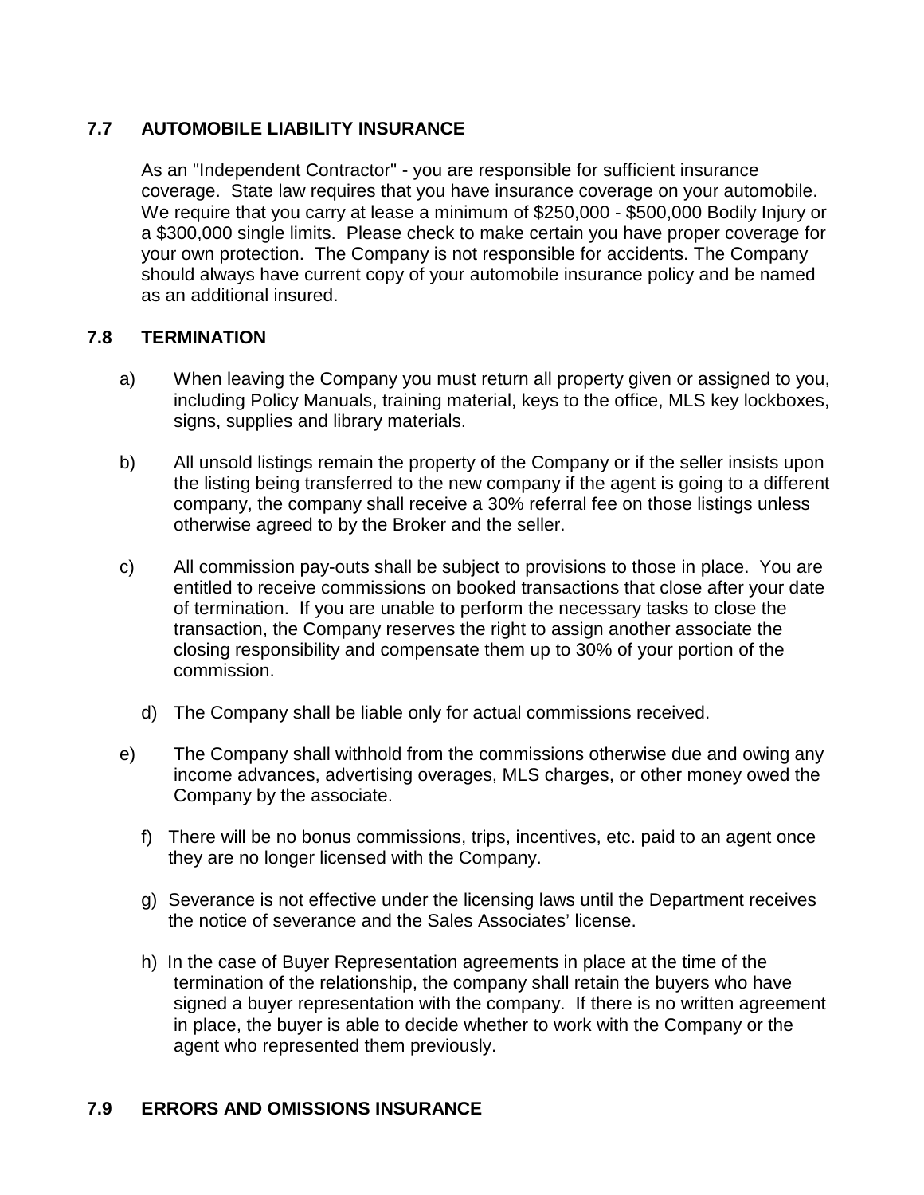## 7.7 AUTOMOBILE LIABILITY INSURANCE

As an "Independent Contractor" - you are responsible for sufficient insurance coverage. State law requires that you have insurance coverage on your automobile. We require that you carry at lease a minimum of $250,000 - $500,000 Bodily Injury or a $300,000 single limits. Please check to make certain you have proper coverage for your own protection. The Company is not responsible for accidents. The Company should always have current copy of your automobile insurance policy and be named as an additional insured.

## 7.8 TERMINATION

a) When leaving the Company you must return all property given or assigned to you, including Policy Manuals, training material, keys to the office, MLS key lockboxes, signs, supplies and library materials.

b) All unsold listings remain the property of the Company or if the seller insists upon the listing being transferred to the new company if the agent is going to a different company, the company shall receive a 30% referral fee on those listings unless otherwise agreed to by the Broker and the seller.

c) All commission pay-outs shall be subject to provisions to those in place. You are entitled to receive commissions on booked transactions that close after your date of termination. If you are unable to perform the necessary tasks to close the transaction, the Company reserves the right to assign another associate the closing responsibility and compensate them up to 30% of your portion of the commission.

d) The Company shall be liable only for actual commissions received.

e) The Company shall withhold from the commissions otherwise due and owing any income advances, advertising overages, MLS charges, or other money owed the Company by the associate.

f) There will be no bonus commissions, trips, incentives, etc. paid to an agent once they are no longer licensed with the Company.

g) Severance is not effective under the licensing laws until the Department receives the notice of severance and the Sales Associates' license.

h) In the case of Buyer Representation agreements in place at the time of the termination of the relationship, the company shall retain the buyers who have signed a buyer representation with the company. If there is no written agreement in place, the buyer is able to decide whether to work with the Company or the agent who represented them previously.

## 7.9 ERRORS AND OMISSIONS INSURANCE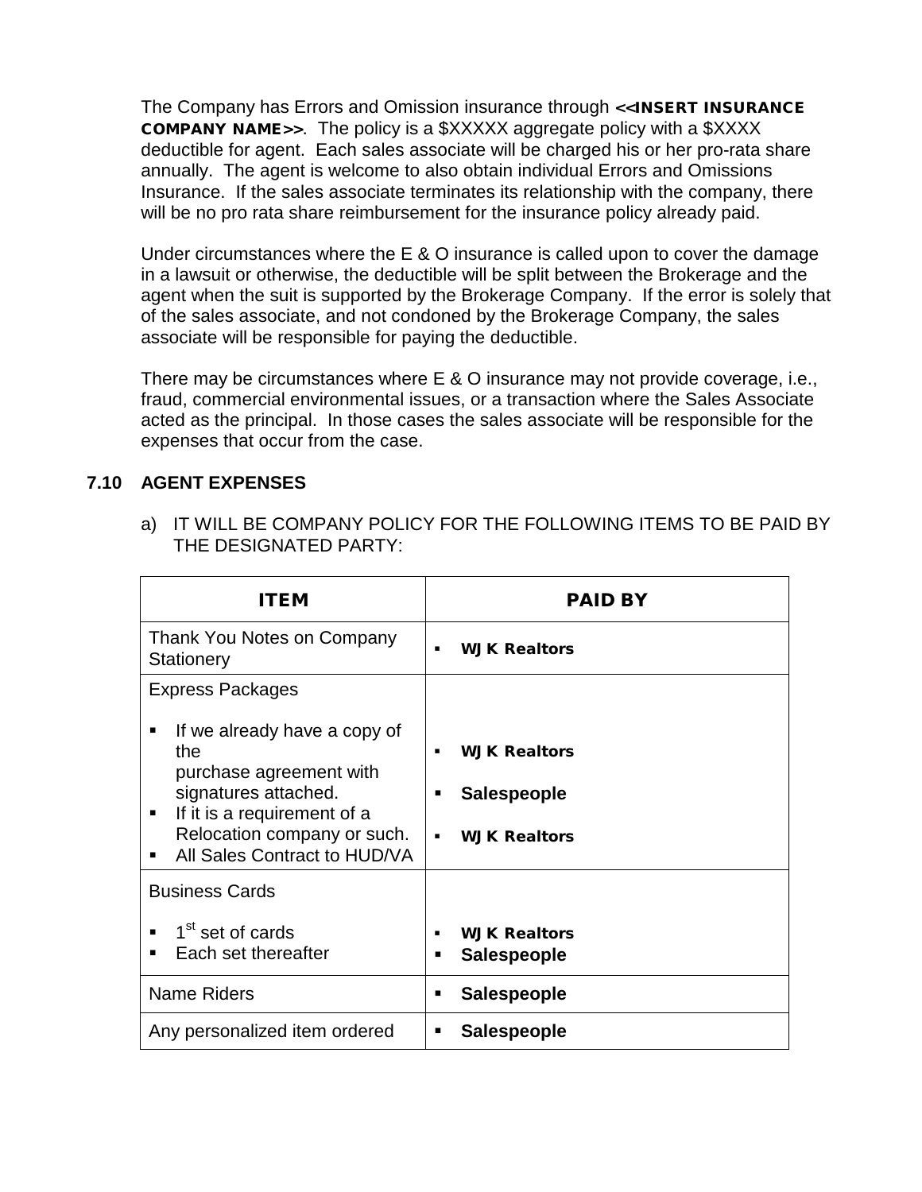The Company has Errors and Omission insurance through **<<INSERT INSURANCE COMPANY NAME>>**. The policy is a $XXXXX aggregate policy with a $XXXX deductible for agent. Each sales associate will be charged his or her pro-rata share annually. The agent is welcome to also obtain individual Errors and Omissions Insurance. If the sales associate terminates its relationship with the company, there will be no pro rata share reimbursement for the insurance policy already paid.

Under circumstances where the E & O insurance is called upon to cover the damage in a lawsuit or otherwise, the deductible will be split between the Brokerage and the agent when the suit is supported by the Brokerage Company. If the error is solely that of the sales associate, and not condoned by the Brokerage Company, the sales associate will be responsible for paying the deductible.

There may be circumstances where E & O insurance may not provide coverage, i.e., fraud, commercial environmental issues, or a transaction where the Sales Associate acted as the principal. In those cases the sales associate will be responsible for the expenses that occur from the case.

## 7.10 AGENT EXPENSES

a) IT WILL BE COMPANY POLICY FOR THE FOLLOWING ITEMS TO BE PAID BY THE DESIGNATED PARTY:

| ITEM | PAID BY |
|---|---|
| Thank You Notes on Company Stationery | ▪ **WJK Realtors** |
| Express Packages<br>▪ If we already have a copy of the purchase agreement with signatures attached.<br>▪ If it is a requirement of a Relocation company or such.<br>▪ All Sales Contract to HUD/VA | <br>▪ **WJK Realtors**<br>▪ **Salespeople**<br>▪ **WJK Realtors** |
| Business Cards<br>▪ 1st set of cards<br>▪ Each set thereafter | <br>▪ **WJK Realtors**<br>▪ **Salespeople** |
| Name Riders | ▪ **Salespeople** |
| Any personalized item ordered | ▪ **Salespeople** |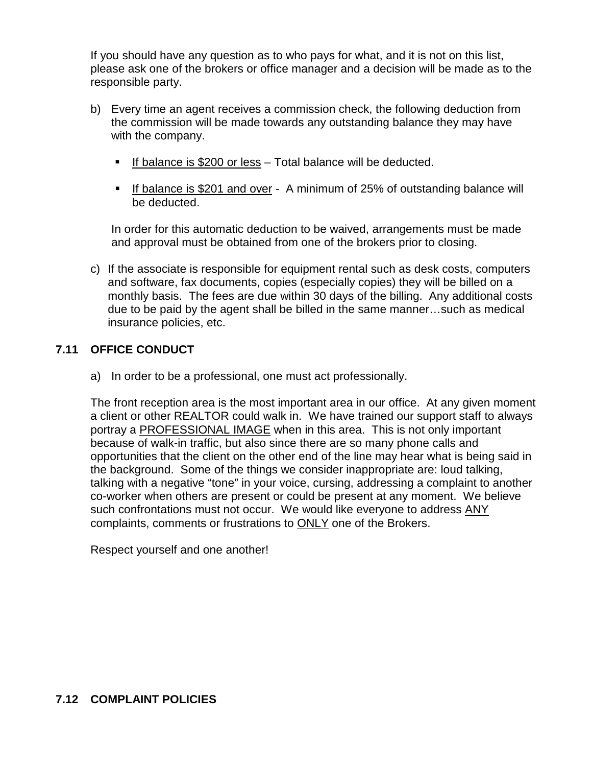If you should have any question as to who pays for what, and it is not on this list, please ask one of the brokers or office manager and a decision will be made as to the responsible party.

b) Every time an agent receives a commission check, the following deduction from the commission will be made towards any outstanding balance they may have with the company.

   - <u>If balance is $200 or less</u> – Total balance will be deducted.

   - <u>If balance is $201 and over</u> - A minimum of 25% of outstanding balance will be deducted.

   In order for this automatic deduction to be waived, arrangements must be made and approval must be obtained from one of the brokers prior to closing.

c) If the associate is responsible for equipment rental such as desk costs, computers and software, fax documents, copies (especially copies) they will be billed on a monthly basis. The fees are due within 30 days of the billing. Any additional costs due to be paid by the agent shall be billed in the same manner…such as medical insurance policies, etc.

## 7.11 OFFICE CONDUCT

a) In order to be a professional, one must act professionally.

The front reception area is the most important area in our office. At any given moment a client or other REALTOR could walk in. We have trained our support staff to always portray a <u>PROFESSIONAL IMAGE</u> when in this area. This is not only important because of walk-in traffic, but also since there are so many phone calls and opportunities that the client on the other end of the line may hear what is being said in the background. Some of the things we consider inappropriate are: loud talking, talking with a negative "tone" in your voice, cursing, addressing a complaint to another co-worker when others are present or could be present at any moment. We believe such confrontations must not occur. We would like everyone to address <u>ANY</u> complaints, comments or frustrations to <u>ONLY</u> one of the Brokers.

Respect yourself and one another!

## 7.12 COMPLAINT POLICIES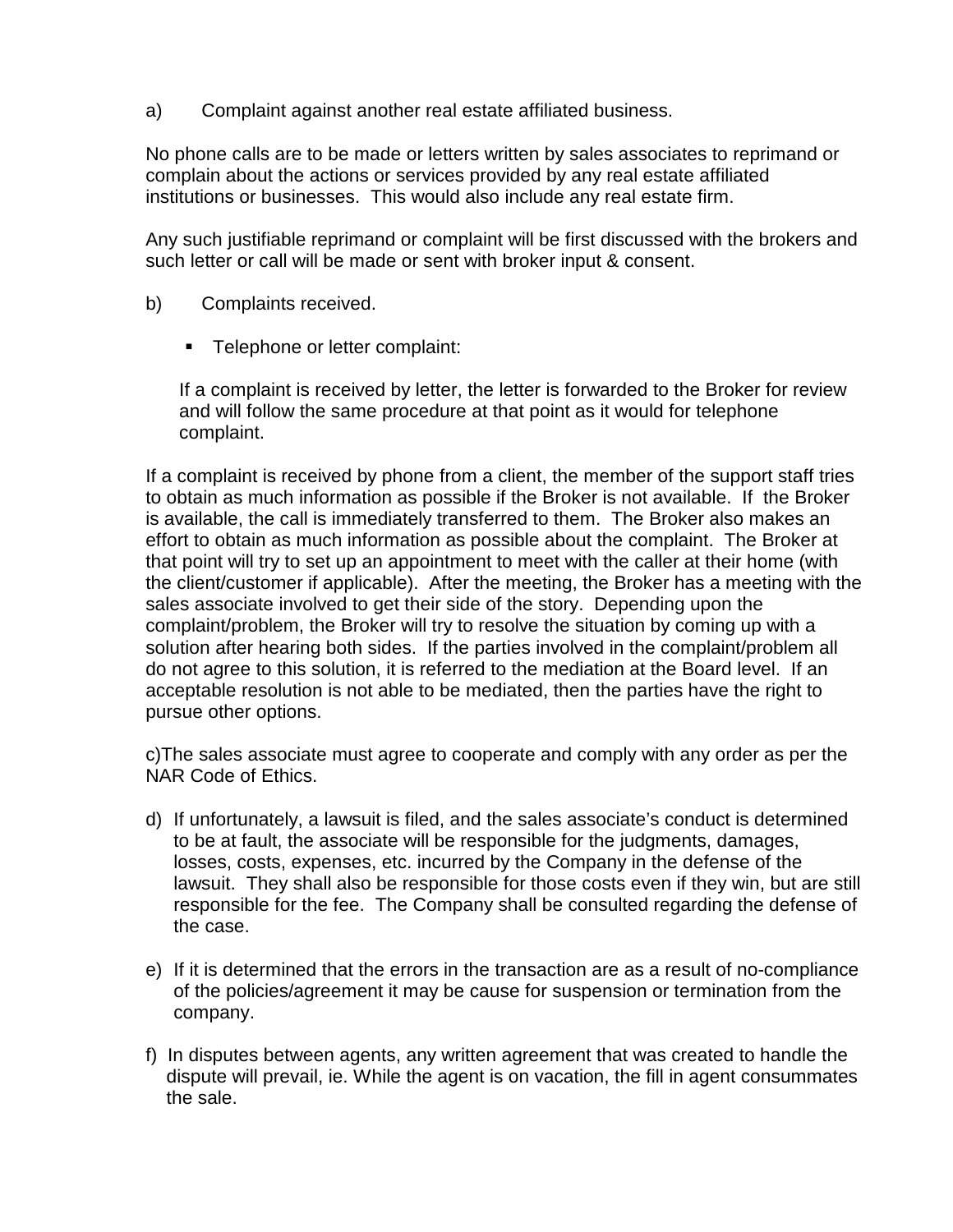a) Complaint against another real estate affiliated business.

No phone calls are to be made or letters written by sales associates to reprimand or complain about the actions or services provided by any real estate affiliated institutions or businesses. This would also include any real estate firm.

Any such justifiable reprimand or complaint will be first discussed with the brokers and such letter or call will be made or sent with broker input & consent.

b) Complaints received.

- Telephone or letter complaint:

  If a complaint is received by letter, the letter is forwarded to the Broker for review and will follow the same procedure at that point as it would for telephone complaint.

If a complaint is received by phone from a client, the member of the support staff tries to obtain as much information as possible if the Broker is not available. If the Broker is available, the call is immediately transferred to them. The Broker also makes an effort to obtain as much information as possible about the complaint. The Broker at that point will try to set up an appointment to meet with the caller at their home (with the client/customer if applicable). After the meeting, the Broker has a meeting with the sales associate involved to get their side of the story. Depending upon the complaint/problem, the Broker will try to resolve the situation by coming up with a solution after hearing both sides. If the parties involved in the complaint/problem all do not agree to this solution, it is referred to the mediation at the Board level. If an acceptable resolution is not able to be mediated, then the parties have the right to pursue other options.

c)The sales associate must agree to cooperate and comply with any order as per the NAR Code of Ethics.

d) If unfortunately, a lawsuit is filed, and the sales associate's conduct is determined to be at fault, the associate will be responsible for the judgments, damages, losses, costs, expenses, etc. incurred by the Company in the defense of the lawsuit. They shall also be responsible for those costs even if they win, but are still responsible for the fee. The Company shall be consulted regarding the defense of the case.

e) If it is determined that the errors in the transaction are as a result of no-compliance of the policies/agreement it may be cause for suspension or termination from the company.

f) In disputes between agents, any written agreement that was created to handle the dispute will prevail, ie. While the agent is on vacation, the fill in agent consummates the sale.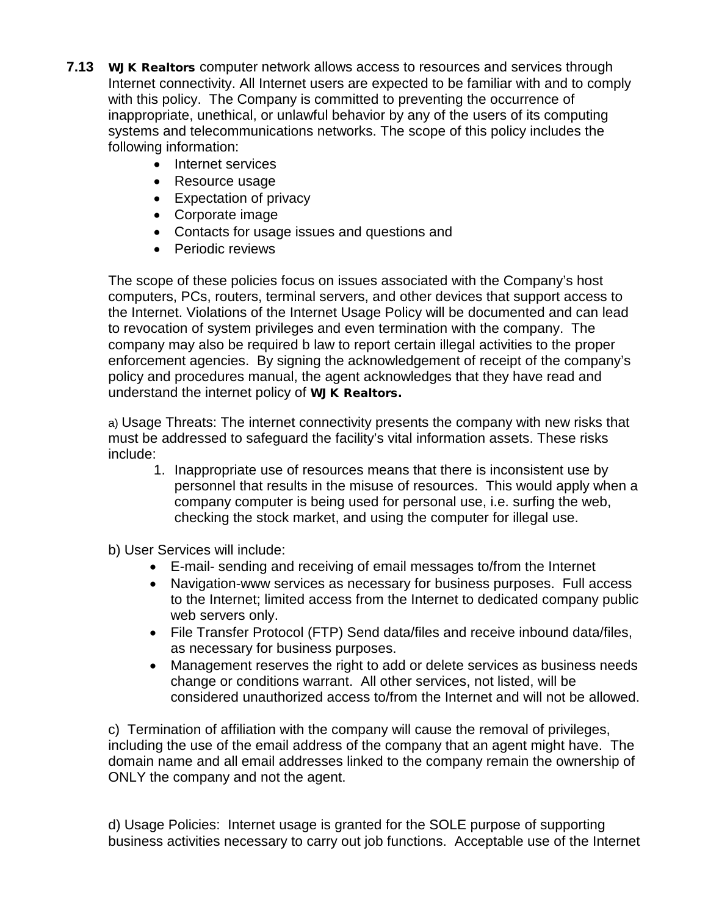**7.13** **WJK Realtors** computer network allows access to resources and services through Internet connectivity. All Internet users are expected to be familiar with and to comply with this policy. The Company is committed to preventing the occurrence of inappropriate, unethical, or unlawful behavior by any of the users of its computing systems and telecommunications networks. The scope of this policy includes the following information:

- Internet services
- Resource usage
- Expectation of privacy
- Corporate image
- Contacts for usage issues and questions and
- Periodic reviews

The scope of these policies focus on issues associated with the Company's host computers, PCs, routers, terminal servers, and other devices that support access to the Internet. Violations of the Internet Usage Policy will be documented and can lead to revocation of system privileges and even termination with the company. The company may also be required b law to report certain illegal activities to the proper enforcement agencies. By signing the acknowledgement of receipt of the company's policy and procedures manual, the agent acknowledges that they have read and understand the internet policy of **WJK Realtors.**

a) Usage Threats: The internet connectivity presents the company with new risks that must be addressed to safeguard the facility's vital information assets. These risks include:

1. Inappropriate use of resources means that there is inconsistent use by personnel that results in the misuse of resources. This would apply when a company computer is being used for personal use, i.e. surfing the web, checking the stock market, and using the computer for illegal use.

b) User Services will include:

- E-mail- sending and receiving of email messages to/from the Internet
- Navigation-www services as necessary for business purposes. Full access to the Internet; limited access from the Internet to dedicated company public web servers only.
- File Transfer Protocol (FTP) Send data/files and receive inbound data/files, as necessary for business purposes.
- Management reserves the right to add or delete services as business needs change or conditions warrant. All other services, not listed, will be considered unauthorized access to/from the Internet and will not be allowed.

c) Termination of affiliation with the company will cause the removal of privileges, including the use of the email address of the company that an agent might have. The domain name and all email addresses linked to the company remain the ownership of ONLY the company and not the agent.

d) Usage Policies: Internet usage is granted for the SOLE purpose of supporting business activities necessary to carry out job functions. Acceptable use of the Internet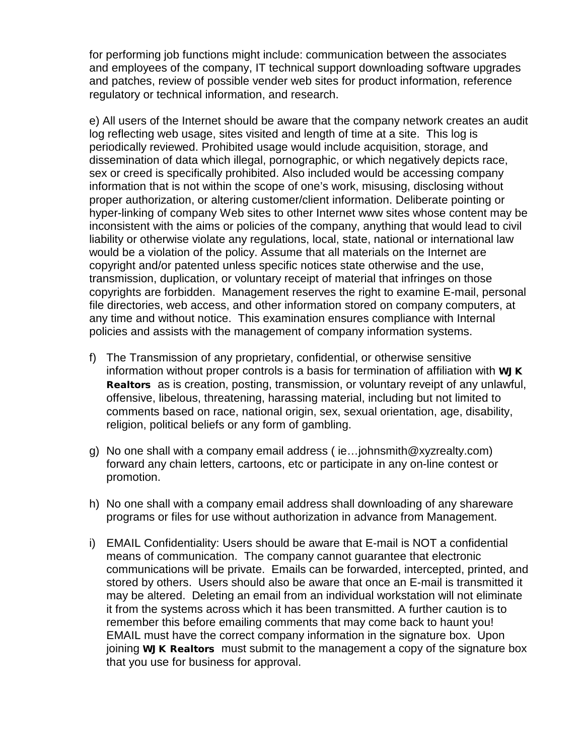for performing job functions might include: communication between the associates and employees of the company, IT technical support downloading software upgrades and patches, review of possible vender web sites for product information, reference regulatory or technical information, and research.

e) All users of the Internet should be aware that the company network creates an audit log reflecting web usage, sites visited and length of time at a site. This log is periodically reviewed. Prohibited usage would include acquisition, storage, and dissemination of data which illegal, pornographic, or which negatively depicts race, sex or creed is specifically prohibited. Also included would be accessing company information that is not within the scope of one's work, misusing, disclosing without proper authorization, or altering customer/client information. Deliberate pointing or hyper-linking of company Web sites to other Internet www sites whose content may be inconsistent with the aims or policies of the company, anything that would lead to civil liability or otherwise violate any regulations, local, state, national or international law would be a violation of the policy. Assume that all materials on the Internet are copyright and/or patented unless specific notices state otherwise and the use, transmission, duplication, or voluntary receipt of material that infringes on those copyrights are forbidden. Management reserves the right to examine E-mail, personal file directories, web access, and other information stored on company computers, at any time and without notice. This examination ensures compliance with Internal policies and assists with the management of company information systems.

f) The Transmission of any proprietary, confidential, or otherwise sensitive information without proper controls is a basis for termination of affiliation with **WJK Realtors** as is creation, posting, transmission, or voluntary reveipt of any unlawful, offensive, libelous, threatening, harassing material, including but not limited to comments based on race, national origin, sex, sexual orientation, age, disability, religion, political beliefs or any form of gambling.

g) No one shall with a company email address ( ie…johnsmith@xyzrealty.com) forward any chain letters, cartoons, etc or participate in any on-line contest or promotion.

h) No one shall with a company email address shall downloading of any shareware programs or files for use without authorization in advance from Management.

i) EMAIL Confidentiality: Users should be aware that E-mail is NOT a confidential means of communication. The company cannot guarantee that electronic communications will be private. Emails can be forwarded, intercepted, printed, and stored by others. Users should also be aware that once an E-mail is transmitted it may be altered. Deleting an email from an individual workstation will not eliminate it from the systems across which it has been transmitted. A further caution is to remember this before emailing comments that may come back to haunt you! EMAIL must have the correct company information in the signature box. Upon joining **WJK Realtors** must submit to the management a copy of the signature box that you use for business for approval.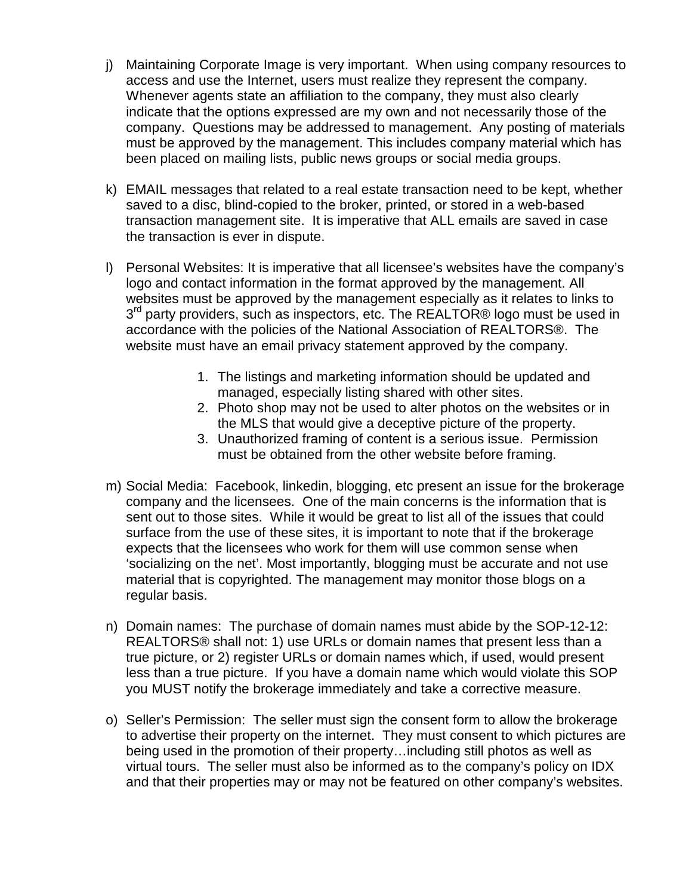j) Maintaining Corporate Image is very important. When using company resources to access and use the Internet, users must realize they represent the company. Whenever agents state an affiliation to the company, they must also clearly indicate that the options expressed are my own and not necessarily those of the company. Questions may be addressed to management. Any posting of materials must be approved by the management. This includes company material which has been placed on mailing lists, public news groups or social media groups.

k) EMAIL messages that related to a real estate transaction need to be kept, whether saved to a disc, blind-copied to the broker, printed, or stored in a web-based transaction management site. It is imperative that ALL emails are saved in case the transaction is ever in dispute.

l) Personal Websites: It is imperative that all licensee's websites have the company's logo and contact information in the format approved by the management. All websites must be approved by the management especially as it relates to links to 3rd party providers, such as inspectors, etc. The REALTOR® logo must be used in accordance with the policies of the National Association of REALTORS®. The website must have an email privacy statement approved by the company.

   1. The listings and marketing information should be updated and managed, especially listing shared with other sites.
   2. Photo shop may not be used to alter photos on the websites or in the MLS that would give a deceptive picture of the property.
   3. Unauthorized framing of content is a serious issue. Permission must be obtained from the other website before framing.

m) Social Media: Facebook, linkedin, blogging, etc present an issue for the brokerage company and the licensees. One of the main concerns is the information that is sent out to those sites. While it would be great to list all of the issues that could surface from the use of these sites, it is important to note that if the brokerage expects that the licensees who work for them will use common sense when 'socializing on the net'. Most importantly, blogging must be accurate and not use material that is copyrighted. The management may monitor those blogs on a regular basis.

n) Domain names: The purchase of domain names must abide by the SOP-12-12: REALTORS® shall not: 1) use URLs or domain names that present less than a true picture, or 2) register URLs or domain names which, if used, would present less than a true picture. If you have a domain name which would violate this SOP you MUST notify the brokerage immediately and take a corrective measure.

o) Seller's Permission: The seller must sign the consent form to allow the brokerage to advertise their property on the internet. They must consent to which pictures are being used in the promotion of their property…including still photos as well as virtual tours. The seller must also be informed as to the company's policy on IDX and that their properties may or may not be featured on other company's websites.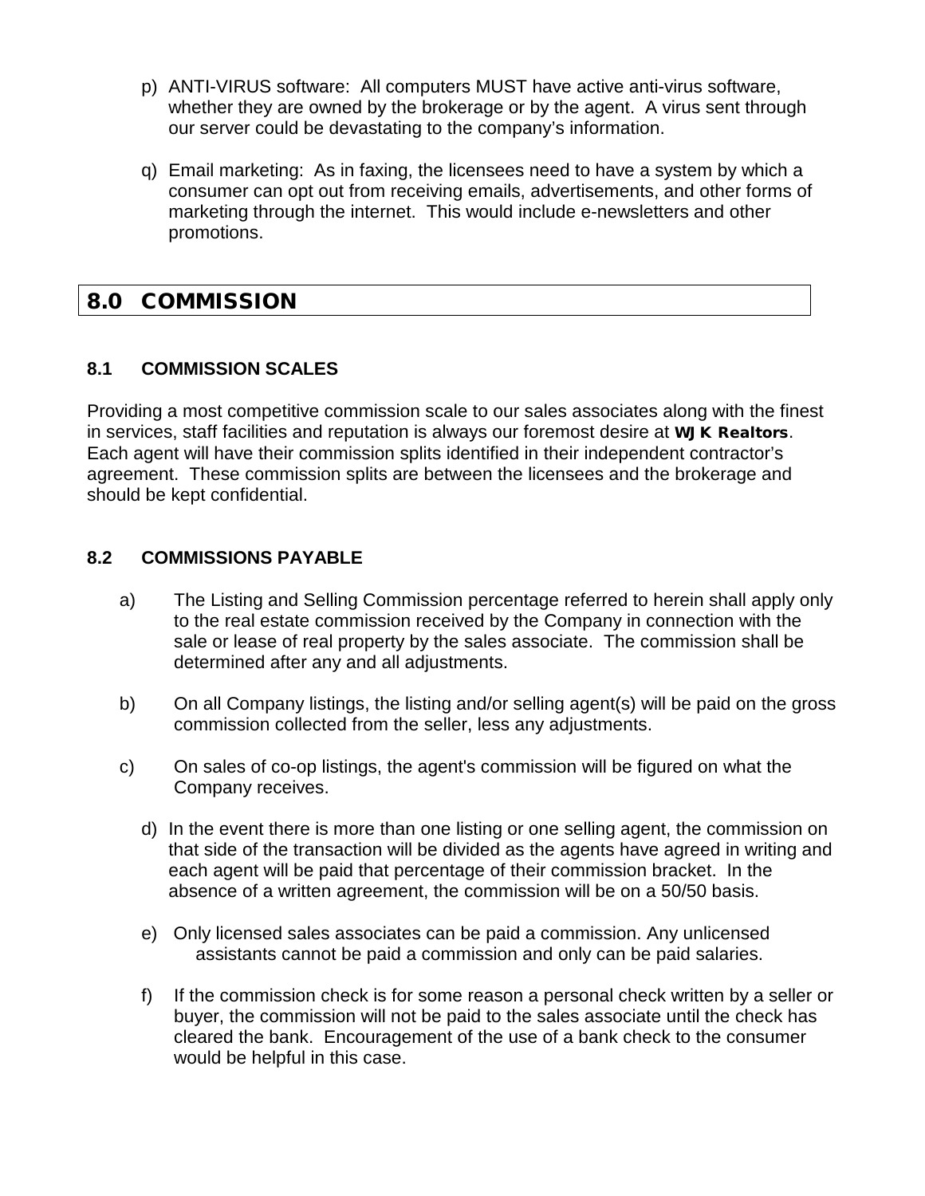p) ANTI-VIRUS software: All computers MUST have active anti-virus software, whether they are owned by the brokerage or by the agent. A virus sent through our server could be devastating to the company's information.

q) Email marketing: As in faxing, the licensees need to have a system by which a consumer can opt out from receiving emails, advertisements, and other forms of marketing through the internet. This would include e-newsletters and other promotions.

## 8.0 COMMISSION

### 8.1 COMMISSION SCALES

Providing a most competitive commission scale to our sales associates along with the finest in services, staff facilities and reputation is always our foremost desire at **WJK Realtors**. Each agent will have their commission splits identified in their independent contractor's agreement. These commission splits are between the licensees and the brokerage and should be kept confidential.

### 8.2 COMMISSIONS PAYABLE

a) The Listing and Selling Commission percentage referred to herein shall apply only to the real estate commission received by the Company in connection with the sale or lease of real property by the sales associate. The commission shall be determined after any and all adjustments.

b) On all Company listings, the listing and/or selling agent(s) will be paid on the gross commission collected from the seller, less any adjustments.

c) On sales of co-op listings, the agent's commission will be figured on what the Company receives.

d) In the event there is more than one listing or one selling agent, the commission on that side of the transaction will be divided as the agents have agreed in writing and each agent will be paid that percentage of their commission bracket. In the absence of a written agreement, the commission will be on a 50/50 basis.

e) Only licensed sales associates can be paid a commission. Any unlicensed assistants cannot be paid a commission and only can be paid salaries.

f) If the commission check is for some reason a personal check written by a seller or buyer, the commission will not be paid to the sales associate until the check has cleared the bank. Encouragement of the use of a bank check to the consumer would be helpful in this case.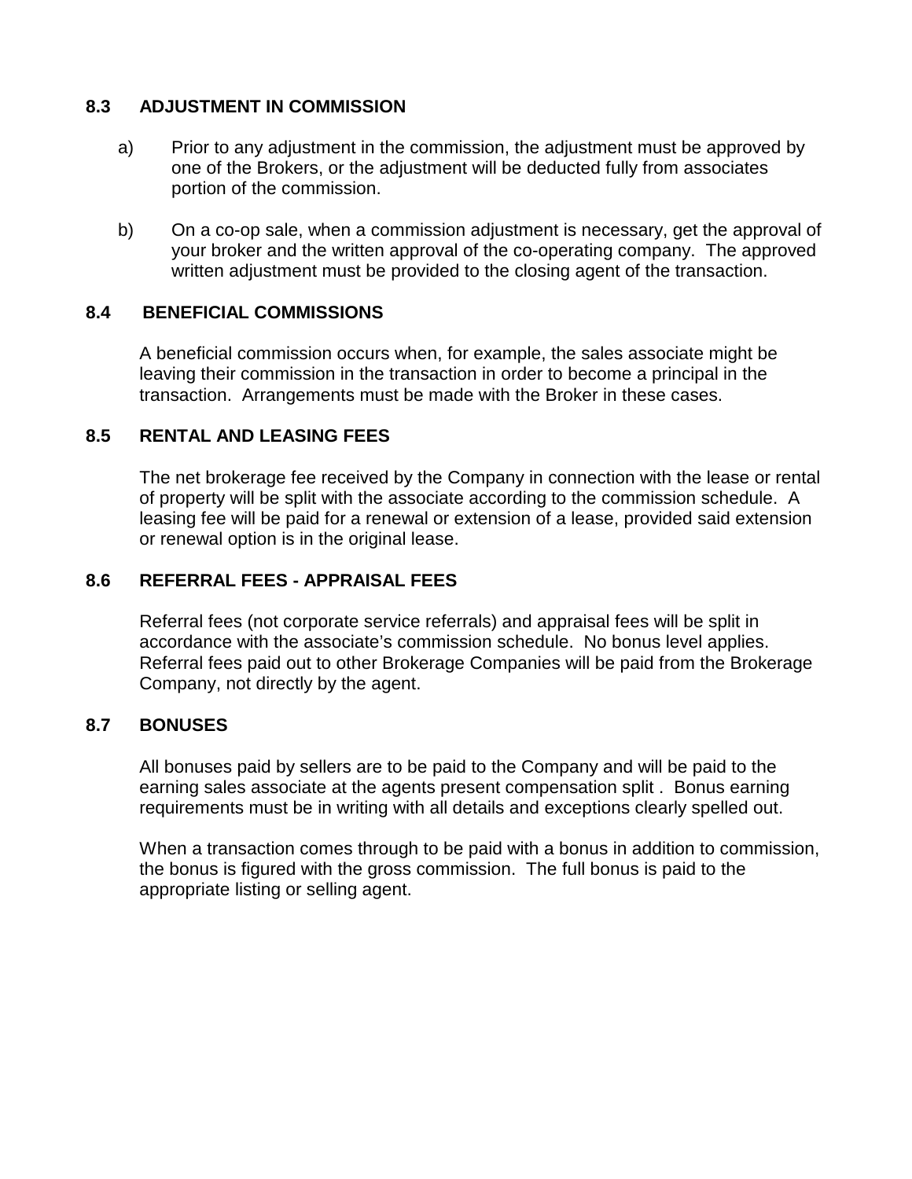### 8.3 ADJUSTMENT IN COMMISSION

a) Prior to any adjustment in the commission, the adjustment must be approved by one of the Brokers, or the adjustment will be deducted fully from associates portion of the commission.

b) On a co-op sale, when a commission adjustment is necessary, get the approval of your broker and the written approval of the co-operating company. The approved written adjustment must be provided to the closing agent of the transaction.

### 8.4 BENEFICIAL COMMISSIONS

A beneficial commission occurs when, for example, the sales associate might be leaving their commission in the transaction in order to become a principal in the transaction. Arrangements must be made with the Broker in these cases.

### 8.5 RENTAL AND LEASING FEES

The net brokerage fee received by the Company in connection with the lease or rental of property will be split with the associate according to the commission schedule. A leasing fee will be paid for a renewal or extension of a lease, provided said extension or renewal option is in the original lease.

### 8.6 REFERRAL FEES - APPRAISAL FEES

Referral fees (not corporate service referrals) and appraisal fees will be split in accordance with the associate's commission schedule. No bonus level applies. Referral fees paid out to other Brokerage Companies will be paid from the Brokerage Company, not directly by the agent.

### 8.7 BONUSES

All bonuses paid by sellers are to be paid to the Company and will be paid to the earning sales associate at the agents present compensation split . Bonus earning requirements must be in writing with all details and exceptions clearly spelled out.

When a transaction comes through to be paid with a bonus in addition to commission, the bonus is figured with the gross commission. The full bonus is paid to the appropriate listing or selling agent.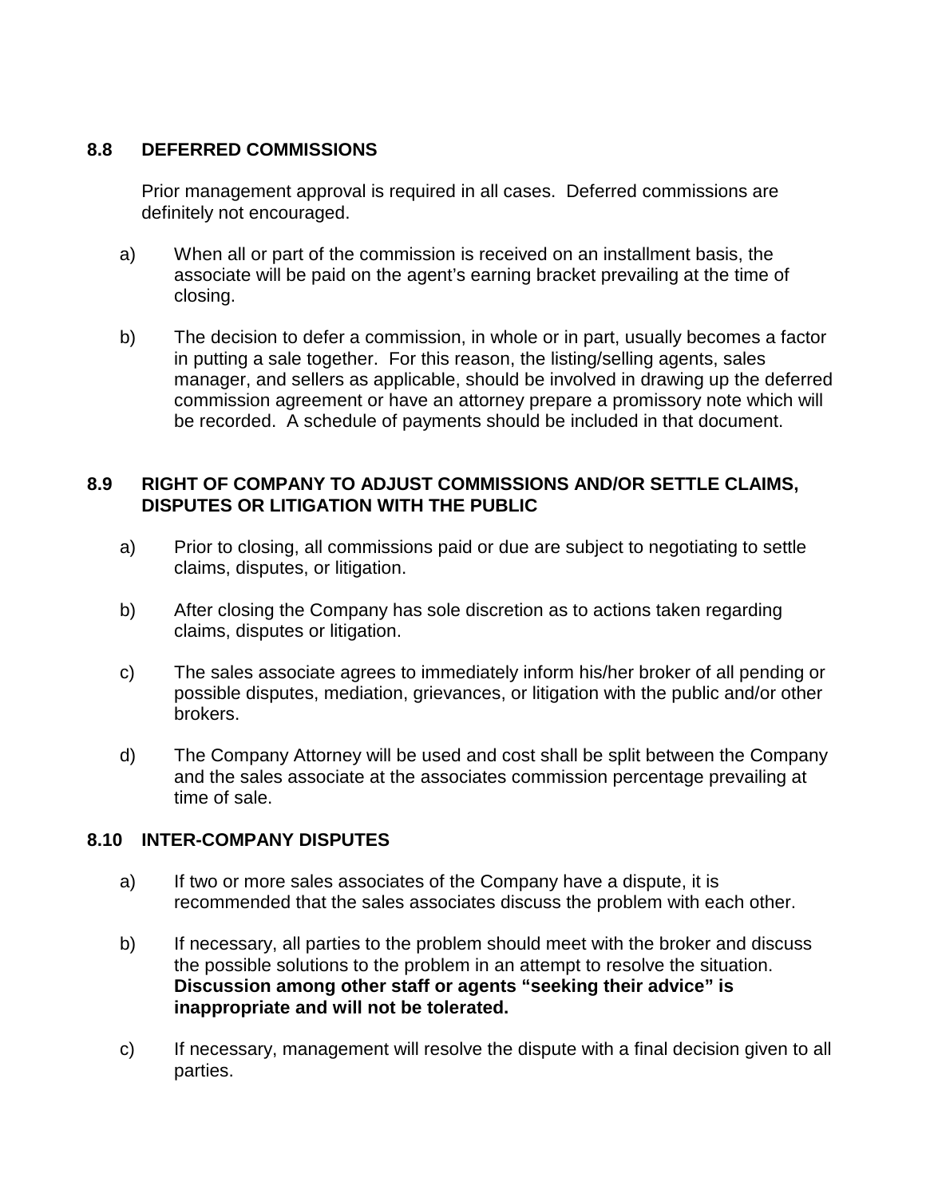### 8.8 DEFERRED COMMISSIONS

Prior management approval is required in all cases. Deferred commissions are definitely not encouraged.

a) When all or part of the commission is received on an installment basis, the associate will be paid on the agent's earning bracket prevailing at the time of closing.

b) The decision to defer a commission, in whole or in part, usually becomes a factor in putting a sale together. For this reason, the listing/selling agents, sales manager, and sellers as applicable, should be involved in drawing up the deferred commission agreement or have an attorney prepare a promissory note which will be recorded. A schedule of payments should be included in that document.

### 8.9 RIGHT OF COMPANY TO ADJUST COMMISSIONS AND/OR SETTLE CLAIMS, DISPUTES OR LITIGATION WITH THE PUBLIC

a) Prior to closing, all commissions paid or due are subject to negotiating to settle claims, disputes, or litigation.

b) After closing the Company has sole discretion as to actions taken regarding claims, disputes or litigation.

c) The sales associate agrees to immediately inform his/her broker of all pending or possible disputes, mediation, grievances, or litigation with the public and/or other brokers.

d) The Company Attorney will be used and cost shall be split between the Company and the sales associate at the associates commission percentage prevailing at time of sale.

### 8.10 INTER-COMPANY DISPUTES

a) If two or more sales associates of the Company have a dispute, it is recommended that the sales associates discuss the problem with each other.

b) If necessary, all parties to the problem should meet with the broker and discuss the possible solutions to the problem in an attempt to resolve the situation. **Discussion among other staff or agents "seeking their advice" is inappropriate and will not be tolerated.**

c) If necessary, management will resolve the dispute with a final decision given to all parties.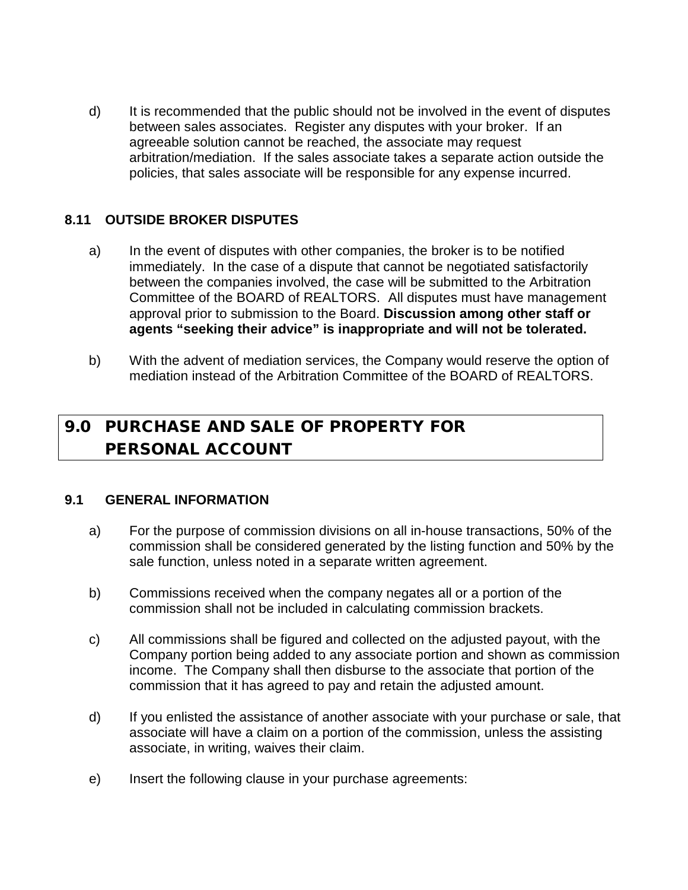d) It is recommended that the public should not be involved in the event of disputes between sales associates. Register any disputes with your broker. If an agreeable solution cannot be reached, the associate may request arbitration/mediation. If the sales associate takes a separate action outside the policies, that sales associate will be responsible for any expense incurred.

### 8.11 OUTSIDE BROKER DISPUTES

a) In the event of disputes with other companies, the broker is to be notified immediately. In the case of a dispute that cannot be negotiated satisfactorily between the companies involved, the case will be submitted to the Arbitration Committee of the BOARD of REALTORS. All disputes must have management approval prior to submission to the Board. **Discussion among other staff or agents "seeking their advice" is inappropriate and will not be tolerated.**

b) With the advent of mediation services, the Company would reserve the option of mediation instead of the Arbitration Committee of the BOARD of REALTORS.

## 9.0 PURCHASE AND SALE OF PROPERTY FOR PERSONAL ACCOUNT

### 9.1 GENERAL INFORMATION

a) For the purpose of commission divisions on all in-house transactions, 50% of the commission shall be considered generated by the listing function and 50% by the sale function, unless noted in a separate written agreement.

b) Commissions received when the company negates all or a portion of the commission shall not be included in calculating commission brackets.

c) All commissions shall be figured and collected on the adjusted payout, with the Company portion being added to any associate portion and shown as commission income. The Company shall then disburse to the associate that portion of the commission that it has agreed to pay and retain the adjusted amount.

d) If you enlisted the assistance of another associate with your purchase or sale, that associate will have a claim on a portion of the commission, unless the assisting associate, in writing, waives their claim.

e) Insert the following clause in your purchase agreements: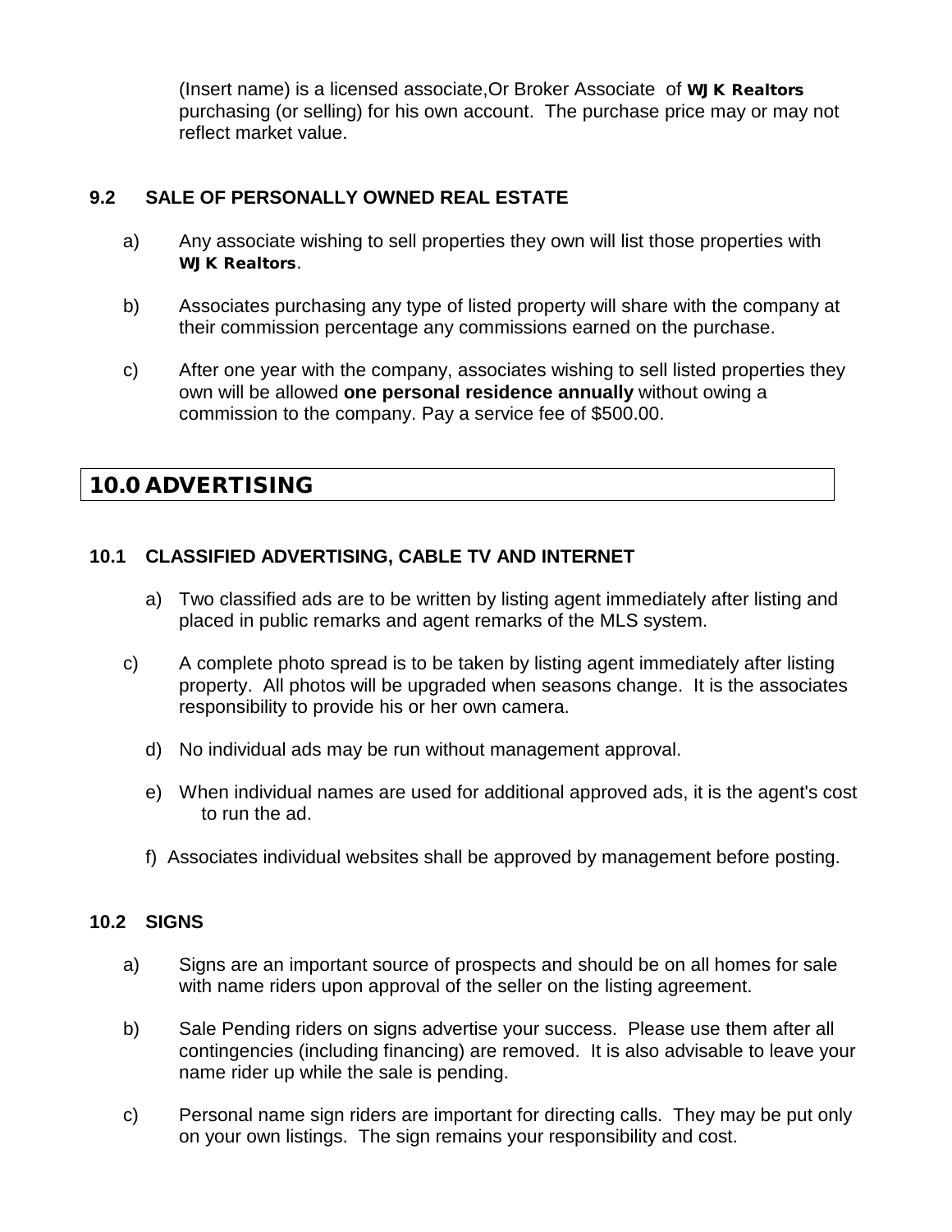(Insert name) is a licensed associate,Or Broker Associate of **WJK Realtors** purchasing (or selling) for his own account. The purchase price may or may not reflect market value.

### 9.2 SALE OF PERSONALLY OWNED REAL ESTATE

a) Any associate wishing to sell properties they own will list those properties with **WJK Realtors**.

b) Associates purchasing any type of listed property will share with the company at their commission percentage any commissions earned on the purchase.

c) After one year with the company, associates wishing to sell listed properties they own will be allowed **one personal residence annually** without owing a commission to the company. Pay a service fee of $500.00.

## 10.0 ADVERTISING

### 10.1 CLASSIFIED ADVERTISING, CABLE TV AND INTERNET

a) Two classified ads are to be written by listing agent immediately after listing and placed in public remarks and agent remarks of the MLS system.

c) A complete photo spread is to be taken by listing agent immediately after listing property. All photos will be upgraded when seasons change. It is the associates responsibility to provide his or her own camera.

d) No individual ads may be run without management approval.

e) When individual names are used for additional approved ads, it is the agent's cost to run the ad.

f) Associates individual websites shall be approved by management before posting.

### 10.2 SIGNS

a) Signs are an important source of prospects and should be on all homes for sale with name riders upon approval of the seller on the listing agreement.

b) Sale Pending riders on signs advertise your success. Please use them after all contingencies (including financing) are removed. It is also advisable to leave your name rider up while the sale is pending.

c) Personal name sign riders are important for directing calls. They may be put only on your own listings. The sign remains your responsibility and cost.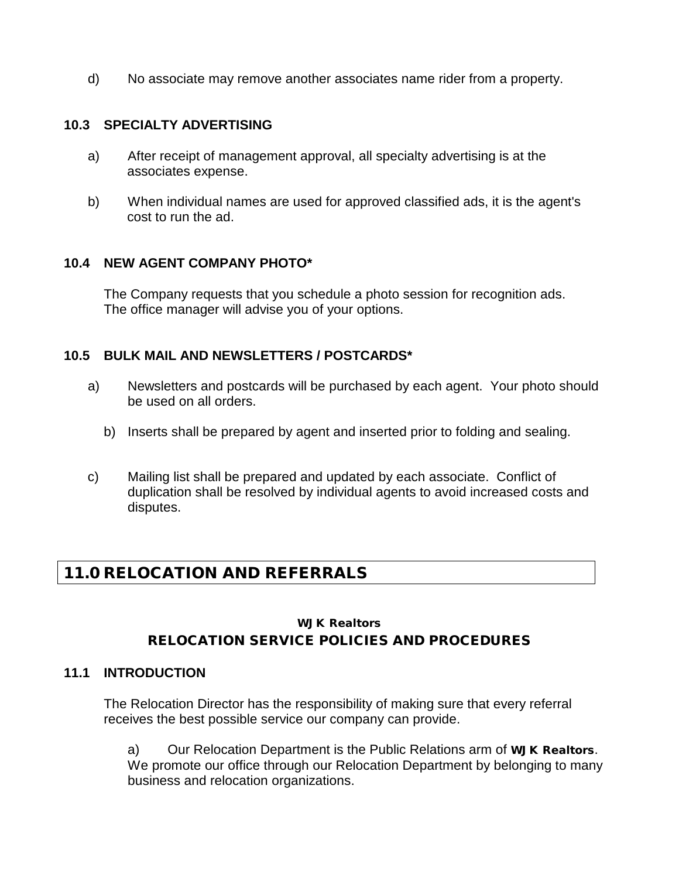d) No associate may remove another associates name rider from a property.

### 10.3 SPECIALTY ADVERTISING

a) After receipt of management approval, all specialty advertising is at the associates expense.

b) When individual names are used for approved classified ads, it is the agent's cost to run the ad.

### 10.4 NEW AGENT COMPANY PHOTO*

The Company requests that you schedule a photo session for recognition ads. The office manager will advise you of your options.

### 10.5 BULK MAIL AND NEWSLETTERS / POSTCARDS*

a) Newsletters and postcards will be purchased by each agent. Your photo should be used on all orders.

b) Inserts shall be prepared by agent and inserted prior to folding and sealing.

c) Mailing list shall be prepared and updated by each associate. Conflict of duplication shall be resolved by individual agents to avoid increased costs and disputes.

## 11.0 RELOCATION AND REFERRALS

**WJK Realtors**

**RELOCATION SERVICE POLICIES AND PROCEDURES**

### 11.1 INTRODUCTION

The Relocation Director has the responsibility of making sure that every referral receives the best possible service our company can provide.

a) Our Relocation Department is the Public Relations arm of **WJK Realtors**. We promote our office through our Relocation Department by belonging to many business and relocation organizations.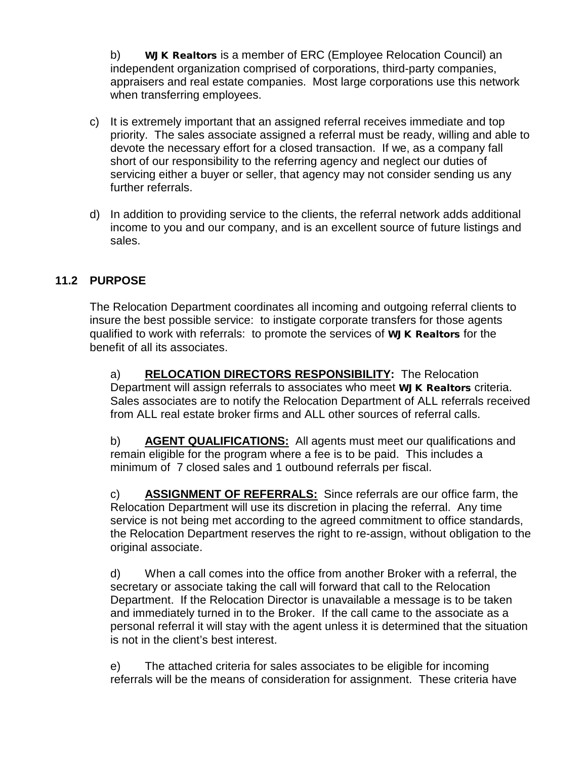b) **WJK Realtors** is a member of ERC (Employee Relocation Council) an independent organization comprised of corporations, third-party companies, appraisers and real estate companies. Most large corporations use this network when transferring employees.

c) It is extremely important that an assigned referral receives immediate and top priority. The sales associate assigned a referral must be ready, willing and able to devote the necessary effort for a closed transaction. If we, as a company fall short of our responsibility to the referring agency and neglect our duties of servicing either a buyer or seller, that agency may not consider sending us any further referrals.

d) In addition to providing service to the clients, the referral network adds additional income to you and our company, and is an excellent source of future listings and sales.

## 11.2 PURPOSE

The Relocation Department coordinates all incoming and outgoing referral clients to insure the best possible service: to instigate corporate transfers for those agents qualified to work with referrals: to promote the services of **WJK Realtors** for the benefit of all its associates.

a) **RELOCATION DIRECTORS RESPONSIBILITY:** The Relocation Department will assign referrals to associates who meet **WJK Realtors** criteria. Sales associates are to notify the Relocation Department of ALL referrals received from ALL real estate broker firms and ALL other sources of referral calls.

b) **AGENT QUALIFICATIONS:** All agents must meet our qualifications and remain eligible for the program where a fee is to be paid. This includes a minimum of 7 closed sales and 1 outbound referrals per fiscal.

c) **ASSIGNMENT OF REFERRALS:** Since referrals are our office farm, the Relocation Department will use its discretion in placing the referral. Any time service is not being met according to the agreed commitment to office standards, the Relocation Department reserves the right to re-assign, without obligation to the original associate.

d) When a call comes into the office from another Broker with a referral, the secretary or associate taking the call will forward that call to the Relocation Department. If the Relocation Director is unavailable a message is to be taken and immediately turned in to the Broker. If the call came to the associate as a personal referral it will stay with the agent unless it is determined that the situation is not in the client's best interest.

e) The attached criteria for sales associates to be eligible for incoming referrals will be the means of consideration for assignment. These criteria have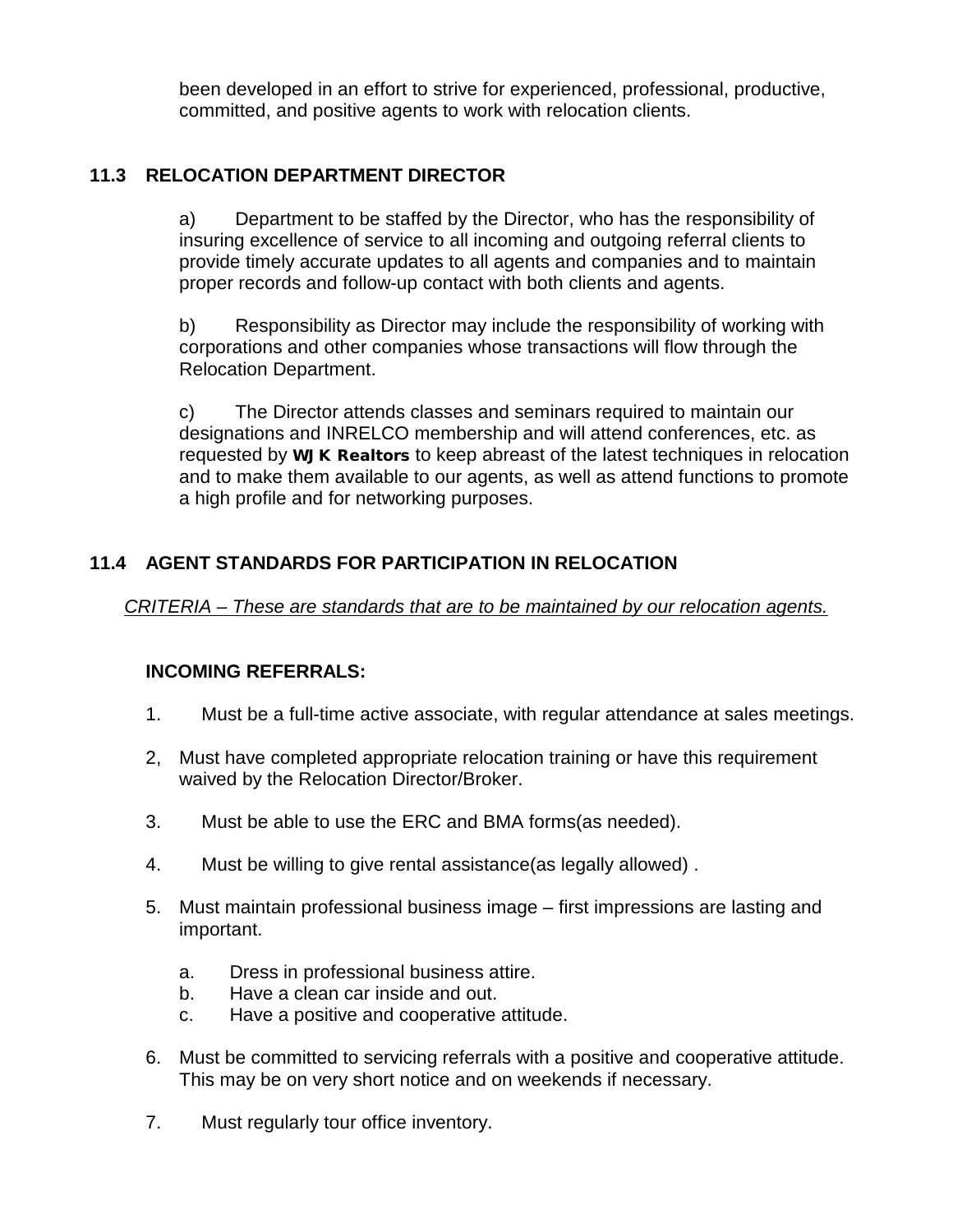been developed in an effort to strive for experienced, professional, productive, committed, and positive agents to work with relocation clients.

## 11.3 RELOCATION DEPARTMENT DIRECTOR

a) Department to be staffed by the Director, who has the responsibility of insuring excellence of service to all incoming and outgoing referral clients to provide timely accurate updates to all agents and companies and to maintain proper records and follow-up contact with both clients and agents.

b) Responsibility as Director may include the responsibility of working with corporations and other companies whose transactions will flow through the Relocation Department.

c) The Director attends classes and seminars required to maintain our designations and INRELCO membership and will attend conferences, etc. as requested by **WJK Realtors** to keep abreast of the latest techniques in relocation and to make them available to our agents, as well as attend functions to promote a high profile and for networking purposes.

## 11.4 AGENT STANDARDS FOR PARTICIPATION IN RELOCATION

*CRITERIA – These are standards that are to be maintained by our relocation agents.*

**INCOMING REFERRALS:**

1. Must be a full-time active associate, with regular attendance at sales meetings.

2, Must have completed appropriate relocation training or have this requirement waived by the Relocation Director/Broker.

3. Must be able to use the ERC and BMA forms(as needed).

4. Must be willing to give rental assistance(as legally allowed) .

5. Must maintain professional business image – first impressions are lasting and important.

   a. Dress in professional business attire.
   b. Have a clean car inside and out.
   c. Have a positive and cooperative attitude.

6. Must be committed to servicing referrals with a positive and cooperative attitude. This may be on very short notice and on weekends if necessary.

7. Must regularly tour office inventory.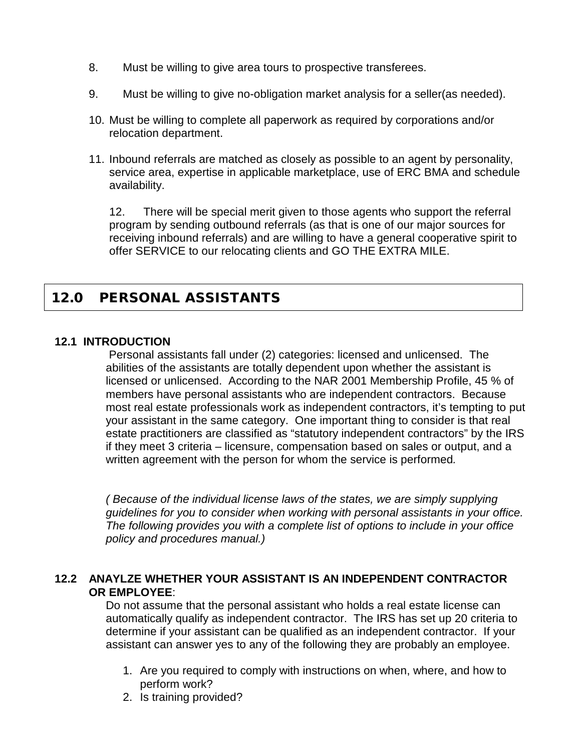8. Must be willing to give area tours to prospective transferees.

9. Must be willing to give no-obligation market analysis for a seller(as needed).

10. Must be willing to complete all paperwork as required by corporations and/or relocation department.

11. Inbound referrals are matched as closely as possible to an agent by personality, service area, expertise in applicable marketplace, use of ERC BMA and schedule availability.

12. There will be special merit given to those agents who support the referral program by sending outbound referrals (as that is one of our major sources for receiving inbound referrals) and are willing to have a general cooperative spirit to offer SERVICE to our relocating clients and GO THE EXTRA MILE.

## 12.0 PERSONAL ASSISTANTS

### 12.1 INTRODUCTION

Personal assistants fall under (2) categories: licensed and unlicensed. The abilities of the assistants are totally dependent upon whether the assistant is licensed or unlicensed. According to the NAR 2001 Membership Profile, 45 % of members have personal assistants who are independent contractors. Because most real estate professionals work as independent contractors, it's tempting to put your assistant in the same category. One important thing to consider is that real estate practitioners are classified as "statutory independent contractors" by the IRS if they meet 3 criteria – licensure, compensation based on sales or output, and a written agreement with the person for whom the service is performed.

*( Because of the individual license laws of the states, we are simply supplying guidelines for you to consider when working with personal assistants in your office. The following provides you with a complete list of options to include in your office policy and procedures manual.)*

### 12.2 ANAYLZE WHETHER YOUR ASSISTANT IS AN INDEPENDENT CONTRACTOR OR EMPLOYEE:

Do not assume that the personal assistant who holds a real estate license can automatically qualify as independent contractor. The IRS has set up 20 criteria to determine if your assistant can be qualified as an independent contractor. If your assistant can answer yes to any of the following they are probably an employee.

1. Are you required to comply with instructions on when, where, and how to perform work?
2. Is training provided?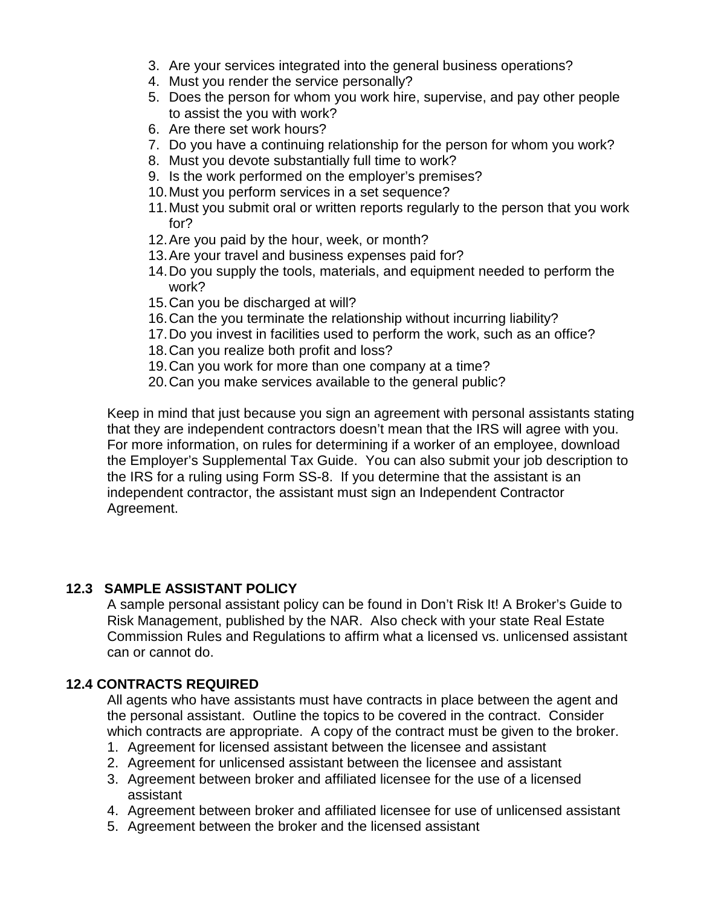3. Are your services integrated into the general business operations?
4. Must you render the service personally?
5. Does the person for whom you work hire, supervise, and pay other people to assist the you with work?
6. Are there set work hours?
7. Do you have a continuing relationship for the person for whom you work?
8. Must you devote substantially full time to work?
9. Is the work performed on the employer's premises?
10. Must you perform services in a set sequence?
11. Must you submit oral or written reports regularly to the person that you work for?
12. Are you paid by the hour, week, or month?
13. Are your travel and business expenses paid for?
14. Do you supply the tools, materials, and equipment needed to perform the work?
15. Can you be discharged at will?
16. Can the you terminate the relationship without incurring liability?
17. Do you invest in facilities used to perform the work, such as an office?
18. Can you realize both profit and loss?
19. Can you work for more than one company at a time?
20. Can you make services available to the general public?

Keep in mind that just because you sign an agreement with personal assistants stating that they are independent contractors doesn't mean that the IRS will agree with you. For more information, on rules for determining if a worker of an employee, download the Employer's Supplemental Tax Guide. You can also submit your job description to the IRS for a ruling using Form SS-8. If you determine that the assistant is an independent contractor, the assistant must sign an Independent Contractor Agreement.

## 12.3 SAMPLE ASSISTANT POLICY

A sample personal assistant policy can be found in Don't Risk It! A Broker's Guide to Risk Management, published by the NAR. Also check with your state Real Estate Commission Rules and Regulations to affirm what a licensed vs. unlicensed assistant can or cannot do.

## 12.4 CONTRACTS REQUIRED

All agents who have assistants must have contracts in place between the agent and the personal assistant. Outline the topics to be covered in the contract. Consider which contracts are appropriate. A copy of the contract must be given to the broker.

1. Agreement for licensed assistant between the licensee and assistant
2. Agreement for unlicensed assistant between the licensee and assistant
3. Agreement between broker and affiliated licensee for the use of a licensed assistant
4. Agreement between broker and affiliated licensee for use of unlicensed assistant
5. Agreement between the broker and the licensed assistant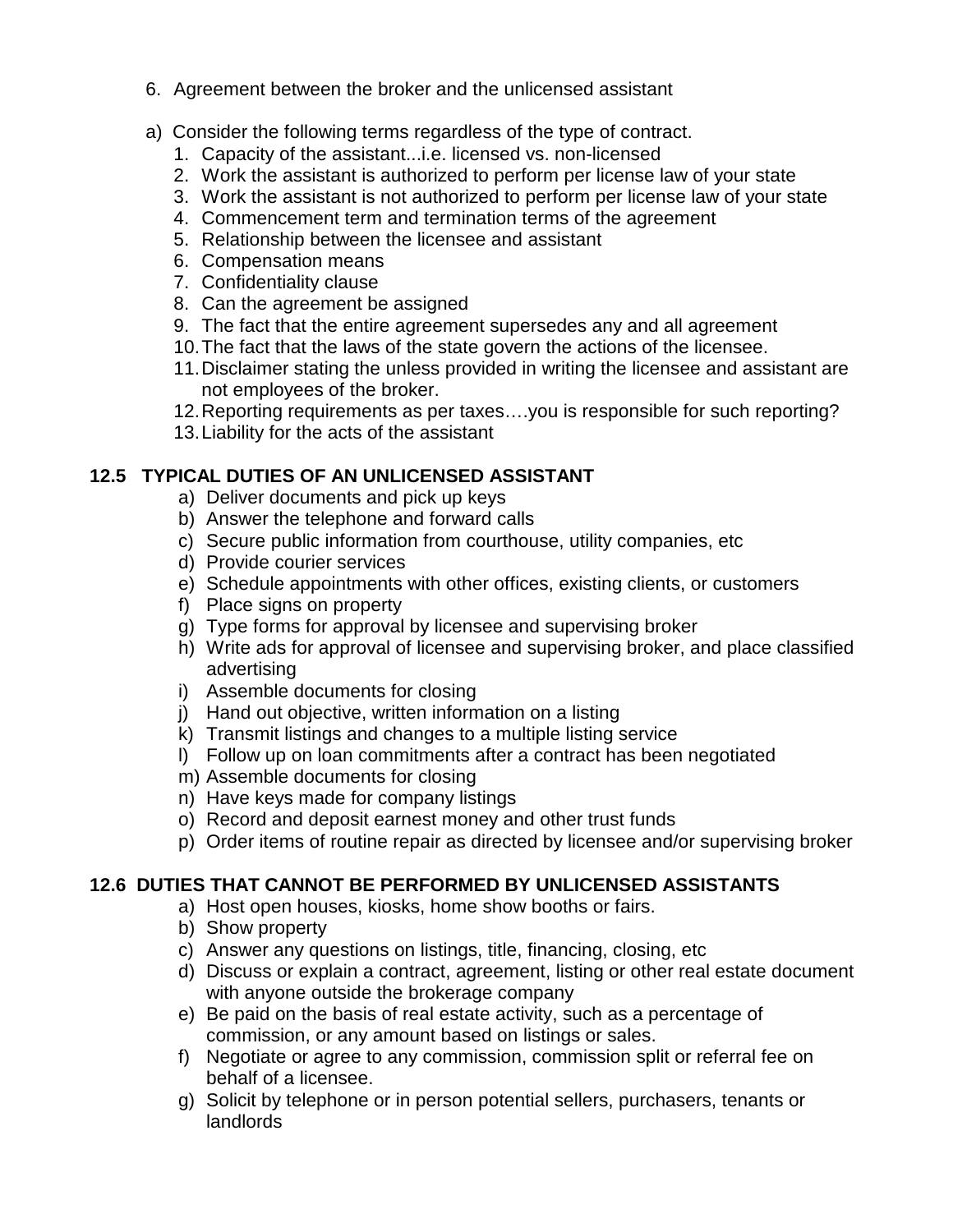6. Agreement between the broker and the unlicensed assistant

a) Consider the following terms regardless of the type of contract.
   1. Capacity of the assistant...i.e. licensed vs. non-licensed
   2. Work the assistant is authorized to perform per license law of your state
   3. Work the assistant is not authorized to perform per license law of your state
   4. Commencement term and termination terms of the agreement
   5. Relationship between the licensee and assistant
   6. Compensation means
   7. Confidentiality clause
   8. Can the agreement be assigned
   9. The fact that the entire agreement supersedes any and all agreement
   10. The fact that the laws of the state govern the actions of the licensee.
   11. Disclaimer stating the unless provided in writing the licensee and assistant are not employees of the broker.
   12. Reporting requirements as per taxes….you is responsible for such reporting?
   13. Liability for the acts of the assistant

## 12.5 TYPICAL DUTIES OF AN UNLICENSED ASSISTANT

a) Deliver documents and pick up keys
b) Answer the telephone and forward calls
c) Secure public information from courthouse, utility companies, etc
d) Provide courier services
e) Schedule appointments with other offices, existing clients, or customers
f) Place signs on property
g) Type forms for approval by licensee and supervising broker
h) Write ads for approval of licensee and supervising broker, and place classified advertising
i) Assemble documents for closing
j) Hand out objective, written information on a listing
k) Transmit listings and changes to a multiple listing service
l) Follow up on loan commitments after a contract has been negotiated
m) Assemble documents for closing
n) Have keys made for company listings
o) Record and deposit earnest money and other trust funds
p) Order items of routine repair as directed by licensee and/or supervising broker

## 12.6 DUTIES THAT CANNOT BE PERFORMED BY UNLICENSED ASSISTANTS

a) Host open houses, kiosks, home show booths or fairs.
b) Show property
c) Answer any questions on listings, title, financing, closing, etc
d) Discuss or explain a contract, agreement, listing or other real estate document with anyone outside the brokerage company
e) Be paid on the basis of real estate activity, such as a percentage of commission, or any amount based on listings or sales.
f) Negotiate or agree to any commission, commission split or referral fee on behalf of a licensee.
g) Solicit by telephone or in person potential sellers, purchasers, tenants or landlords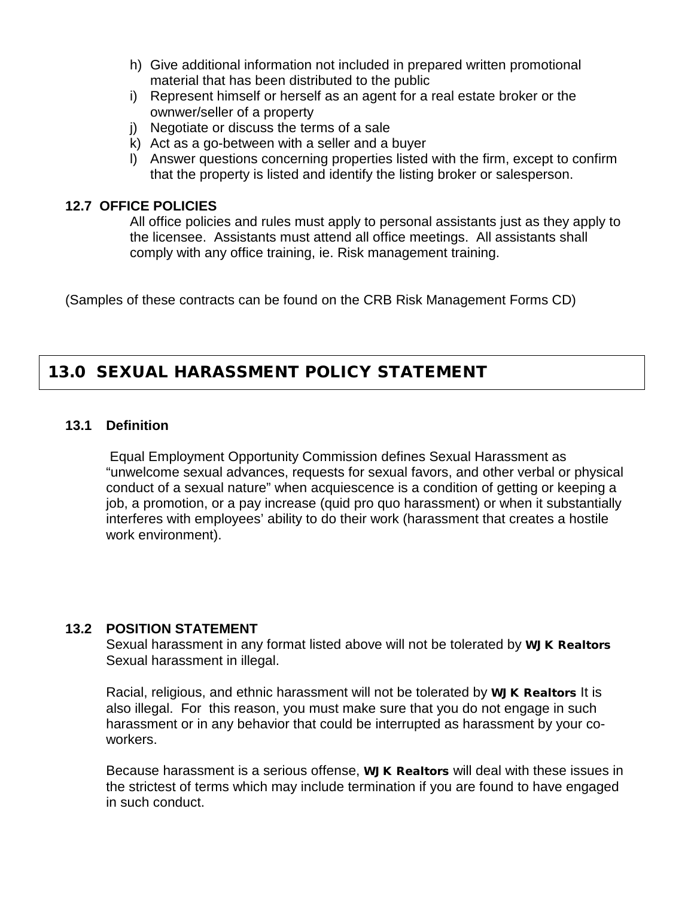h) Give additional information not included in prepared written promotional material that has been distributed to the public
i) Represent himself or herself as an agent for a real estate broker or the ownwer/seller of a property
j) Negotiate or discuss the terms of a sale
k) Act as a go-between with a seller and a buyer
l) Answer questions concerning properties listed with the firm, except to confirm that the property is listed and identify the listing broker or salesperson.

**12.7 OFFICE POLICIES**

All office policies and rules must apply to personal assistants just as they apply to the licensee. Assistants must attend all office meetings. All assistants shall comply with any office training, ie. Risk management training.

(Samples of these contracts can be found on the CRB Risk Management Forms CD)

## 13.0 SEXUAL HARASSMENT POLICY STATEMENT

**13.1 Definition**

Equal Employment Opportunity Commission defines Sexual Harassment as "unwelcome sexual advances, requests for sexual favors, and other verbal or physical conduct of a sexual nature" when acquiescence is a condition of getting or keeping a job, a promotion, or a pay increase (quid pro quo harassment) or when it substantially interferes with employees' ability to do their work (harassment that creates a hostile work environment).

**13.2 POSITION STATEMENT**

Sexual harassment in any format listed above will not be tolerated by **WJK Realtors** Sexual harassment in illegal.

Racial, religious, and ethnic harassment will not be tolerated by **WJK Realtors** It is also illegal. For this reason, you must make sure that you do not engage in such harassment or in any behavior that could be interrupted as harassment by your co-workers.

Because harassment is a serious offense, **WJK Realtors** will deal with these issues in the strictest of terms which may include termination if you are found to have engaged in such conduct.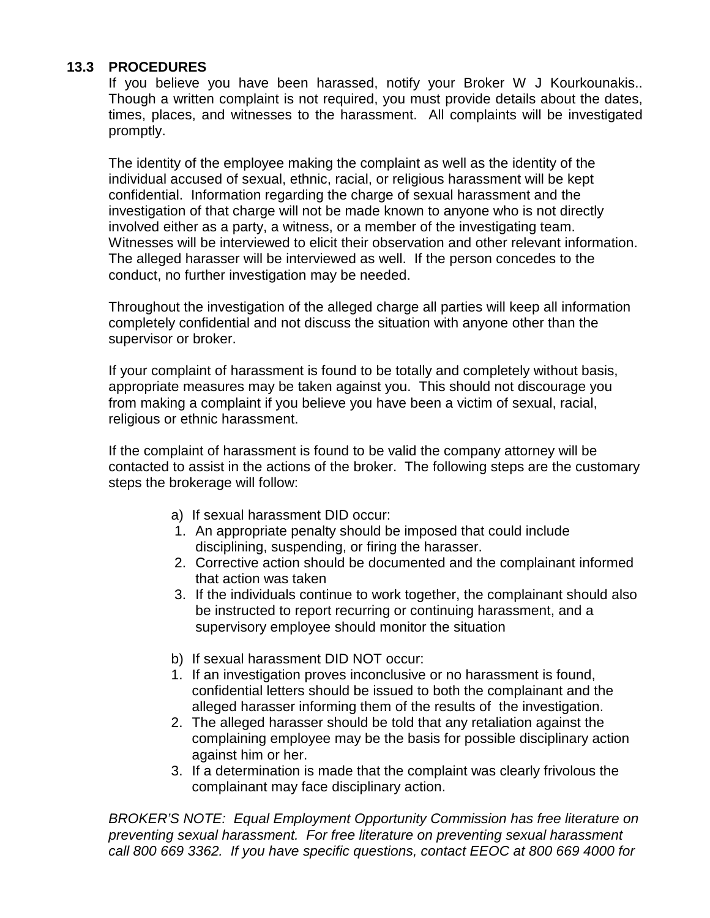### 13.3 PROCEDURES

If you believe you have been harassed, notify your Broker W J Kourkounakis.. Though a written complaint is not required, you must provide details about the dates, times, places, and witnesses to the harassment. All complaints will be investigated promptly.

The identity of the employee making the complaint as well as the identity of the individual accused of sexual, ethnic, racial, or religious harassment will be kept confidential. Information regarding the charge of sexual harassment and the investigation of that charge will not be made known to anyone who is not directly involved either as a party, a witness, or a member of the investigating team. Witnesses will be interviewed to elicit their observation and other relevant information. The alleged harasser will be interviewed as well. If the person concedes to the conduct, no further investigation may be needed.

Throughout the investigation of the alleged charge all parties will keep all information completely confidential and not discuss the situation with anyone other than the supervisor or broker.

If your complaint of harassment is found to be totally and completely without basis, appropriate measures may be taken against you. This should not discourage you from making a complaint if you believe you have been a victim of sexual, racial, religious or ethnic harassment.

If the complaint of harassment is found to be valid the company attorney will be contacted to assist in the actions of the broker. The following steps are the customary steps the brokerage will follow:

a) If sexual harassment DID occur:

1. An appropriate penalty should be imposed that could include disciplining, suspending, or firing the harasser.
2. Corrective action should be documented and the complainant informed that action was taken
3. If the individuals continue to work together, the complainant should also be instructed to report recurring or continuing harassment, and a supervisory employee should monitor the situation

b) If sexual harassment DID NOT occur:

1. If an investigation proves inconclusive or no harassment is found, confidential letters should be issued to both the complainant and the alleged harasser informing them of the results of the investigation.
2. The alleged harasser should be told that any retaliation against the complaining employee may be the basis for possible disciplinary action against him or her.
3. If a determination is made that the complaint was clearly frivolous the complainant may face disciplinary action.

*BROKER'S NOTE: Equal Employment Opportunity Commission has free literature on preventing sexual harassment. For free literature on preventing sexual harassment call 800 669 3362. If you have specific questions, contact EEOC at 800 669 4000 for*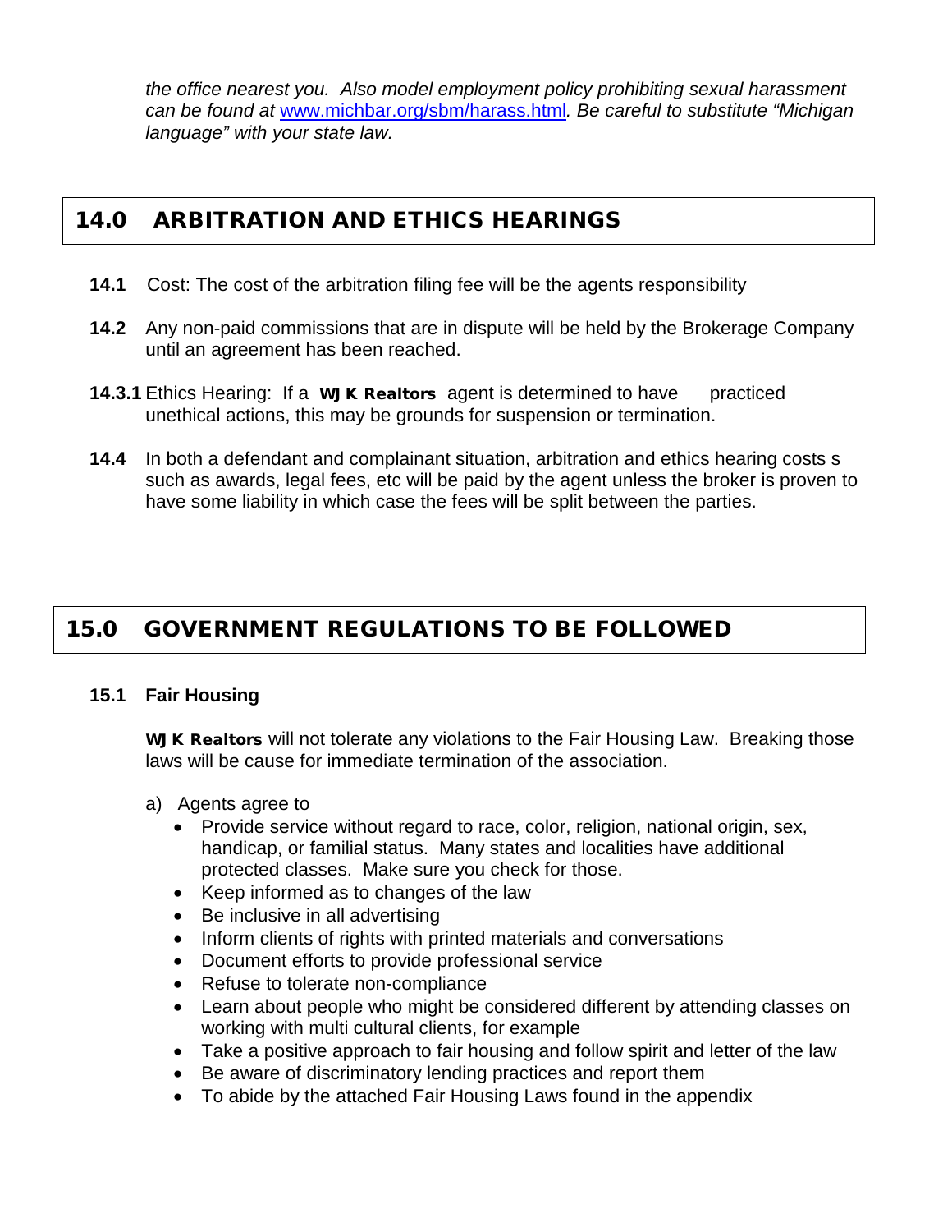*the office nearest you. Also model employment policy prohibiting sexual harassment can be found at [www.michbar.org/sbm/harass.html](www.michbar.org/sbm/harass.html). Be careful to substitute "Michigan language" with your state law.*

## 14.0 ARBITRATION AND ETHICS HEARINGS

**14.1** Cost: The cost of the arbitration filing fee will be the agents responsibility

**14.2** Any non-paid commissions that are in dispute will be held by the Brokerage Company until an agreement has been reached.

**14.3.1** Ethics Hearing: If a **WJK Realtors** agent is determined to have practiced unethical actions, this may be grounds for suspension or termination.

**14.4** In both a defendant and complainant situation, arbitration and ethics hearing costs s such as awards, legal fees, etc will be paid by the agent unless the broker is proven to have some liability in which case the fees will be split between the parties.

## 15.0 GOVERNMENT REGULATIONS TO BE FOLLOWED

### 15.1 Fair Housing

**WJK Realtors** will not tolerate any violations to the Fair Housing Law. Breaking those laws will be cause for immediate termination of the association.

a) Agents agree to

- Provide service without regard to race, color, religion, national origin, sex, handicap, or familial status. Many states and localities have additional protected classes. Make sure you check for those.
- Keep informed as to changes of the law
- Be inclusive in all advertising
- Inform clients of rights with printed materials and conversations
- Document efforts to provide professional service
- Refuse to tolerate non-compliance
- Learn about people who might be considered different by attending classes on working with multi cultural clients, for example
- Take a positive approach to fair housing and follow spirit and letter of the law
- Be aware of discriminatory lending practices and report them
- To abide by the attached Fair Housing Laws found in the appendix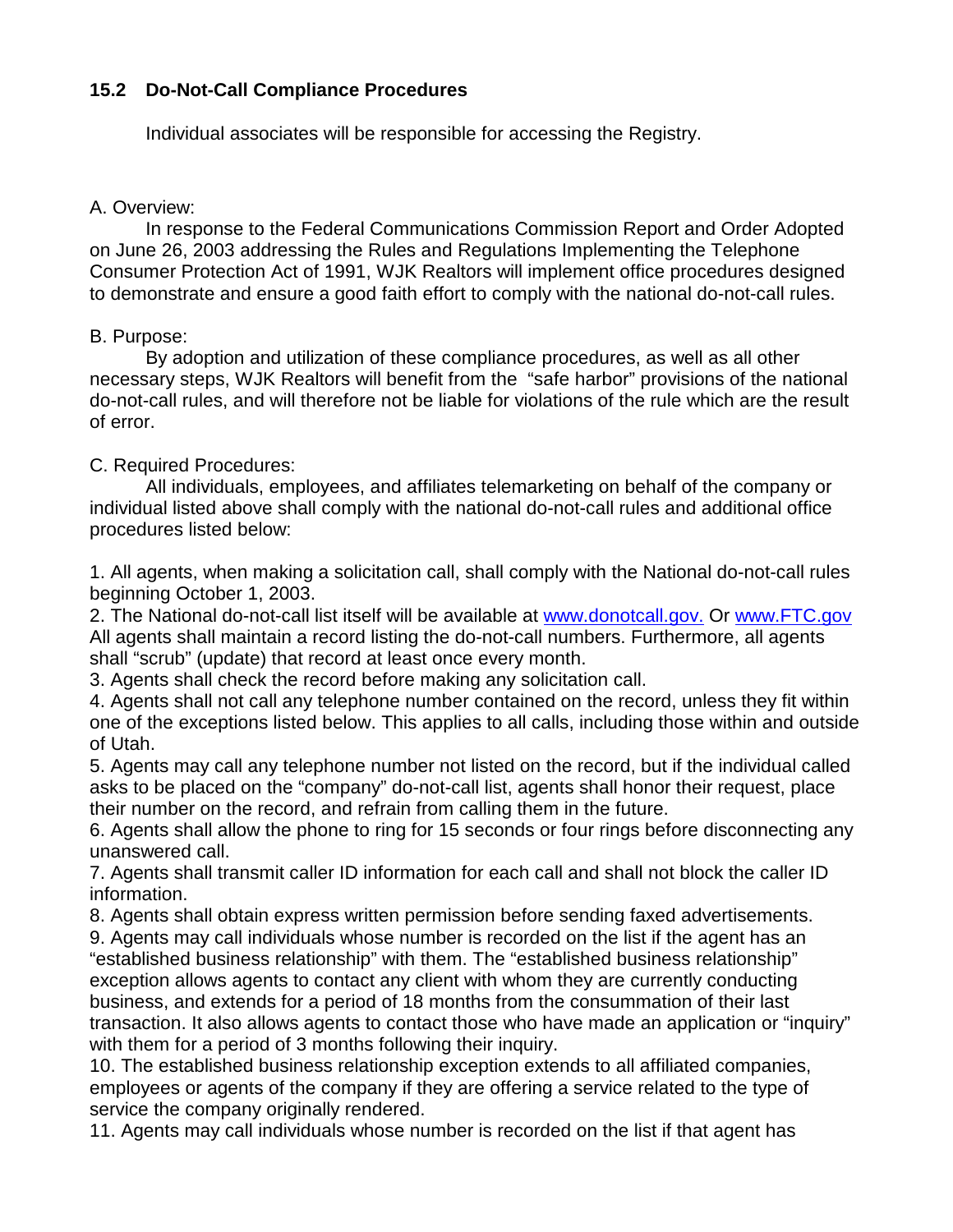### 15.2 Do-Not-Call Compliance Procedures

Individual associates will be responsible for accessing the Registry.

A. Overview:

In response to the Federal Communications Commission Report and Order Adopted on June 26, 2003 addressing the Rules and Regulations Implementing the Telephone Consumer Protection Act of 1991, WJK Realtors will implement office procedures designed to demonstrate and ensure a good faith effort to comply with the national do-not-call rules.

B. Purpose:

By adoption and utilization of these compliance procedures, as well as all other necessary steps, WJK Realtors will benefit from the "safe harbor" provisions of the national do-not-call rules, and will therefore not be liable for violations of the rule which are the result of error.

C. Required Procedures:

All individuals, employees, and affiliates telemarketing on behalf of the company or individual listed above shall comply with the national do-not-call rules and additional office procedures listed below:

1. All agents, when making a solicitation call, shall comply with the National do-not-call rules beginning October 1, 2003.
2. The National do-not-call list itself will be available at www.donotcall.gov. Or www.FTC.gov All agents shall maintain a record listing the do-not-call numbers. Furthermore, all agents shall "scrub" (update) that record at least once every month.
3. Agents shall check the record before making any solicitation call.
4. Agents shall not call any telephone number contained on the record, unless they fit within one of the exceptions listed below. This applies to all calls, including those within and outside of Utah.
5. Agents may call any telephone number not listed on the record, but if the individual called asks to be placed on the "company" do-not-call list, agents shall honor their request, place their number on the record, and refrain from calling them in the future.
6. Agents shall allow the phone to ring for 15 seconds or four rings before disconnecting any unanswered call.
7. Agents shall transmit caller ID information for each call and shall not block the caller ID information.
8. Agents shall obtain express written permission before sending faxed advertisements.
9. Agents may call individuals whose number is recorded on the list if the agent has an "established business relationship" with them. The "established business relationship" exception allows agents to contact any client with whom they are currently conducting business, and extends for a period of 18 months from the consummation of their last transaction. It also allows agents to contact those who have made an application or "inquiry" with them for a period of 3 months following their inquiry.
10. The established business relationship exception extends to all affiliated companies, employees or agents of the company if they are offering a service related to the type of service the company originally rendered.
11. Agents may call individuals whose number is recorded on the list if that agent has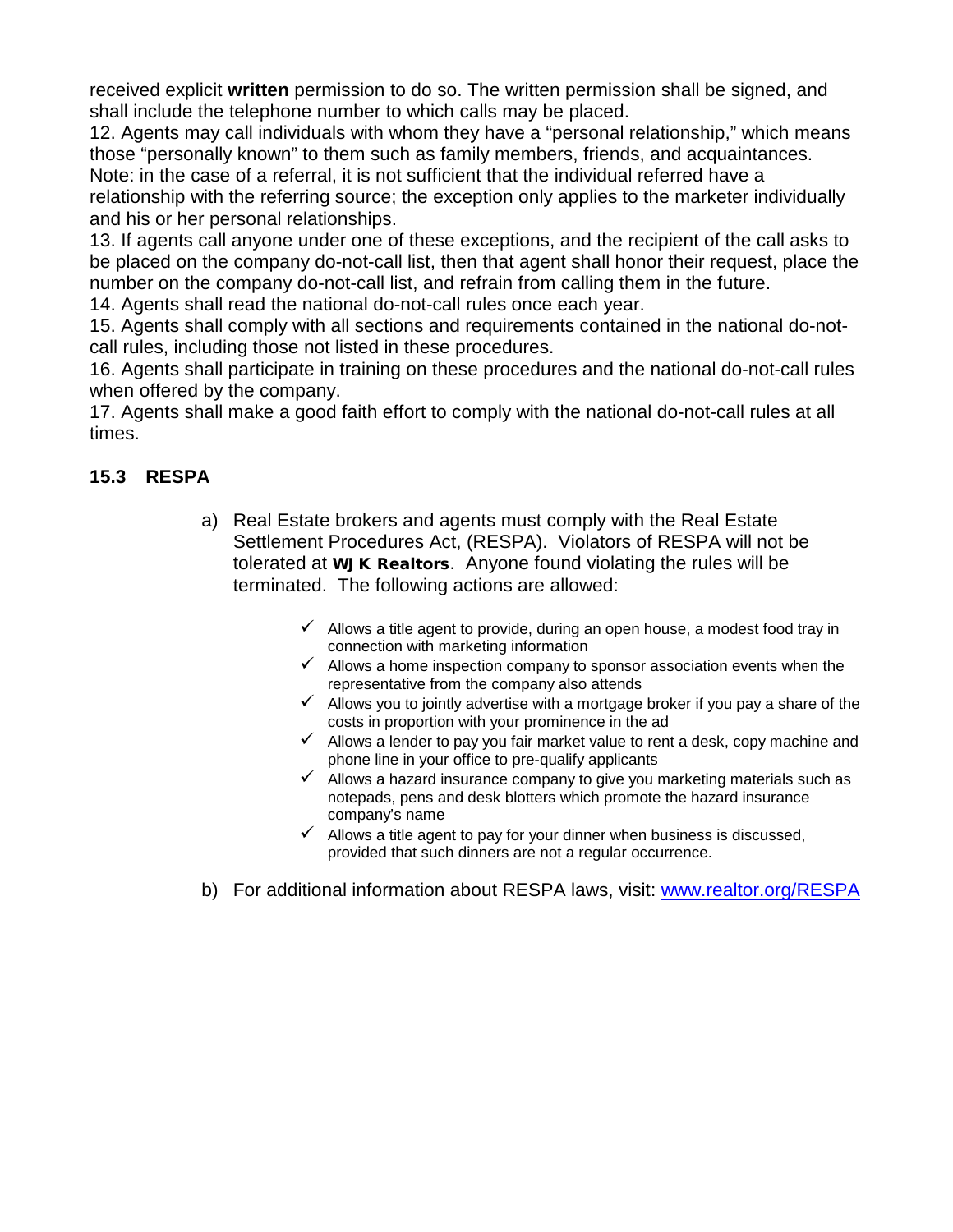received explicit **written** permission to do so. The written permission shall be signed, and shall include the telephone number to which calls may be placed.

12. Agents may call individuals with whom they have a "personal relationship," which means those "personally known" to them such as family members, friends, and acquaintances. Note: in the case of a referral, it is not sufficient that the individual referred have a relationship with the referring source; the exception only applies to the marketer individually and his or her personal relationships.

13. If agents call anyone under one of these exceptions, and the recipient of the call asks to be placed on the company do-not-call list, then that agent shall honor their request, place the number on the company do-not-call list, and refrain from calling them in the future.

14. Agents shall read the national do-not-call rules once each year.

15. Agents shall comply with all sections and requirements contained in the national do-not-call rules, including those not listed in these procedures.

16. Agents shall participate in training on these procedures and the national do-not-call rules when offered by the company.

17. Agents shall make a good faith effort to comply with the national do-not-call rules at all times.

### 15.3 RESPA

a) Real Estate brokers and agents must comply with the Real Estate Settlement Procedures Act, (RESPA). Violators of RESPA will not be tolerated at **WJK Realtors**. Anyone found violating the rules will be terminated. The following actions are allowed:

- ✓ Allows a title agent to provide, during an open house, a modest food tray in connection with marketing information
- ✓ Allows a home inspection company to sponsor association events when the representative from the company also attends
- ✓ Allows you to jointly advertise with a mortgage broker if you pay a share of the costs in proportion with your prominence in the ad
- ✓ Allows a lender to pay you fair market value to rent a desk, copy machine and phone line in your office to pre-qualify applicants
- ✓ Allows a hazard insurance company to give you marketing materials such as notepads, pens and desk blotters which promote the hazard insurance company's name
- ✓ Allows a title agent to pay for your dinner when business is discussed, provided that such dinners are not a regular occurrence.

b) For additional information about RESPA laws, visit: [www.realtor.org/RESPA](www.realtor.org/RESPA)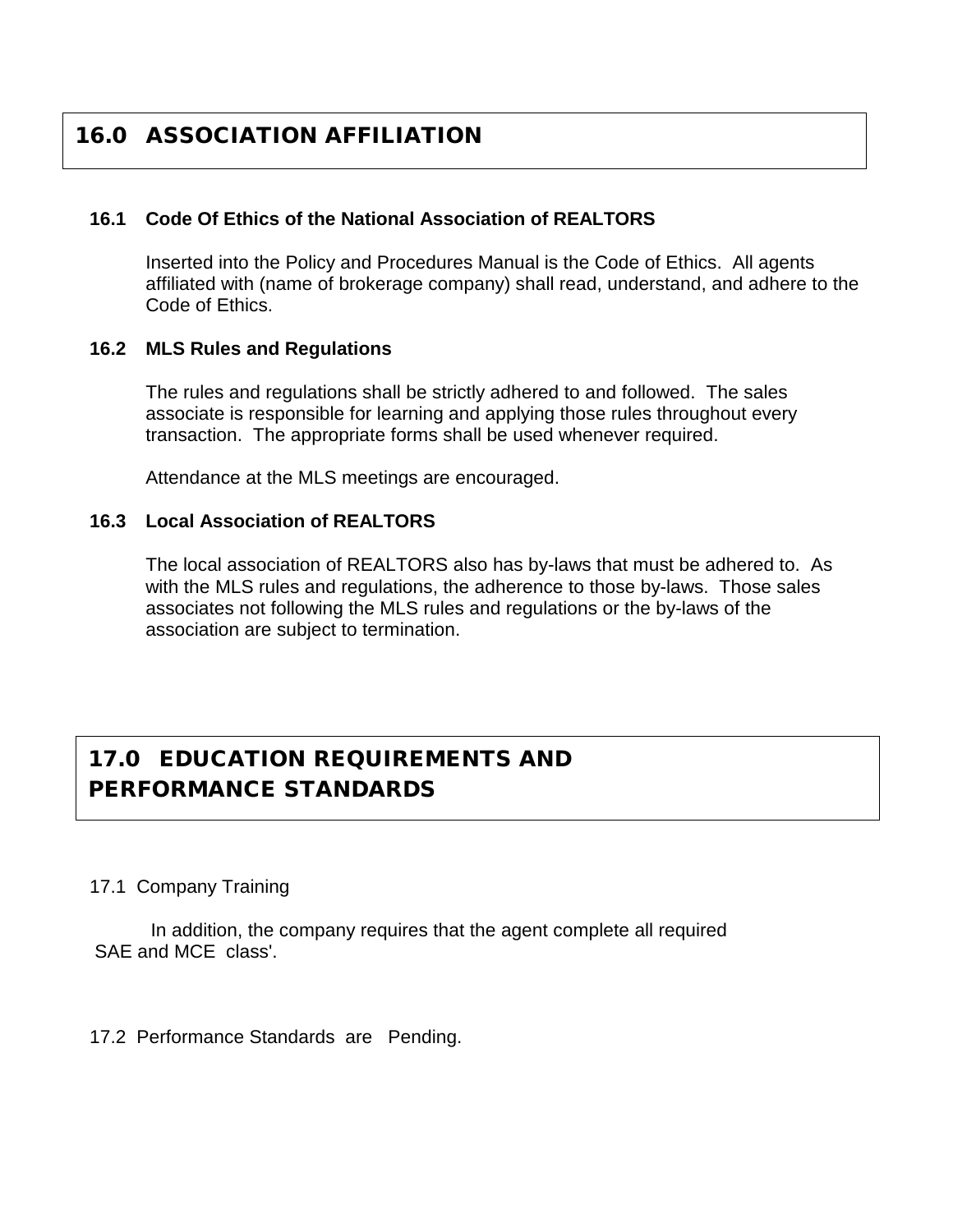## 16.0 ASSOCIATION AFFILIATION

### 16.1 Code Of Ethics of the National Association of REALTORS

Inserted into the Policy and Procedures Manual is the Code of Ethics. All agents affiliated with (name of brokerage company) shall read, understand, and adhere to the Code of Ethics.

### 16.2 MLS Rules and Regulations

The rules and regulations shall be strictly adhered to and followed. The sales associate is responsible for learning and applying those rules throughout every transaction. The appropriate forms shall be used whenever required.

Attendance at the MLS meetings are encouraged.

### 16.3 Local Association of REALTORS

The local association of REALTORS also has by-laws that must be adhered to. As with the MLS rules and regulations, the adherence to those by-laws. Those sales associates not following the MLS rules and regulations or the by-laws of the association are subject to termination.

## 17.0 EDUCATION REQUIREMENTS AND PERFORMANCE STANDARDS

17.1 Company Training

In addition, the company requires that the agent complete all required SAE and MCE class'.

17.2 Performance Standards are Pending.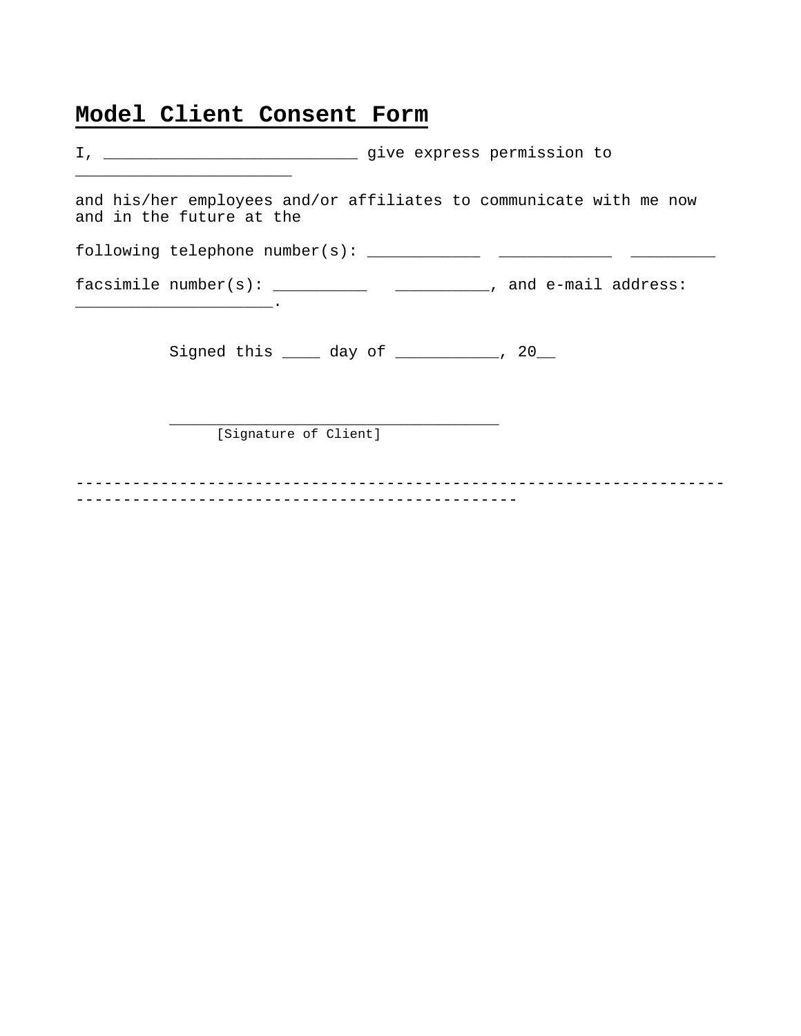# Model Client Consent Form

I, ___________________________ give express permission to _______________________

and his/her employees and/or affiliates to communicate with me now and in the future at the

following telephone number(s): ____________ ____________ _________

facsimile number(s): __________ __________, and e-mail address: _____________________.

Signed this ____ day of ___________, 20__

___________________________________
[Signature of Client]

-----------------------------------------------------------------------------------------------------------------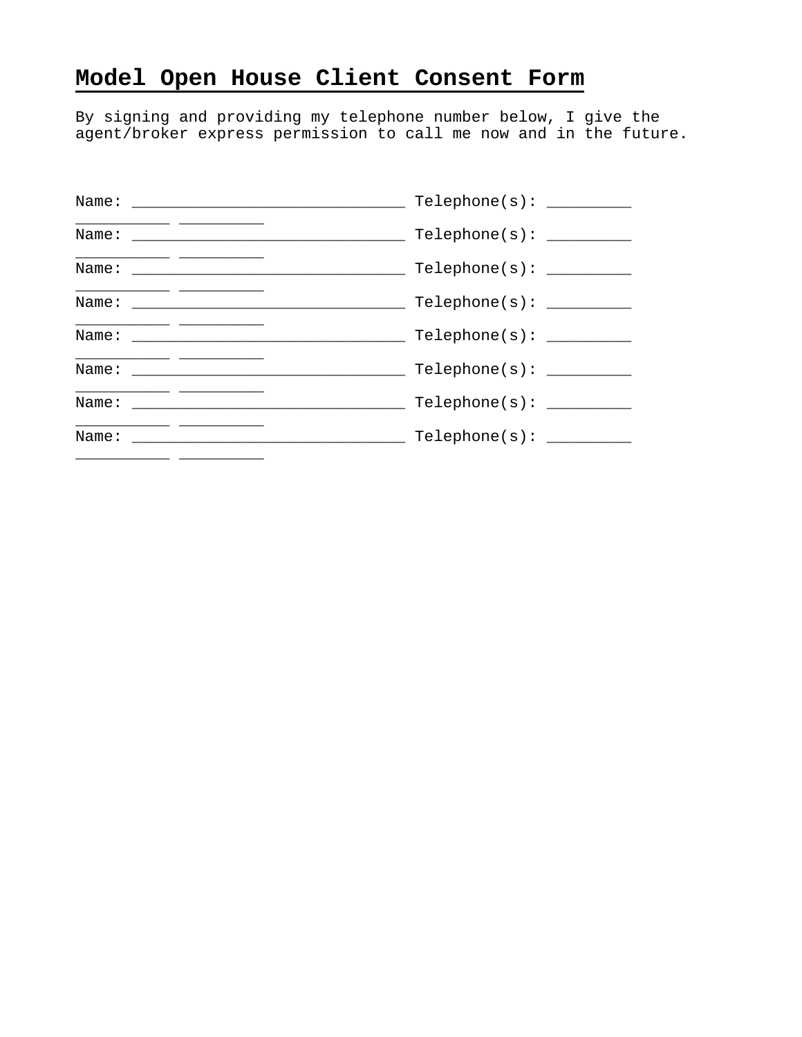# Model Open House Client Consent Form

By signing and providing my telephone number below, I give the agent/broker express permission to call me now and in the future.

Name: _____________________________ Telephone(s): _________ __________ _________

Name: _____________________________ Telephone(s): _________ __________ _________

Name: _____________________________ Telephone(s): _________ __________ _________

Name: _____________________________ Telephone(s): _________ __________ _________

Name: _____________________________ Telephone(s): _________ __________ _________

Name: _____________________________ Telephone(s): _________ __________ _________

Name: _____________________________ Telephone(s): _________ __________ _________

Name: _____________________________ Telephone(s): _________ __________ _________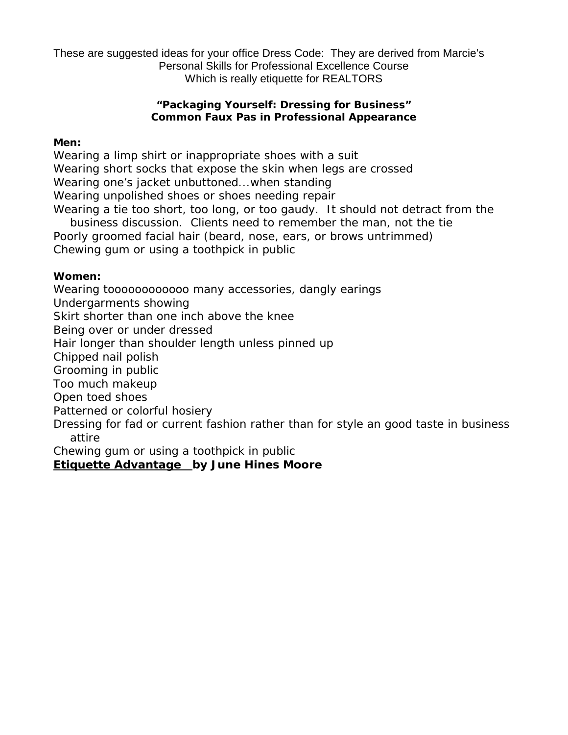These are suggested ideas for your office Dress Code: They are derived from Marcie's Personal Skills for Professional Excellence Course Which is really etiquette for REALTORS

**"Packaging Yourself: Dressing for Business"**
**Common Faux Pas in Professional Appearance**

**Men:**

Wearing a limp shirt or inappropriate shoes with a suit
Wearing short socks that expose the skin when legs are crossed
Wearing one's jacket unbuttoned...when standing
Wearing unpolished shoes or shoes needing repair
Wearing a tie too short, too long, or too gaudy. It should not detract from the business discussion. Clients need to remember the man, not the tie
Poorly groomed facial hair (beard, nose, ears, or brows untrimmed)
Chewing gum or using a toothpick in public

**Women:**

Wearing tooooooooooooo many accessories, dangly earings
Undergarments showing
Skirt shorter than one inch above the knee
Being over or under dressed
Hair longer than shoulder length unless pinned up
Chipped nail polish
Grooming in public
Too much makeup
Open toed shoes
Patterned or colorful hosiery
Dressing for fad or current fashion rather than for style an good taste in business attire
Chewing gum or using a toothpick in public

**<u>Etiquette Advantage</u> by June Hines Moore**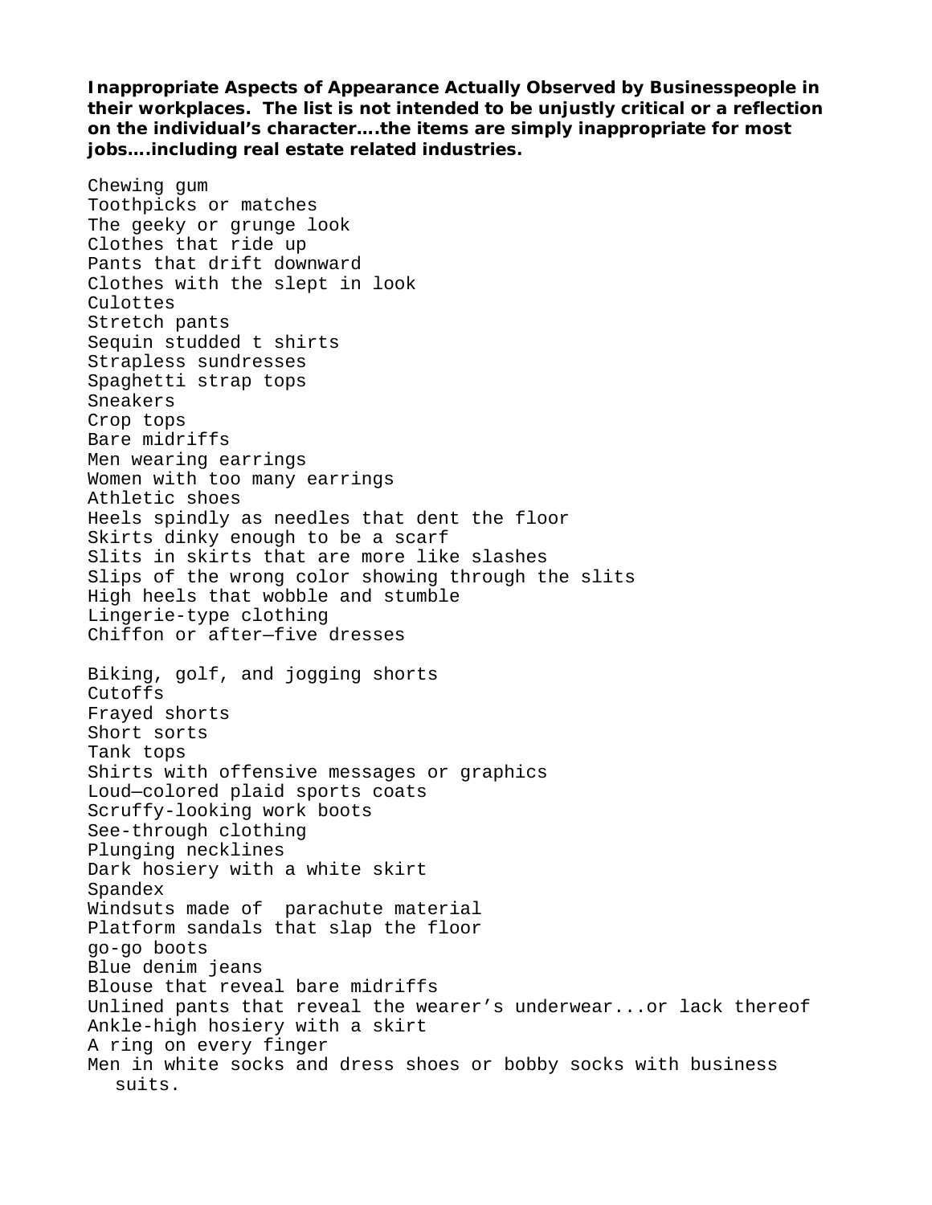**Inappropriate Aspects of Appearance Actually Observed by Businesspeople in their workplaces. The list is not intended to be unjustly critical or a reflection on the individual's character….the items are simply inappropriate for most jobs….including real estate related industries.**

Chewing gum
Toothpicks or matches
The geeky or grunge look
Clothes that ride up
Pants that drift downward
Clothes with the slept in look
Culottes
Stretch pants
Sequin studded t shirts
Strapless sundresses
Spaghetti strap tops
Sneakers
Crop tops
Bare midriffs
Men wearing earrings
Women with too many earrings
Athletic shoes
Heels spindly as needles that dent the floor
Skirts dinky enough to be a scarf
Slits in skirts that are more like slashes
Slips of the wrong color showing through the slits
High heels that wobble and stumble
Lingerie-type clothing
Chiffon or after—five dresses

Biking, golf, and jogging shorts
Cutoffs
Frayed shorts
Short sorts
Tank tops
Shirts with offensive messages or graphics
Loud—colored plaid sports coats
Scruffy-looking work boots
See-through clothing
Plunging necklines
Dark hosiery with a white skirt
Spandex
Windsuts made of parachute material
Platform sandals that slap the floor
go-go boots
Blue denim jeans
Blouse that reveal bare midriffs
Unlined pants that reveal the wearer's underwear...or lack thereof
Ankle-high hosiery with a skirt
A ring on every finger
Men in white socks and dress shoes or bobby socks with business suits.